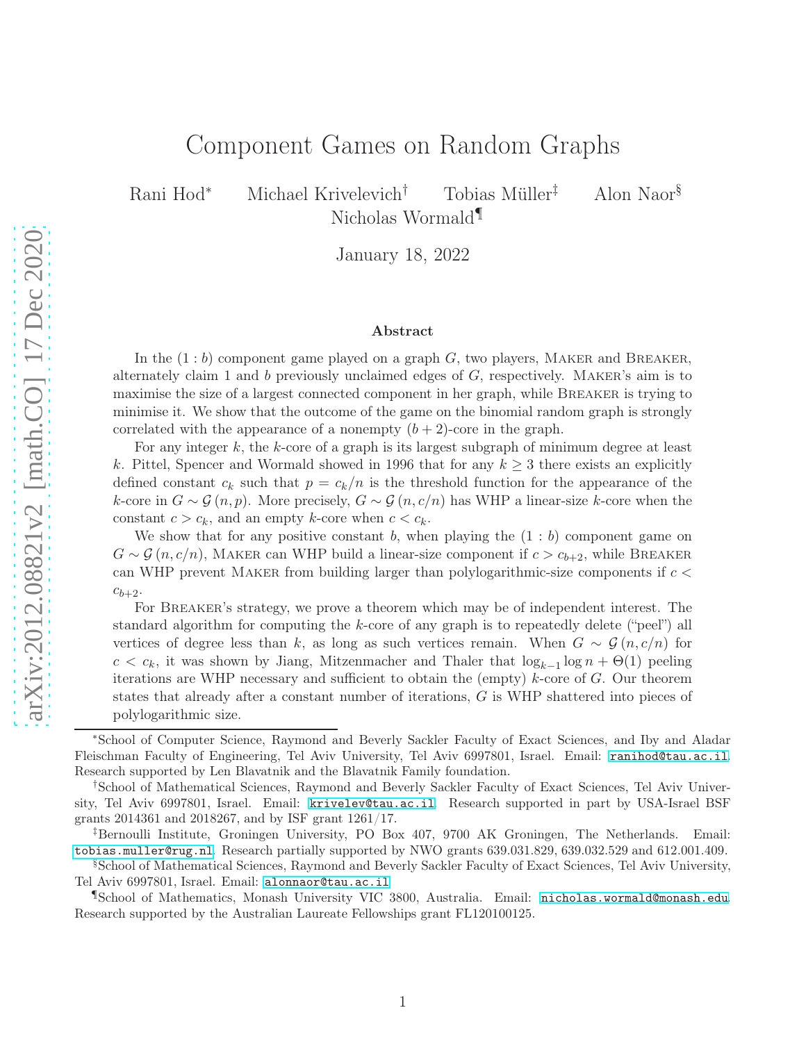# Component Games on Random Graphs

Rani Hod* Michael Krivelevich† Tobias Müller‡ Alon Naor§ Nicholas Wormald¶

January 18, 2022

## Abstract

In the $(1 : b)$ component game played on a graph $G$, two players, Maker and Breaker, alternately claim 1 and $b$ previously unclaimed edges of $G$, respectively. Maker's aim is to maximise the size of a largest connected component in her graph, while Breaker is trying to minimise it. We show that the outcome of the game on the binomial random graph is strongly correlated with the appearance of a nonempty $(b+2)$-core in the graph.

For any integer $k$, the $k$-core of a graph is its largest subgraph of minimum degree at least $k$. Pittel, Spencer and Wormald showed in 1996 that for any $k \geq 3$ there exists an explicitly defined constant $c_k$ such that $p = c_k/n$ is the threshold function for the appearance of the $k$-core in $G \sim \mathcal{G}(n, p)$. More precisely, $G \sim \mathcal{G}(n, c/n)$ has WHP a linear-size $k$-core when the constant $c > c_k$, and an empty $k$-core when $c < c_k$.

We show that for any positive constant $b$, when playing the $(1 : b)$ component game on $G \sim \mathcal{G}(n, c/n)$, Maker can WHP build a linear-size component if $c > c_{b+2}$, while Breaker can WHP prevent Maker from building larger than polylogarithmic-size components if $c < c_{b+2}$.

For Breaker's strategy, we prove a theorem which may be of independent interest. The standard algorithm for computing the $k$-core of any graph is to repeatedly delete ("peel") all vertices of degree less than $k$, as long as such vertices remain. When $G \sim \mathcal{G}(n, c/n)$ for $c < c_k$, it was shown by Jiang, Mitzenmacher and Thaler that $\log_{k-1} \log n + \Theta(1)$ peeling iterations are WHP necessary and sufficient to obtain the (empty) $k$-core of $G$. Our theorem states that already after a constant number of iterations, $G$ is WHP shattered into pieces of polylogarithmic size.

---

*School of Computer Science, Raymond and Beverly Sackler Faculty of Exact Sciences, and Iby and Aladar Fleischman Faculty of Engineering, Tel Aviv University, Tel Aviv 6997801, Israel. Email: ranihod@tau.ac.il. Research supported by Len Blavatnik and the Blavatnik Family foundation.

†School of Mathematical Sciences, Raymond and Beverly Sackler Faculty of Exact Sciences, Tel Aviv University, Tel Aviv 6997801, Israel. Email: krivelev@tau.ac.il. Research supported in part by USA-Israel BSF grants 2014361 and 2018267, and by ISF grant 1261/17.

‡Bernoulli Institute, Groningen University, PO Box 407, 9700 AK Groningen, The Netherlands. Email: tobias.muller@rug.nl. Research partially supported by NWO grants 639.031.829, 639.032.529 and 612.001.409.

§School of Mathematical Sciences, Raymond and Beverly Sackler Faculty of Exact Sciences, Tel Aviv University, Tel Aviv 6997801, Israel. Email: alonnaor@tau.ac.il.

¶School of Mathematics, Monash University VIC 3800, Australia. Email: nicholas.wormald@monash.edu. Research supported by the Australian Laureate Fellowships grant FL120100125.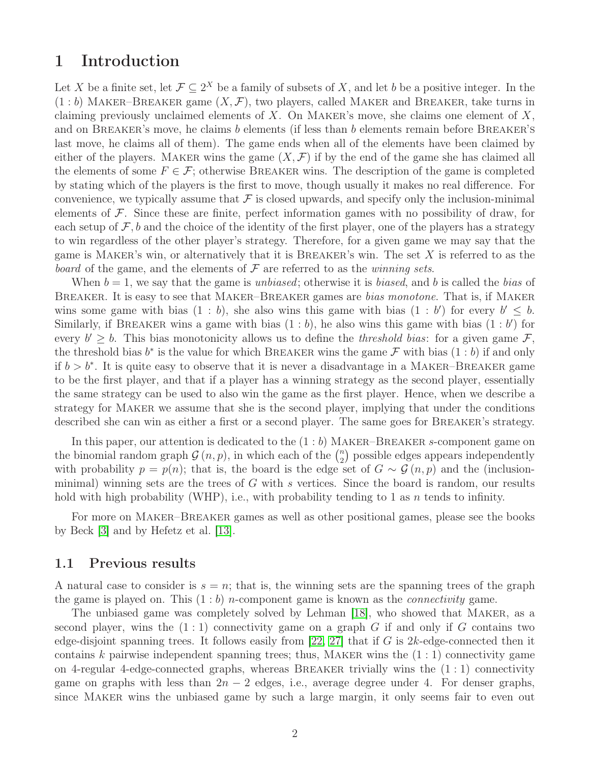# 1 Introduction

Let $X$ be a finite set, let $\mathcal{F} \subseteq 2^X$ be a family of subsets of $X$, and let $b$ be a positive integer. In the $(1:b)$ MAKER–BREAKER game $(X, \mathcal{F})$, two players, called MAKER and BREAKER, take turns in claiming previously unclaimed elements of $X$. On MAKER's move, she claims one element of $X$, and on BREAKER's move, he claims $b$ elements (if less than $b$ elements remain before BREAKER'S last move, he claims all of them). The game ends when all of the elements have been claimed by either of the players. MAKER wins the game $(X, \mathcal{F})$ if by the end of the game she has claimed all the elements of some $F \in \mathcal{F}$; otherwise BREAKER wins. The description of the game is completed by stating which of the players is the first to move, though usually it makes no real difference. For convenience, we typically assume that $\mathcal{F}$ is closed upwards, and specify only the inclusion-minimal elements of $\mathcal{F}$. Since these are finite, perfect information games with no possibility of draw, for each setup of $\mathcal{F}, b$ and the choice of the identity of the first player, one of the players has a strategy to win regardless of the other player's strategy. Therefore, for a given game we may say that the game is MAKER's win, or alternatively that it is BREAKER's win. The set $X$ is referred to as the *board* of the game, and the elements of $\mathcal{F}$ are referred to as the *winning sets*.

When $b = 1$, we say that the game is *unbiased*; otherwise it is *biased*, and $b$ is called the *bias* of BREAKER. It is easy to see that MAKER–BREAKER games are *bias monotone*. That is, if MAKER wins some game with bias $(1:b)$, she also wins this game with bias $(1:b')$ for every $b' \leq b$. Similarly, if BREAKER wins a game with bias $(1:b)$, he also wins this game with bias $(1:b')$ for every $b' \geq b$. This bias monotonicity allows us to define the *threshold bias*: for a given game $\mathcal{F}$, the threshold bias $b^*$ is the value for which BREAKER wins the game $\mathcal{F}$ with bias $(1:b)$ if and only if $b > b^*$. It is quite easy to observe that it is never a disadvantage in a MAKER–BREAKER game to be the first player, and that if a player has a winning strategy as the second player, essentially the same strategy can be used to also win the game as the first player. Hence, when we describe a strategy for MAKER we assume that she is the second player, implying that under the conditions described she can win as either a first or a second player. The same goes for BREAKER's strategy.

In this paper, our attention is dedicated to the $(1:b)$ MAKER–BREAKER $s$-component game on the binomial random graph $\mathcal{G}(n,p)$, in which each of the $\binom{n}{2}$ possible edges appears independently with probability $p = p(n)$; that is, the board is the edge set of $G \sim \mathcal{G}(n,p)$ and the (inclusion-minimal) winning sets are the trees of $G$ with $s$ vertices. Since the board is random, our results hold with high probability (WHP), i.e., with probability tending to 1 as $n$ tends to infinity.

For more on MAKER–BREAKER games as well as other positional games, please see the books by Beck [3] and by Hefetz et al. [13].

## 1.1 Previous results

A natural case to consider is $s = n$; that is, the winning sets are the spanning trees of the graph the game is played on. This $(1:b)$ $n$-component game is known as the *connectivity* game.

The unbiased game was completely solved by Lehman [18], who showed that MAKER, as a second player, wins the $(1:1)$ connectivity game on a graph $G$ if and only if $G$ contains two edge-disjoint spanning trees. It follows easily from [22, 27] that if $G$ is $2k$-edge-connected then it contains $k$ pairwise independent spanning trees; thus, MAKER wins the $(1:1)$ connectivity game on 4-regular 4-edge-connected graphs, whereas BREAKER trivially wins the $(1:1)$ connectivity game on graphs with less than $2n-2$ edges, i.e., average degree under 4. For denser graphs, since MAKER wins the unbiased game by such a large margin, it only seems fair to even out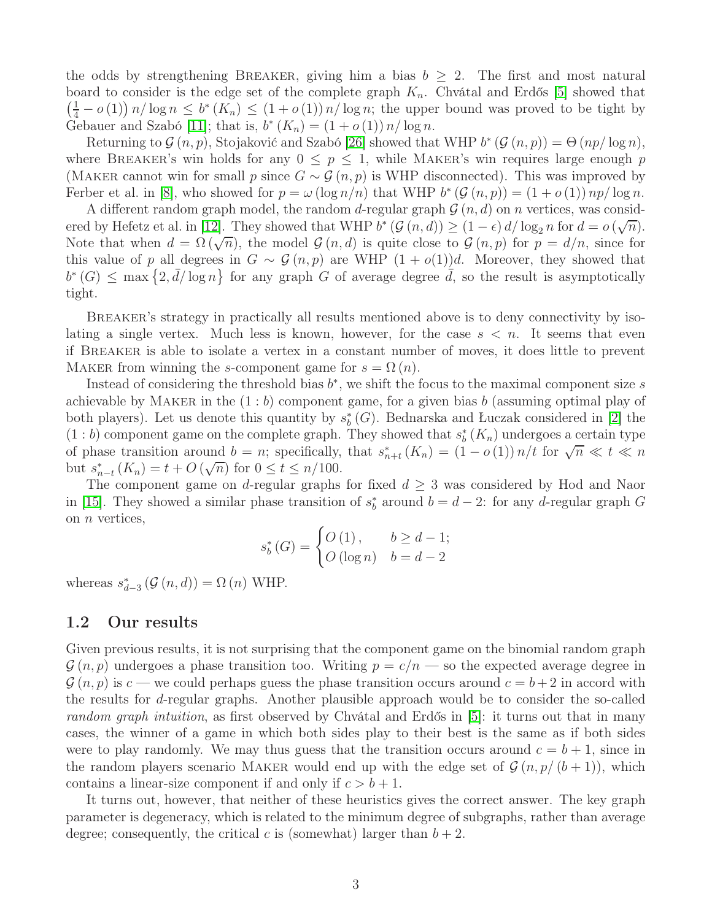the odds by strengthening Breaker, giving him a bias $b \geq 2$. The first and most natural board to consider is the edge set of the complete graph $K_n$. Chvátal and Erdős [5] showed that $\left(\frac{1}{4} - o(1)\right) n/\log n \leq b^*(K_n) \leq (1 + o(1))\, n/\log n$; the upper bound was proved to be tight by Gebauer and Szabó [11]; that is, $b^*(K_n) = (1 + o(1))\, n/\log n$.

Returning to $\mathcal{G}(n,p)$, Stojaković and Szabó [26] showed that WHP $b^*(\mathcal{G}(n,p)) = \Theta(np/\log n)$, where Breaker's win holds for any $0 \leq p \leq 1$, while Maker's win requires large enough $p$ (Maker cannot win for small $p$ since $G \sim \mathcal{G}(n,p)$ is WHP disconnected). This was improved by Ferber et al. in [8], who showed for $p = \omega(\log n/n)$ that WHP $b^*(\mathcal{G}(n,p)) = (1 + o(1))\, np/\log n$.

A different random graph model, the random $d$-regular graph $\mathcal{G}(n,d)$ on $n$ vertices, was considered by Hefetz et al. in [12]. They showed that WHP $b^*(\mathcal{G}(n,d)) \geq (1-\epsilon)\, d/\log_2 n$ for $d = o(\sqrt{n})$. Note that when $d = \Omega(\sqrt{n})$, the model $\mathcal{G}(n,d)$ is quite close to $\mathcal{G}(n,p)$ for $p = d/n$, since for this value of $p$ all degrees in $G \sim \mathcal{G}(n,p)$ are WHP $(1 + o(1))d$. Moreover, they showed that $b^*(G) \leq \max\left\{2, \bar{d}/\log n\right\}$ for any graph $G$ of average degree $\bar{d}$, so the result is asymptotically tight.

Breaker's strategy in practically all results mentioned above is to deny connectivity by isolating a single vertex. Much less is known, however, for the case $s < n$. It seems that even if Breaker is able to isolate a vertex in a constant number of moves, it does little to prevent Maker from winning the $s$-component game for $s = \Omega(n)$.

Instead of considering the threshold bias $b^*$, we shift the focus to the maximal component size $s$ achievable by Maker in the $(1:b)$ component game, for a given bias $b$ (assuming optimal play of both players). Let us denote this quantity by $s_b^*(G)$. Bednarska and Łuczak considered in [2] the $(1:b)$ component game on the complete graph. They showed that $s_b^*(K_n)$ undergoes a certain type of phase transition around $b = n$; specifically, that $s_{n+t}^*(K_n) = (1 - o(1))\, n/t$ for $\sqrt{n} \ll t \ll n$ but $s_{n-t}^*(K_n) = t + O(\sqrt{n})$ for $0 \leq t \leq n/100$.

The component game on $d$-regular graphs for fixed $d \geq 3$ was considered by Hod and Naor in [15]. They showed a similar phase transition of $s_b^*$ around $b = d - 2$: for any $d$-regular graph $G$ on $n$ vertices,

$$s_b^*(G) = \begin{cases} O(1), & b \geq d-1; \\ O(\log n) & b = d-2 \end{cases}$$

whereas $s_{d-3}^*(\mathcal{G}(n,d)) = \Omega(n)$ WHP.

### 1.2 Our results

Given previous results, it is not surprising that the component game on the binomial random graph $\mathcal{G}(n,p)$ undergoes a phase transition too. Writing $p = c/n$ — so the expected average degree in $\mathcal{G}(n,p)$ is $c$ — we could perhaps guess the phase transition occurs around $c = b+2$ in accord with the results for $d$-regular graphs. Another plausible approach would be to consider the so-called *random graph intuition*, as first observed by Chvátal and Erdős in [5]: it turns out that in many cases, the winner of a game in which both sides play to their best is the same as if both sides were to play randomly. We may thus guess that the transition occurs around $c = b + 1$, since in the random players scenario Maker would end up with the edge set of $\mathcal{G}(n, p/(b+1))$, which contains a linear-size component if and only if $c > b + 1$.

It turns out, however, that neither of these heuristics gives the correct answer. The key graph parameter is degeneracy, which is related to the minimum degree of subgraphs, rather than average degree; consequently, the critical $c$ is (somewhat) larger than $b + 2$.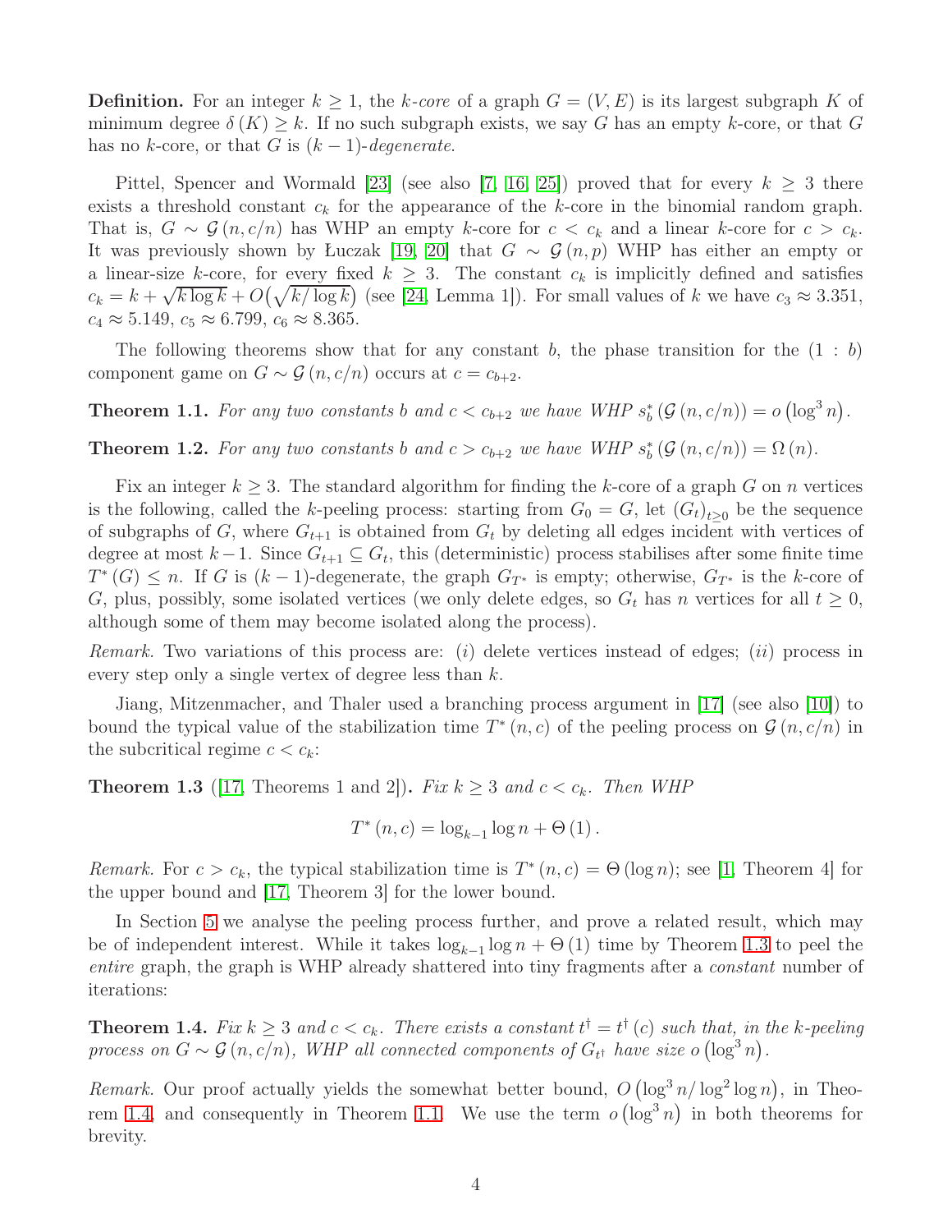**Definition.** For an integer $k \geq 1$, the *k-core* of a graph $G = (V, E)$ is its largest subgraph $K$ of minimum degree $\delta(K) \geq k$. If no such subgraph exists, we say $G$ has an empty $k$-core, or that $G$ has no $k$-core, or that $G$ is $(k-1)$-*degenerate*.

Pittel, Spencer and Wormald [23] (see also [7, 16, 25]) proved that for every $k \geq 3$ there exists a threshold constant $c_k$ for the appearance of the $k$-core in the binomial random graph. That is, $G \sim \mathcal{G}(n, c/n)$ has WHP an empty $k$-core for $c < c_k$ and a linear $k$-core for $c > c_k$. It was previously shown by Łuczak [19, 20] that $G \sim \mathcal{G}(n, p)$ WHP has either an empty or a linear-size $k$-core, for every fixed $k \geq 3$. The constant $c_k$ is implicitly defined and satisfies $c_k = k + \sqrt{k \log k} + O\big(\sqrt{k/\log k}\big)$ (see [24, Lemma 1]). For small values of $k$ we have $c_3 \approx 3.351$, $c_4 \approx 5.149$, $c_5 \approx 6.799$, $c_6 \approx 8.365$.

The following theorems show that for any constant $b$, the phase transition for the $(1 : b)$ component game on $G \sim \mathcal{G}(n, c/n)$ occurs at $c = c_{b+2}$.

**Theorem 1.1.** *For any two constants $b$ and $c < c_{b+2}$ we have WHP $s_b^*(\mathcal{G}(n, c/n)) = o(\log^3 n)$.*

**Theorem 1.2.** *For any two constants $b$ and $c > c_{b+2}$ we have WHP $s_b^*(\mathcal{G}(n, c/n)) = \Omega(n)$.*

Fix an integer $k \geq 3$. The standard algorithm for finding the $k$-core of a graph $G$ on $n$ vertices is the following, called the $k$-peeling process: starting from $G_0 = G$, let $(G_t)_{t \geq 0}$ be the sequence of subgraphs of $G$, where $G_{t+1}$ is obtained from $G_t$ by deleting all edges incident with vertices of degree at most $k-1$. Since $G_{t+1} \subseteq G_t$, this (deterministic) process stabilises after some finite time $T^*(G) \leq n$. If $G$ is $(k-1)$-degenerate, the graph $G_{T^*}$ is empty; otherwise, $G_{T^*}$ is the $k$-core of $G$, plus, possibly, some isolated vertices (we only delete edges, so $G_t$ has $n$ vertices for all $t \geq 0$, although some of them may become isolated along the process).

*Remark.* Two variations of this process are: (*i*) delete vertices instead of edges; (*ii*) process in every step only a single vertex of degree less than $k$.

Jiang, Mitzenmacher, and Thaler used a branching process argument in [17] (see also [10]) to bound the typical value of the stabilization time $T^*(n, c)$ of the peeling process on $\mathcal{G}(n, c/n)$ in the subcritical regime $c < c_k$:

**Theorem 1.3** ([17, Theorems 1 and 2])**.** *Fix $k \geq 3$ and $c < c_k$. Then WHP*

$$T^*(n, c) = \log_{k-1} \log n + \Theta(1).$$

*Remark.* For $c > c_k$, the typical stabilization time is $T^*(n, c) = \Theta(\log n)$; see [1, Theorem 4] for the upper bound and [17, Theorem 3] for the lower bound.

In Section 5 we analyse the peeling process further, and prove a related result, which may be of independent interest. While it takes $\log_{k-1} \log n + \Theta(1)$ time by Theorem 1.3 to peel the *entire* graph, the graph is WHP already shattered into tiny fragments after a *constant* number of iterations:

**Theorem 1.4.** *Fix $k \geq 3$ and $c < c_k$. There exists a constant $t^\dagger = t^\dagger(c)$ such that, in the $k$-peeling process on $G \sim \mathcal{G}(n, c/n)$, WHP all connected components of $G_{t^\dagger}$ have size $o(\log^3 n)$.*

*Remark.* Our proof actually yields the somewhat better bound, $O(\log^3 n / \log^2 \log n)$, in Theorem 1.4, and consequently in Theorem 1.1. We use the term $o(\log^3 n)$ in both theorems for brevity.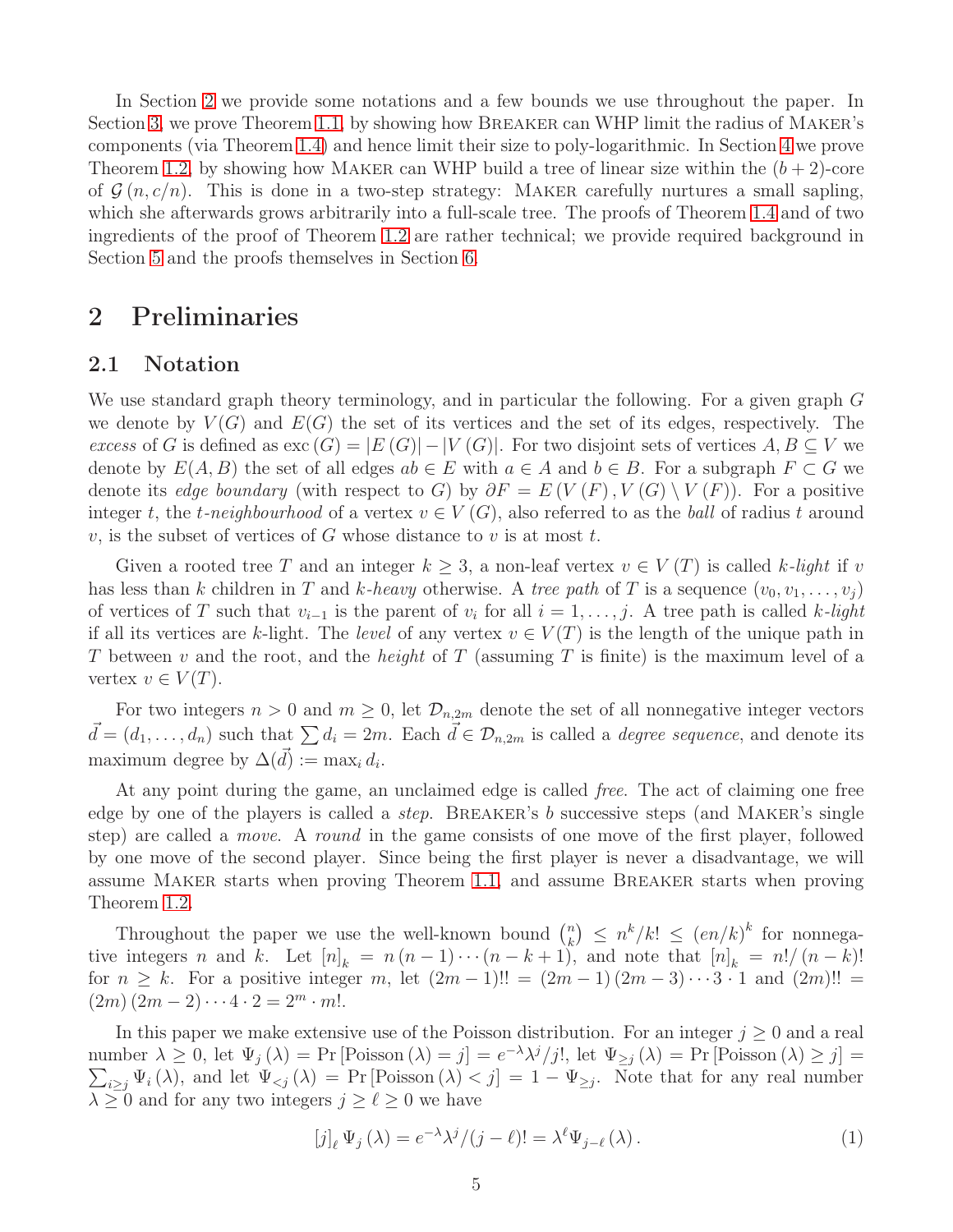In Section 2 we provide some notations and a few bounds we use throughout the paper. In Section 3, we prove Theorem 1.1, by showing how Breaker can WHP limit the radius of Maker's components (via Theorem 1.4) and hence limit their size to poly-logarithmic. In Section 4 we prove Theorem 1.2, by showing how Maker can WHP build a tree of linear size within the $(b+2)$-core of $\mathcal{G}(n, c/n)$. This is done in a two-step strategy: Maker carefully nurtures a small sapling, which she afterwards grows arbitrarily into a full-scale tree. The proofs of Theorem 1.4 and of two ingredients of the proof of Theorem 1.2 are rather technical; we provide required background in Section 5 and the proofs themselves in Section 6.

# 2 Preliminaries

## 2.1 Notation

We use standard graph theory terminology, and in particular the following. For a given graph $G$ we denote by $V(G)$ and $E(G)$ the set of its vertices and the set of its edges, respectively. The *excess* of $G$ is defined as $\mathrm{exc}(G) = |E(G)| - |V(G)|$. For two disjoint sets of vertices $A, B \subseteq V$ we denote by $E(A, B)$ the set of all edges $ab \in E$ with $a \in A$ and $b \in B$. For a subgraph $F \subset G$ we denote its *edge boundary* (with respect to $G$) by $\partial F = E(V(F), V(G) \setminus V(F))$. For a positive integer $t$, the *t-neighbourhood* of a vertex $v \in V(G)$, also referred to as the *ball* of radius $t$ around $v$, is the subset of vertices of $G$ whose distance to $v$ is at most $t$.

Given a rooted tree $T$ and an integer $k \geq 3$, a non-leaf vertex $v \in V(T)$ is called *k-light* if $v$ has less than $k$ children in $T$ and *k-heavy* otherwise. A *tree path* of $T$ is a sequence $(v_0, v_1, \ldots, v_j)$ of vertices of $T$ such that $v_{i-1}$ is the parent of $v_i$ for all $i = 1, \ldots, j$. A tree path is called *k-light* if all its vertices are $k$-light. The *level* of any vertex $v \in V(T)$ is the length of the unique path in $T$ between $v$ and the root, and the *height* of $T$ (assuming $T$ is finite) is the maximum level of a vertex $v \in V(T)$.

For two integers $n > 0$ and $m \geq 0$, let $\mathcal{D}_{n,2m}$ denote the set of all nonnegative integer vectors $\vec{d} = (d_1, \ldots, d_n)$ such that $\sum d_i = 2m$. Each $\vec{d} \in \mathcal{D}_{n,2m}$ is called a *degree sequence*, and denote its maximum degree by $\Delta(\vec{d}) := \max_i d_i$.

At any point during the game, an unclaimed edge is called *free*. The act of claiming one free edge by one of the players is called a *step*. Breaker's $b$ successive steps (and Maker's single step) are called a *move*. A *round* in the game consists of one move of the first player, followed by one move of the second player. Since being the first player is never a disadvantage, we will assume Maker starts when proving Theorem 1.1, and assume Breaker starts when proving Theorem 1.2.

Throughout the paper we use the well-known bound $\binom{n}{k} \leq n^k/k! \leq (en/k)^k$ for nonnegative integers $n$ and $k$. Let $[n]_k = n(n-1)\cdots(n-k+1)$, and note that $[n]_k = n!/(n-k)!$ for $n \geq k$. For a positive integer $m$, let $(2m-1)!! = (2m-1)(2m-3)\cdots 3 \cdot 1$ and $(2m)!! = (2m)(2m-2)\cdots 4 \cdot 2 = 2^m \cdot m!$.

In this paper we make extensive use of the Poisson distribution. For an integer $j \geq 0$ and a real number $\lambda \geq 0$, let $\Psi_j(\lambda) = \Pr[\mathrm{Poisson}(\lambda) = j] = e^{-\lambda}\lambda^j/j!$, let $\Psi_{\geq j}(\lambda) = \Pr[\mathrm{Poisson}(\lambda) \geq j] = \sum_{i \geq j} \Psi_i(\lambda)$, and let $\Psi_{<j}(\lambda) = \Pr[\mathrm{Poisson}(\lambda) < j] = 1 - \Psi_{\geq j}$. Note that for any real number $\lambda \geq 0$ and for any two integers $j \geq \ell \geq 0$ we have

$$[j]_\ell \, \Psi_j(\lambda) = e^{-\lambda}\lambda^j/(j-\ell)! = \lambda^\ell \Psi_{j-\ell}(\lambda). \tag{1}$$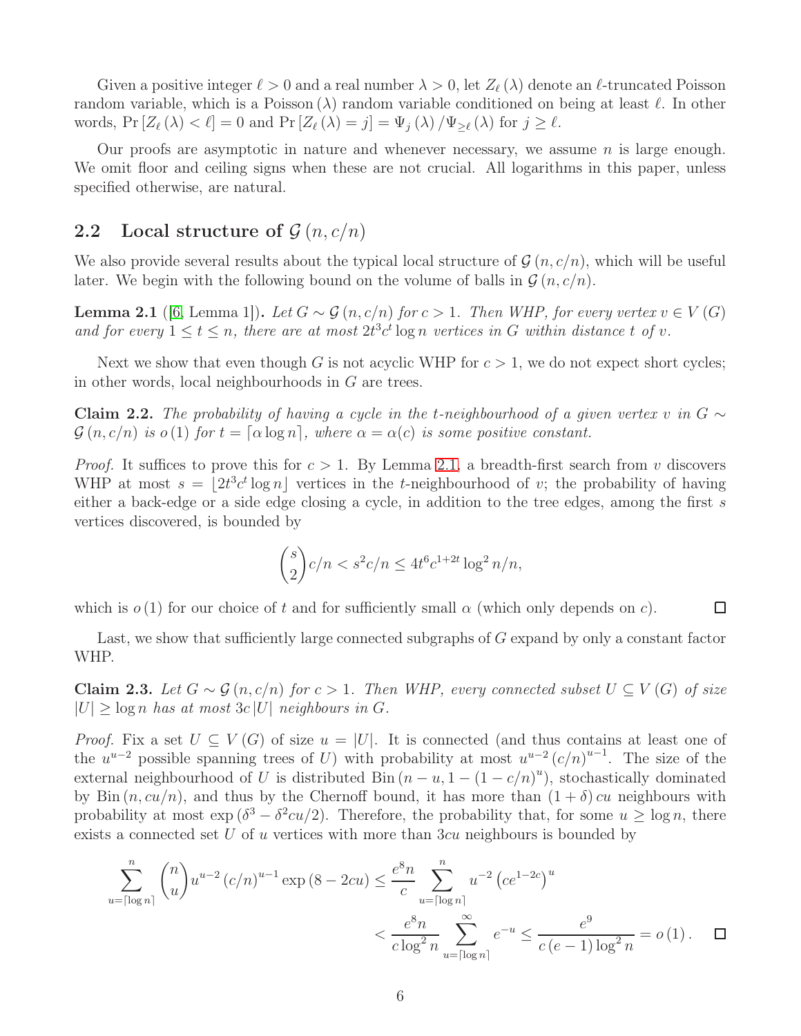Given a positive integer $\ell > 0$ and a real number $\lambda > 0$, let $Z_\ell(\lambda)$ denote an $\ell$-truncated Poisson random variable, which is a Poisson $(\lambda)$ random variable conditioned on being at least $\ell$. In other words, $\Pr[Z_\ell(\lambda) < \ell] = 0$ and $\Pr[Z_\ell(\lambda) = j] = \Psi_j(\lambda)/\Psi_{\geq \ell}(\lambda)$ for $j \geq \ell$.

Our proofs are asymptotic in nature and whenever necessary, we assume $n$ is large enough. We omit floor and ceiling signs when these are not crucial. All logarithms in this paper, unless specified otherwise, are natural.

## 2.2 Local structure of $\mathcal{G}(n, c/n)$

We also provide several results about the typical local structure of $\mathcal{G}(n, c/n)$, which will be useful later. We begin with the following bound on the volume of balls in $\mathcal{G}(n, c/n)$.

**Lemma 2.1** ([6, Lemma 1]). *Let $G \sim \mathcal{G}(n, c/n)$ for $c > 1$. Then WHP, for every vertex $v \in V(G)$ and for every $1 \leq t \leq n$, there are at most $2t^3c^t \log n$ vertices in $G$ within distance $t$ of $v$.*

Next we show that even though $G$ is not acyclic WHP for $c > 1$, we do not expect short cycles; in other words, local neighbourhoods in $G$ are trees.

**Claim 2.2.** *The probability of having a cycle in the $t$-neighbourhood of a given vertex $v$ in $G \sim \mathcal{G}(n, c/n)$ is $o(1)$ for $t = \lceil \alpha \log n \rceil$, where $\alpha = \alpha(c)$ is some positive constant.*

*Proof.* It suffices to prove this for $c > 1$. By Lemma 2.1, a breadth-first search from $v$ discovers WHP at most $s = \lfloor 2t^3c^t \log n \rfloor$ vertices in the $t$-neighbourhood of $v$; the probability of having either a back-edge or a side edge closing a cycle, in addition to the tree edges, among the first $s$ vertices discovered, is bounded by

$$\binom{s}{2} c/n < s^2 c/n \leq 4t^6 c^{1+2t} \log^2 n/n,$$

which is $o(1)$ for our choice of $t$ and for sufficiently small $\alpha$ (which only depends on $c$). $\square$

Last, we show that sufficiently large connected subgraphs of $G$ expand by only a constant factor WHP.

**Claim 2.3.** *Let $G \sim \mathcal{G}(n, c/n)$ for $c > 1$. Then WHP, every connected subset $U \subseteq V(G)$ of size $|U| \geq \log n$ has at most $3c|U|$ neighbours in $G$.*

*Proof.* Fix a set $U \subseteq V(G)$ of size $u = |U|$. It is connected (and thus contains at least one of the $u^{u-2}$ possible spanning trees of $U$) with probability at most $u^{u-2}(c/n)^{u-1}$. The size of the external neighbourhood of $U$ is distributed $\text{Bin}(n-u, 1-(1-c/n)^u)$, stochastically dominated by $\text{Bin}(n, cu/n)$, and thus by the Chernoff bound, it has more than $(1+\delta)cu$ neighbours with probability at most $\exp(\delta^3 - \delta^2 cu/2)$. Therefore, the probability that, for some $u \geq \log n$, there exists a connected set $U$ of $u$ vertices with more than $3cu$ neighbours is bounded by

$$\sum_{u=\lceil \log n \rceil}^{n} \binom{n}{u} u^{u-2} (c/n)^{u-1} \exp(8 - 2cu) \leq \frac{e^8 n}{c} \sum_{u=\lceil \log n \rceil}^{n} u^{-2} \left(ce^{1-2c}\right)^u$$

$$< \frac{e^8 n}{c \log^2 n} \sum_{u=\lceil \log n \rceil}^{\infty} e^{-u} \leq \frac{e^9}{c(e-1)\log^2 n} = o(1). \quad \square$$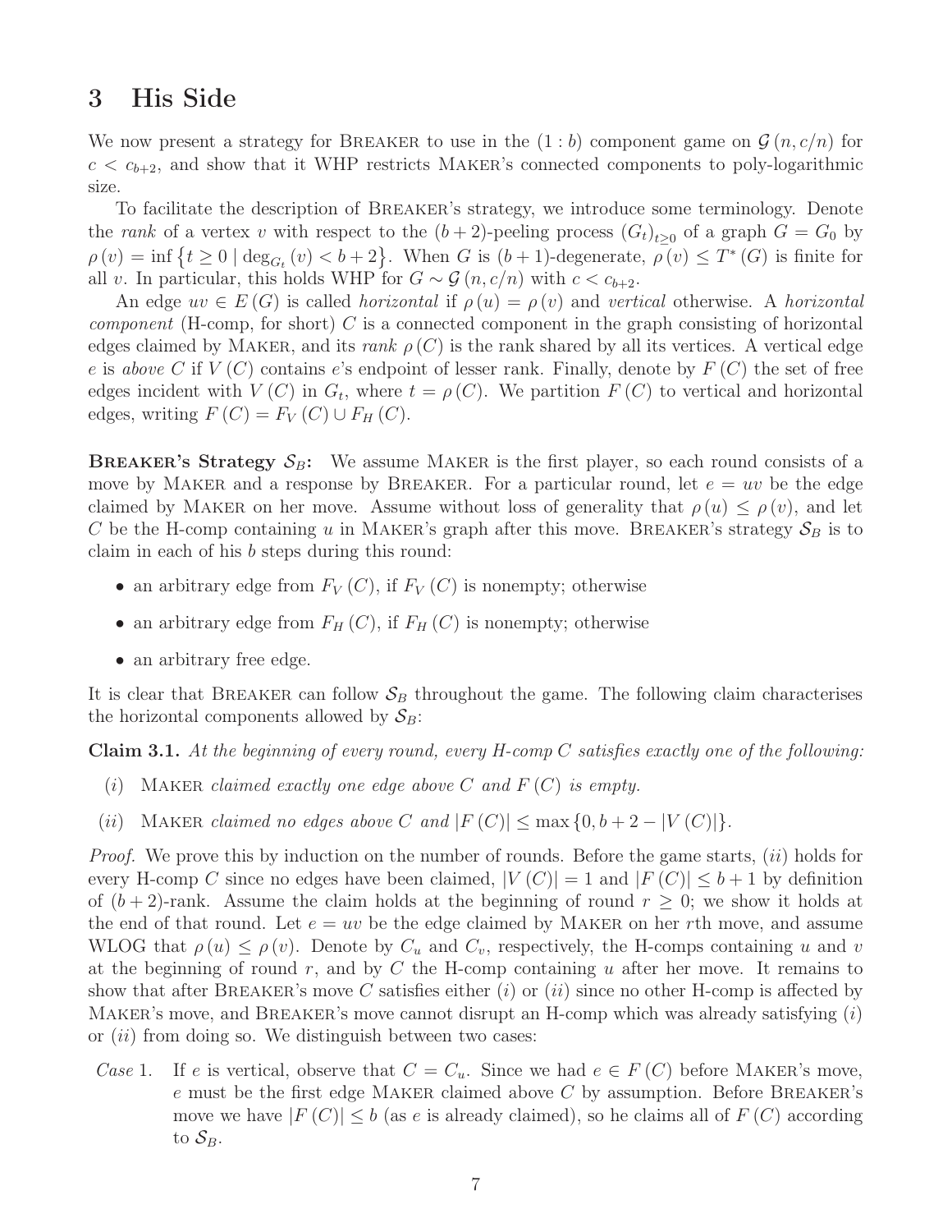## 3 His Side

We now present a strategy for Breaker to use in the $(1:b)$ component game on $\mathcal{G}(n, c/n)$ for $c < c_{b+2}$, and show that it WHP restricts Maker's connected components to poly-logarithmic size.

To facilitate the description of Breaker's strategy, we introduce some terminology. Denote the *rank* of a vertex $v$ with respect to the $(b+2)$-peeling process $(G_t)_{t \geq 0}$ of a graph $G = G_0$ by $\rho(v) = \inf\{t \geq 0 \mid \deg_{G_t}(v) < b+2\}$. When $G$ is $(b+1)$-degenerate, $\rho(v) \leq T^*(G)$ is finite for all $v$. In particular, this holds WHP for $G \sim \mathcal{G}(n, c/n)$ with $c < c_{b+2}$.

An edge $uv \in E(G)$ is called *horizontal* if $\rho(u) = \rho(v)$ and *vertical* otherwise. A *horizontal component* (H-comp, for short) $C$ is a connected component in the graph consisting of horizontal edges claimed by Maker, and its *rank* $\rho(C)$ is the rank shared by all its vertices. A vertical edge $e$ is *above* $C$ if $V(C)$ contains $e$'s endpoint of lesser rank. Finally, denote by $F(C)$ the set of free edges incident with $V(C)$ in $G_t$, where $t = \rho(C)$. We partition $F(C)$ to vertical and horizontal edges, writing $F(C) = F_V(C) \cup F_H(C)$.

**Breaker's Strategy $\mathcal{S}_B$:** We assume Maker is the first player, so each round consists of a move by Maker and a response by Breaker. For a particular round, let $e = uv$ be the edge claimed by Maker on her move. Assume without loss of generality that $\rho(u) \leq \rho(v)$, and let $C$ be the H-comp containing $u$ in Maker's graph after this move. Breaker's strategy $\mathcal{S}_B$ is to claim in each of his $b$ steps during this round:

- an arbitrary edge from $F_V(C)$, if $F_V(C)$ is nonempty; otherwise
- an arbitrary edge from $F_H(C)$, if $F_H(C)$ is nonempty; otherwise
- an arbitrary free edge.

It is clear that Breaker can follow $\mathcal{S}_B$ throughout the game. The following claim characterises the horizontal components allowed by $\mathcal{S}_B$:

**Claim 3.1.** *At the beginning of every round, every H-comp $C$ satisfies exactly one of the following:*

$(i)$ Maker *claimed exactly one edge above $C$ and $F(C)$ is empty.*

$(ii)$ Maker *claimed no edges above $C$ and $|F(C)| \leq \max\{0, b+2-|V(C)|\}$.*

*Proof.* We prove this by induction on the number of rounds. Before the game starts, $(ii)$ holds for every H-comp $C$ since no edges have been claimed, $|V(C)| = 1$ and $|F(C)| \leq b+1$ by definition of $(b+2)$-rank. Assume the claim holds at the beginning of round $r \geq 0$; we show it holds at the end of that round. Let $e = uv$ be the edge claimed by Maker on her $r$th move, and assume WLOG that $\rho(u) \leq \rho(v)$. Denote by $C_u$ and $C_v$, respectively, the H-comps containing $u$ and $v$ at the beginning of round $r$, and by $C$ the H-comp containing $u$ after her move. It remains to show that after Breaker's move $C$ satisfies either $(i)$ or $(ii)$ since no other H-comp is affected by Maker's move, and Breaker's move cannot disrupt an H-comp which was already satisfying $(i)$ or $(ii)$ from doing so. We distinguish between two cases:

*Case* 1. If $e$ is vertical, observe that $C = C_u$. Since we had $e \in F(C)$ before Maker's move, $e$ must be the first edge Maker claimed above $C$ by assumption. Before Breaker's move we have $|F(C)| \leq b$ (as $e$ is already claimed), so he claims all of $F(C)$ according to $\mathcal{S}_B$.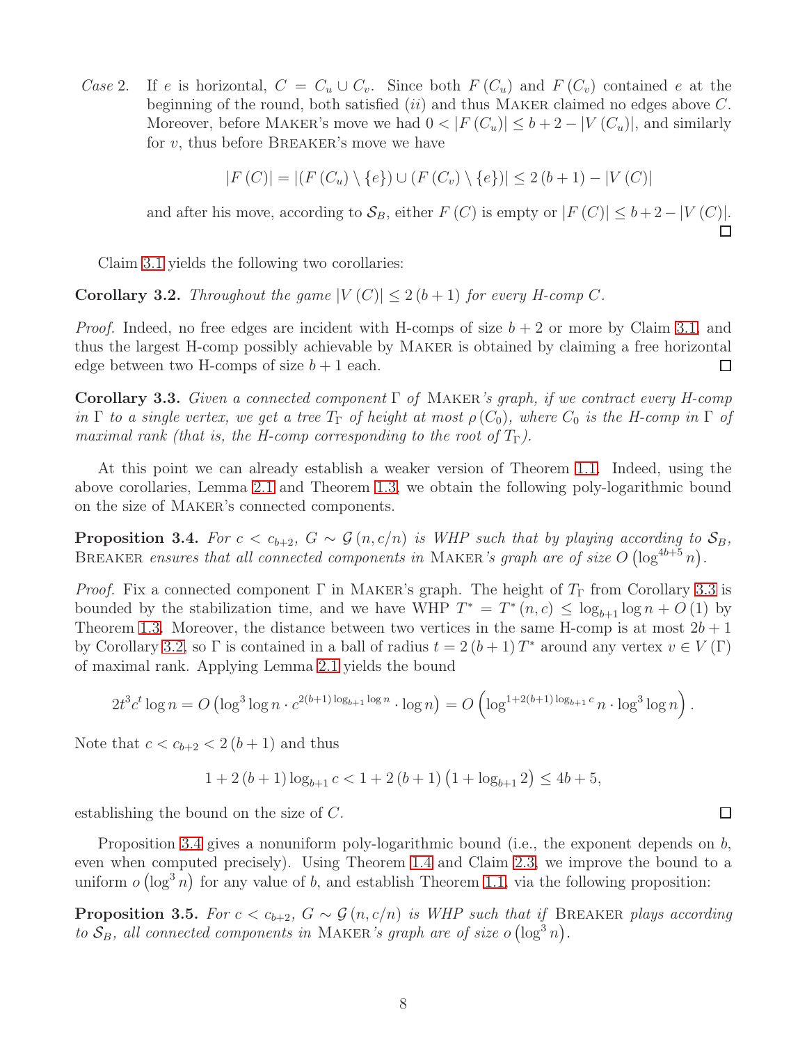*Case* 2. If $e$ is horizontal, $C = C_u \cup C_v$. Since both $F(C_u)$ and $F(C_v)$ contained $e$ at the beginning of the round, both satisfied $(ii)$ and thus MAKER claimed no edges above $C$. Moreover, before MAKER's move we had $0 < |F(C_u)| \leq b + 2 - |V(C_u)|$, and similarly for $v$, thus before BREAKER's move we have

$$|F(C)| = |(F(C_u) \setminus \{e\}) \cup (F(C_v) \setminus \{e\})| \leq 2(b+1) - |V(C)|$$

and after his move, according to $\mathcal{S}_B$, either $F(C)$ is empty or $|F(C)| \leq b + 2 - |V(C)|$. $\square$

Claim 3.1 yields the following two corollaries:

**Corollary 3.2.** *Throughout the game $|V(C)| \leq 2(b+1)$ for every H-comp $C$.*

*Proof.* Indeed, no free edges are incident with H-comps of size $b+2$ or more by Claim 3.1, and thus the largest H-comp possibly achievable by MAKER is obtained by claiming a free horizontal edge between two H-comps of size $b+1$ each. $\square$

**Corollary 3.3.** *Given a connected component $\Gamma$ of MAKER's graph, if we contract every H-comp in $\Gamma$ to a single vertex, we get a tree $T_\Gamma$ of height at most $\rho(C_0)$, where $C_0$ is the H-comp in $\Gamma$ of maximal rank (that is, the H-comp corresponding to the root of $T_\Gamma$).*

At this point we can already establish a weaker version of Theorem 1.1. Indeed, using the above corollaries, Lemma 2.1 and Theorem 1.3, we obtain the following poly-logarithmic bound on the size of MAKER's connected components.

**Proposition 3.4.** *For $c < c_{b+2}$, $G \sim \mathcal{G}(n, c/n)$ is WHP such that by playing according to $\mathcal{S}_B$, BREAKER ensures that all connected components in MAKER's graph are of size $O\left(\log^{4b+5} n\right)$.*

*Proof.* Fix a connected component $\Gamma$ in MAKER's graph. The height of $T_\Gamma$ from Corollary 3.3 is bounded by the stabilization time, and we have WHP $T^* = T^*(n, c) \leq \log_{b+1} \log n + O(1)$ by Theorem 1.3. Moreover, the distance between two vertices in the same H-comp is at most $2b+1$ by Corollary 3.2, so $\Gamma$ is contained in a ball of radius $t = 2(b+1)T^*$ around any vertex $v \in V(\Gamma)$ of maximal rank. Applying Lemma 2.1 yields the bound

$$2t^3 c^t \log n = O\left(\log^3 \log n \cdot c^{2(b+1)\log_{b+1} \log n} \cdot \log n\right) = O\left(\log^{1+2(b+1)\log_{b+1} c} n \cdot \log^3 \log n\right).$$

Note that $c < c_{b+2} < 2(b+1)$ and thus

$$1 + 2(b+1)\log_{b+1} c < 1 + 2(b+1)\left(1 + \log_{b+1} 2\right) \leq 4b + 5,$$

establishing the bound on the size of $C$. $\square$

Proposition 3.4 gives a nonuniform poly-logarithmic bound (i.e., the exponent depends on $b$, even when computed precisely). Using Theorem 1.4 and Claim 2.3, we improve the bound to a uniform $o\left(\log^3 n\right)$ for any value of $b$, and establish Theorem 1.1, via the following proposition:

**Proposition 3.5.** *For $c < c_{b+2}$, $G \sim \mathcal{G}(n, c/n)$ is WHP such that if BREAKER plays according to $\mathcal{S}_B$, all connected components in MAKER's graph are of size $o\left(\log^3 n\right)$.*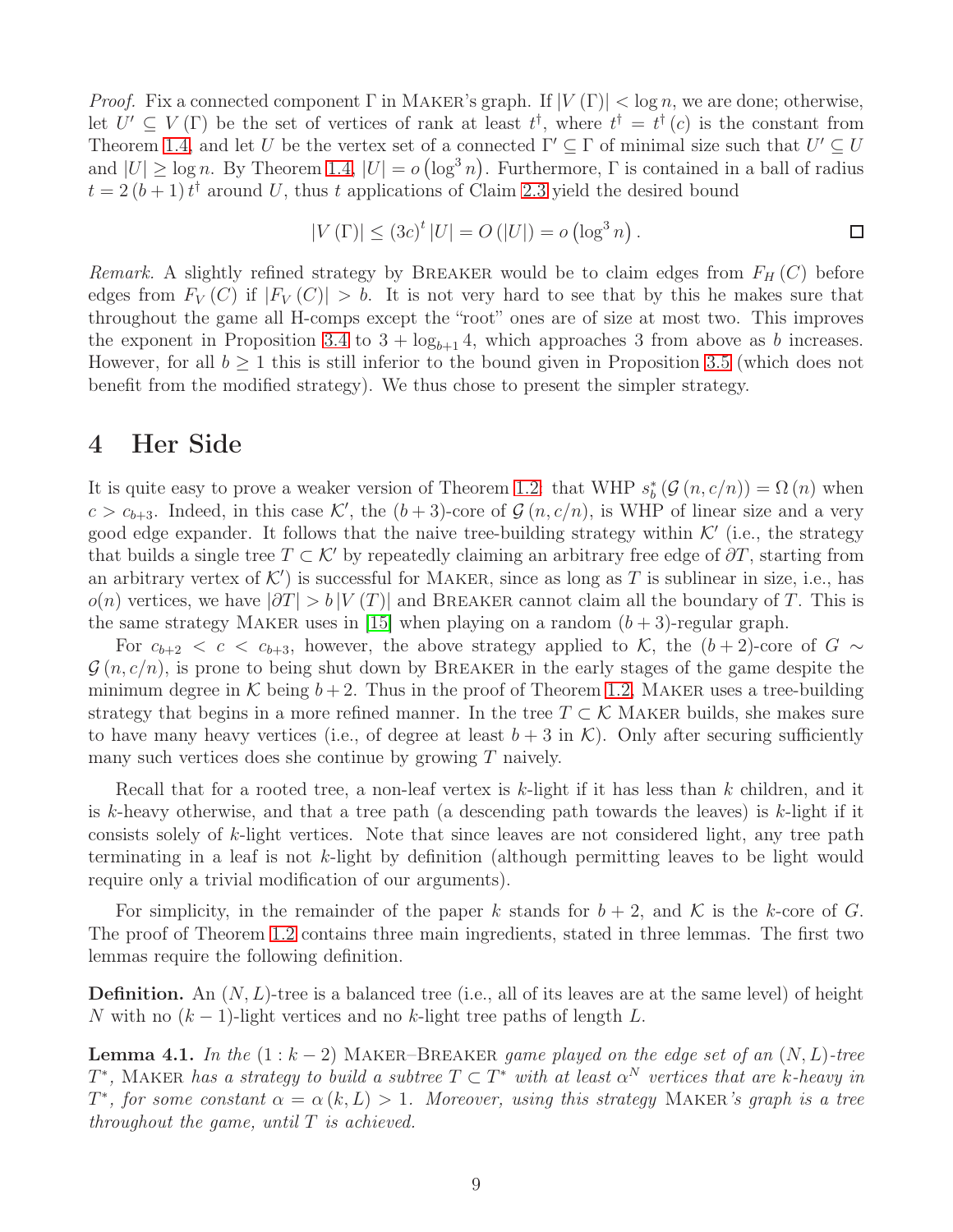*Proof.* Fix a connected component $\Gamma$ in Maker's graph. If $|V(\Gamma)| < \log n$, we are done; otherwise, let $U' \subseteq V(\Gamma)$ be the set of vertices of rank at least $t^\dagger$, where $t^\dagger = t^\dagger(c)$ is the constant from Theorem 1.4, and let $U$ be the vertex set of a connected $\Gamma' \subseteq \Gamma$ of minimal size such that $U' \subseteq U$ and $|U| \geq \log n$. By Theorem 1.4, $|U| = o(\log^3 n)$. Furthermore, $\Gamma$ is contained in a ball of radius $t = 2(b+1)t^\dagger$ around $U$, thus $t$ applications of Claim 2.3 yield the desired bound

$$|V(\Gamma)| \leq (3c)^t |U| = O(|U|) = o(\log^3 n).$$

□

*Remark.* A slightly refined strategy by Breaker would be to claim edges from $F_H(C)$ before edges from $F_V(C)$ if $|F_V(C)| > b$. It is not very hard to see that by this he makes sure that throughout the game all H-comps except the "root" ones are of size at most two. This improves the exponent in Proposition 3.4 to $3 + \log_{b+1} 4$, which approaches 3 from above as $b$ increases. However, for all $b \geq 1$ this is still inferior to the bound given in Proposition 3.5 (which does not benefit from the modified strategy). We thus chose to present the simpler strategy.

# 4 Her Side

It is quite easy to prove a weaker version of Theorem 1.2: that WHP $s_b^*(\mathcal{G}(n, c/n)) = \Omega(n)$ when $c > c_{b+3}$. Indeed, in this case $\mathcal{K}'$, the $(b+3)$-core of $\mathcal{G}(n, c/n)$, is WHP of linear size and a very good edge expander. It follows that the naive tree-building strategy within $\mathcal{K}'$ (i.e., the strategy that builds a single tree $T \subset \mathcal{K}'$ by repeatedly claiming an arbitrary free edge of $\partial T$, starting from an arbitrary vertex of $\mathcal{K}'$) is successful for Maker, since as long as $T$ is sublinear in size, i.e., has $o(n)$ vertices, we have $|\partial T| > b|V(T)|$ and Breaker cannot claim all the boundary of $T$. This is the same strategy Maker uses in [15] when playing on a random $(b+3)$-regular graph.

For $c_{b+2} < c < c_{b+3}$, however, the above strategy applied to $\mathcal{K}$, the $(b+2)$-core of $G \sim \mathcal{G}(n, c/n)$, is prone to being shut down by Breaker in the early stages of the game despite the minimum degree in $\mathcal{K}$ being $b+2$. Thus in the proof of Theorem 1.2, Maker uses a tree-building strategy that begins in a more refined manner. In the tree $T \subset \mathcal{K}$ Maker builds, she makes sure to have many heavy vertices (i.e., of degree at least $b+3$ in $\mathcal{K}$). Only after securing sufficiently many such vertices does she continue by growing $T$ naively.

Recall that for a rooted tree, a non-leaf vertex is $k$-light if it has less than $k$ children, and it is $k$-heavy otherwise, and that a tree path (a descending path towards the leaves) is $k$-light if it consists solely of $k$-light vertices. Note that since leaves are not considered light, any tree path terminating in a leaf is not $k$-light by definition (although permitting leaves to be light would require only a trivial modification of our arguments).

For simplicity, in the remainder of the paper $k$ stands for $b+2$, and $\mathcal{K}$ is the $k$-core of $G$. The proof of Theorem 1.2 contains three main ingredients, stated in three lemmas. The first two lemmas require the following definition.

**Definition.** An $(N, L)$-tree is a balanced tree (i.e., all of its leaves are at the same level) of height $N$ with no $(k-1)$-light vertices and no $k$-light tree paths of length $L$.

**Lemma 4.1.** *In the $(1 : k-2)$ Maker–Breaker game played on the edge set of an $(N, L)$-tree $T^*$, Maker has a strategy to build a subtree $T \subset T^*$ with at least $\alpha^N$ vertices that are $k$-heavy in $T^*$, for some constant $\alpha = \alpha(k, L) > 1$. Moreover, using this strategy Maker's graph is a tree throughout the game, until $T$ is achieved.*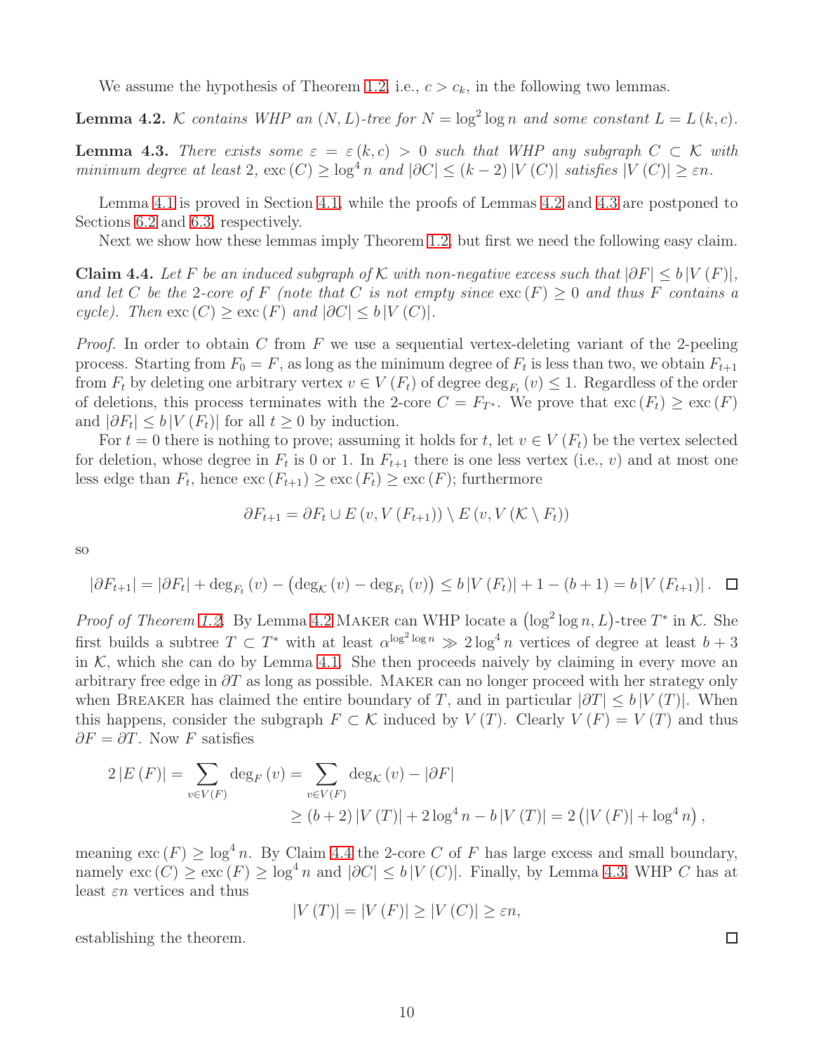We assume the hypothesis of Theorem 1.2, i.e., $c > c_k$, in the following two lemmas.

**Lemma 4.2.** *$\mathcal{K}$ contains WHP an $(N, L)$-tree for $N = \log^2 \log n$ and some constant $L = L(k, c)$.*

**Lemma 4.3.** *There exists some $\varepsilon = \varepsilon(k, c) > 0$ such that WHP any subgraph $C \subset \mathcal{K}$ with minimum degree at least 2, $\operatorname{exc}(C) \geq \log^4 n$ and $|\partial C| \leq (k-2)|V(C)|$ satisfies $|V(C)| \geq \varepsilon n$.*

Lemma 4.1 is proved in Section 4.1, while the proofs of Lemmas 4.2 and 4.3 are postponed to Sections 6.2 and 6.3, respectively.

Next we show how these lemmas imply Theorem 1.2, but first we need the following easy claim.

**Claim 4.4.** *Let $F$ be an induced subgraph of $\mathcal{K}$ with non-negative excess such that $|\partial F| \leq b|V(F)|$, and let $C$ be the 2-core of $F$ (note that $C$ is not empty since $\operatorname{exc}(F) \geq 0$ and thus $F$ contains a cycle). Then $\operatorname{exc}(C) \geq \operatorname{exc}(F)$ and $|\partial C| \leq b|V(C)|$.*

*Proof.* In order to obtain $C$ from $F$ we use a sequential vertex-deleting variant of the 2-peeling process. Starting from $F_0 = F$, as long as the minimum degree of $F_t$ is less than two, we obtain $F_{t+1}$ from $F_t$ by deleting one arbitrary vertex $v \in V(F_t)$ of degree $\deg_{F_t}(v) \leq 1$. Regardless of the order of deletions, this process terminates with the 2-core $C = F_{T^*}$. We prove that $\operatorname{exc}(F_t) \geq \operatorname{exc}(F)$ and $|\partial F_t| \leq b|V(F_t)|$ for all $t \geq 0$ by induction.

For $t = 0$ there is nothing to prove; assuming it holds for $t$, let $v \in V(F_t)$ be the vertex selected for deletion, whose degree in $F_t$ is 0 or 1. In $F_{t+1}$ there is one less vertex (i.e., $v$) and at most one less edge than $F_t$, hence $\operatorname{exc}(F_{t+1}) \geq \operatorname{exc}(F_t) \geq \operatorname{exc}(F)$; furthermore

$$\partial F_{t+1} = \partial F_t \cup E(v, V(F_{t+1})) \setminus E(v, V(\mathcal{K} \setminus F_t))$$

so

$$|\partial F_{t+1}| = |\partial F_t| + \deg_{F_t}(v) - \left(\deg_{\mathcal{K}}(v) - \deg_{F_t}(v)\right) \leq b|V(F_t)| + 1 - (b+1) = b|V(F_{t+1})|. \quad \square$$

*Proof of Theorem 1.2.* By Lemma 4.2 Maker can WHP locate a $(\log^2 \log n, L)$-tree $T^*$ in $\mathcal{K}$. She first builds a subtree $T \subset T^*$ with at least $\alpha^{\log^2 \log n} \gg 2\log^4 n$ vertices of degree at least $b+3$ in $\mathcal{K}$, which she can do by Lemma 4.1. She then proceeds naively by claiming in every move an arbitrary free edge in $\partial T$ as long as possible. Maker can no longer proceed with her strategy only when Breaker has claimed the entire boundary of $T$, and in particular $|\partial T| \leq b|V(T)|$. When this happens, consider the subgraph $F \subset \mathcal{K}$ induced by $V(T)$. Clearly $V(F) = V(T)$ and thus $\partial F = \partial T$. Now $F$ satisfies

$$\begin{aligned}
2|E(F)| = \sum_{v \in V(F)} \deg_F(v) &= \sum_{v \in V(F)} \deg_{\mathcal{K}}(v) - |\partial F| \\
&\geq (b+2)|V(T)| + 2\log^4 n - b|V(T)| = 2\left(|V(F)| + \log^4 n\right),
\end{aligned}$$

meaning $\operatorname{exc}(F) \geq \log^4 n$. By Claim 4.4 the 2-core $C$ of $F$ has large excess and small boundary, namely $\operatorname{exc}(C) \geq \operatorname{exc}(F) \geq \log^4 n$ and $|\partial C| \leq b|V(C)|$. Finally, by Lemma 4.3, WHP $C$ has at least $\varepsilon n$ vertices and thus

$$|V(T)| = |V(F)| \geq |V(C)| \geq \varepsilon n,$$

establishing the theorem. $\square$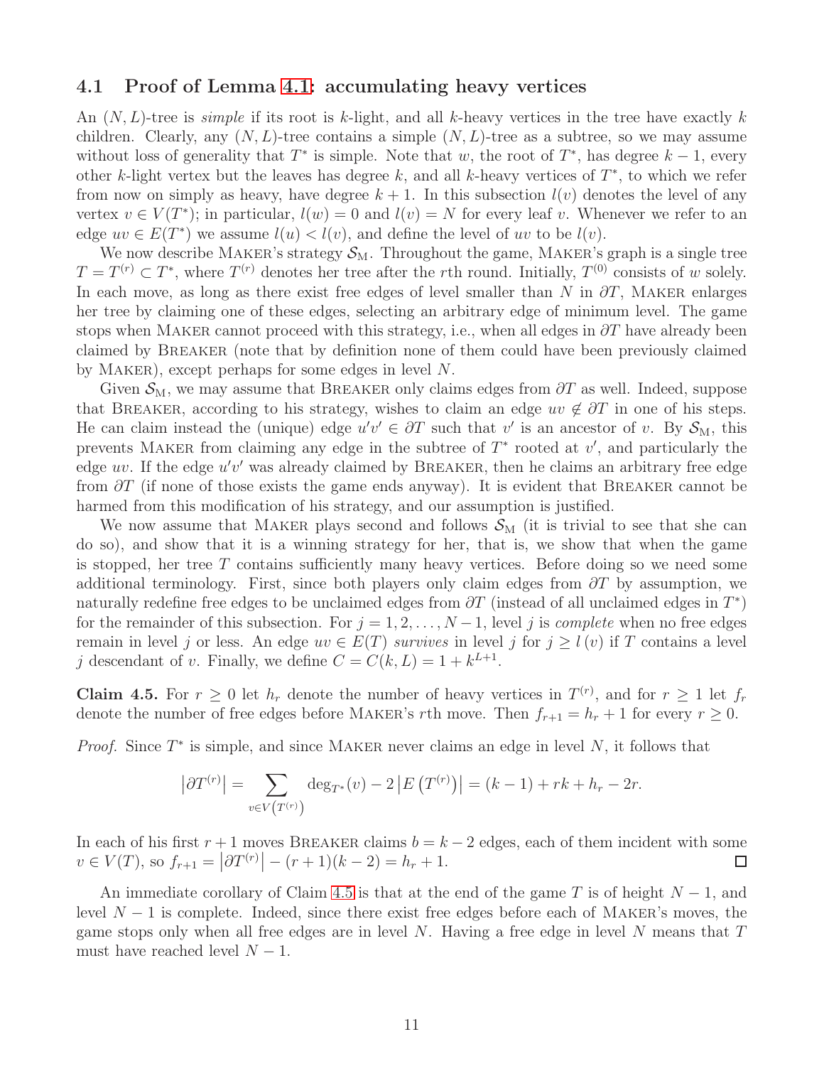### 4.1 Proof of Lemma 4.1: accumulating heavy vertices

An $(N, L)$-tree is *simple* if its root is $k$-light, and all $k$-heavy vertices in the tree have exactly $k$ children. Clearly, any $(N, L)$-tree contains a simple $(N, L)$-tree as a subtree, so we may assume without loss of generality that $T^*$ is simple. Note that $w$, the root of $T^*$, has degree $k-1$, every other $k$-light vertex but the leaves has degree $k$, and all $k$-heavy vertices of $T^*$, to which we refer from now on simply as heavy, have degree $k+1$. In this subsection $l(v)$ denotes the level of any vertex $v \in V(T^*)$; in particular, $l(w) = 0$ and $l(v) = N$ for every leaf $v$. Whenever we refer to an edge $uv \in E(T^*)$ we assume $l(u) < l(v)$, and define the level of $uv$ to be $l(v)$.

We now describe Maker's strategy $\mathcal{S}_{\mathrm{M}}$. Throughout the game, Maker's graph is a single tree $T = T^{(r)} \subset T^*$, where $T^{(r)}$ denotes her tree after the $r$th round. Initially, $T^{(0)}$ consists of $w$ solely. In each move, as long as there exist free edges of level smaller than $N$ in $\partial T$, Maker enlarges her tree by claiming one of these edges, selecting an arbitrary edge of minimum level. The game stops when Maker cannot proceed with this strategy, i.e., when all edges in $\partial T$ have already been claimed by Breaker (note that by definition none of them could have been previously claimed by Maker), except perhaps for some edges in level $N$.

Given $\mathcal{S}_{\mathrm{M}}$, we may assume that Breaker only claims edges from $\partial T$ as well. Indeed, suppose that Breaker, according to his strategy, wishes to claim an edge $uv \notin \partial T$ in one of his steps. He can claim instead the (unique) edge $u'v' \in \partial T$ such that $v'$ is an ancestor of $v$. By $\mathcal{S}_{\mathrm{M}}$, this prevents Maker from claiming any edge in the subtree of $T^*$ rooted at $v'$, and particularly the edge $uv$. If the edge $u'v'$ was already claimed by Breaker, then he claims an arbitrary free edge from $\partial T$ (if none of those exists the game ends anyway). It is evident that Breaker cannot be harmed from this modification of his strategy, and our assumption is justified.

We now assume that Maker plays second and follows $\mathcal{S}_{\mathrm{M}}$ (it is trivial to see that she can do so), and show that it is a winning strategy for her, that is, we show that when the game is stopped, her tree $T$ contains sufficiently many heavy vertices. Before doing so we need some additional terminology. First, since both players only claim edges from $\partial T$ by assumption, we naturally redefine free edges to be unclaimed edges from $\partial T$ (instead of all unclaimed edges in $T^*$) for the remainder of this subsection. For $j = 1, 2, \ldots, N-1$, level $j$ is *complete* when no free edges remain in level $j$ or less. An edge $uv \in E(T)$ *survives* in level $j$ for $j \geq l(v)$ if $T$ contains a level $j$ descendant of $v$. Finally, we define $C = C(k, L) = 1 + k^{L+1}$.

**Claim 4.5.** For $r \geq 0$ let $h_r$ denote the number of heavy vertices in $T^{(r)}$, and for $r \geq 1$ let $f_r$ denote the number of free edges before Maker's $r$th move. Then $f_{r+1} = h_r + 1$ for every $r \geq 0$.

*Proof.* Since $T^*$ is simple, and since Maker never claims an edge in level $N$, it follows that

$$\left|\partial T^{(r)}\right| = \sum_{v \in V\left(T^{(r)}\right)} \deg_{T^*}(v) - 2\left|E\left(T^{(r)}\right)\right| = (k-1) + rk + h_r - 2r.$$

In each of his first $r+1$ moves Breaker claims $b = k-2$ edges, each of them incident with some $v \in V(T)$, so $f_{r+1} = \left|\partial T^{(r)}\right| - (r+1)(k-2) = h_r + 1$. $\square$

An immediate corollary of Claim 4.5 is that at the end of the game $T$ is of height $N-1$, and level $N-1$ is complete. Indeed, since there exist free edges before each of Maker's moves, the game stops only when all free edges are in level $N$. Having a free edge in level $N$ means that $T$ must have reached level $N-1$.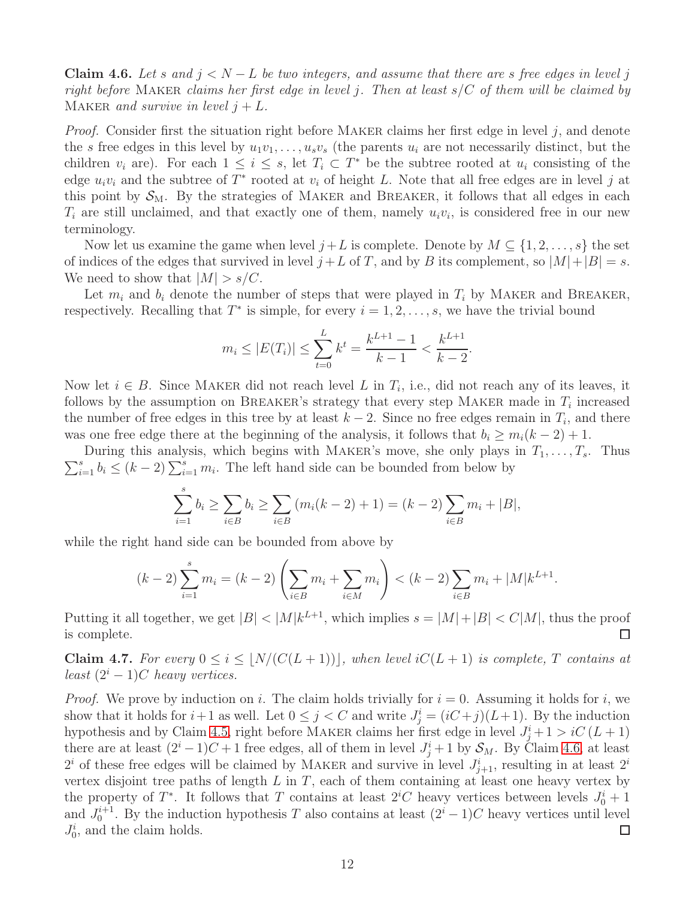**Claim 4.6.** *Let $s$ and $j < N - L$ be two integers, and assume that there are $s$ free edges in level $j$ right before* Maker *claims her first edge in level $j$. Then at least $s/C$ of them will be claimed by* Maker *and survive in level $j + L$.*

*Proof.* Consider first the situation right before Maker claims her first edge in level $j$, and denote the $s$ free edges in this level by $u_1v_1, \dots, u_sv_s$ (the parents $u_i$ are not necessarily distinct, but the children $v_i$ are). For each $1 \leq i \leq s$, let $T_i \subset T^*$ be the subtree rooted at $u_i$ consisting of the edge $u_iv_i$ and the subtree of $T^*$ rooted at $v_i$ of height $L$. Note that all free edges are in level $j$ at this point by $\mathcal{S}_{\mathrm{M}}$. By the strategies of Maker and Breaker, it follows that all edges in each $T_i$ are still unclaimed, and that exactly one of them, namely $u_iv_i$, is considered free in our new terminology.

Now let us examine the game when level $j+L$ is complete. Denote by $M \subseteq \{1, 2, \dots, s\}$ the set of indices of the edges that survived in level $j+L$ of $T$, and by $B$ its complement, so $|M|+|B| = s$. We need to show that $|M| > s/C$.

Let $m_i$ and $b_i$ denote the number of steps that were played in $T_i$ by Maker and Breaker, respectively. Recalling that $T^*$ is simple, for every $i = 1, 2, \dots, s$, we have the trivial bound

$$m_i \leq |E(T_i)| \leq \sum_{t=0}^{L} k^t = \frac{k^{L+1} - 1}{k - 1} < \frac{k^{L+1}}{k - 2}.$$

Now let $i \in B$. Since Maker did not reach level $L$ in $T_i$, i.e., did not reach any of its leaves, it follows by the assumption on Breaker's strategy that every step Maker made in $T_i$ increased the number of free edges in this tree by at least $k - 2$. Since no free edges remain in $T_i$, and there was one free edge there at the beginning of the analysis, it follows that $b_i \geq m_i(k-2) + 1$.

During this analysis, which begins with Maker's move, she only plays in $T_1, \dots, T_s$. Thus $\sum_{i=1}^{s} b_i \leq (k-2)\sum_{i=1}^{s} m_i$. The left hand side can be bounded from below by

$$\sum_{i=1}^{s} b_i \geq \sum_{i \in B} b_i \geq \sum_{i \in B} (m_i(k-2) + 1) = (k-2)\sum_{i \in B} m_i + |B|,$$

while the right hand side can be bounded from above by

$$(k-2)\sum_{i=1}^{s} m_i = (k-2)\left(\sum_{i \in B} m_i + \sum_{i \in M} m_i\right) < (k-2)\sum_{i \in B} m_i + |M|k^{L+1}.$$

Putting it all together, we get $|B| < |M|k^{L+1}$, which implies $s = |M| + |B| < C|M|$, thus the proof is complete. $\square$

**Claim 4.7.** *For every $0 \leq i \leq \lfloor N/(C(L+1)) \rfloor$, when level $iC(L+1)$ is complete, $T$ contains at least $(2^i - 1)C$ heavy vertices.*

*Proof.* We prove by induction on $i$. The claim holds trivially for $i = 0$. Assuming it holds for $i$, we show that it holds for $i+1$ as well. Let $0 \leq j < C$ and write $J_j^i = (iC+j)(L+1)$. By the induction hypothesis and by Claim 4.5, right before Maker claims her first edge in level $J_j^i + 1 > iC(L+1)$ there are at least $(2^i - 1)C + 1$ free edges, all of them in level $J_j^i + 1$ by $\mathcal{S}_M$. By Claim 4.6, at least $2^i$ of these free edges will be claimed by Maker and survive in level $J_{j+1}^i$, resulting in at least $2^i$ vertex disjoint tree paths of length $L$ in $T$, each of them containing at least one heavy vertex by the property of $T^*$. It follows that $T$ contains at least $2^iC$ heavy vertices between levels $J_0^i + 1$ and $J_0^{i+1}$. By the induction hypothesis $T$ also contains at least $(2^i - 1)C$ heavy vertices until level $J_0^i$, and the claim holds. $\square$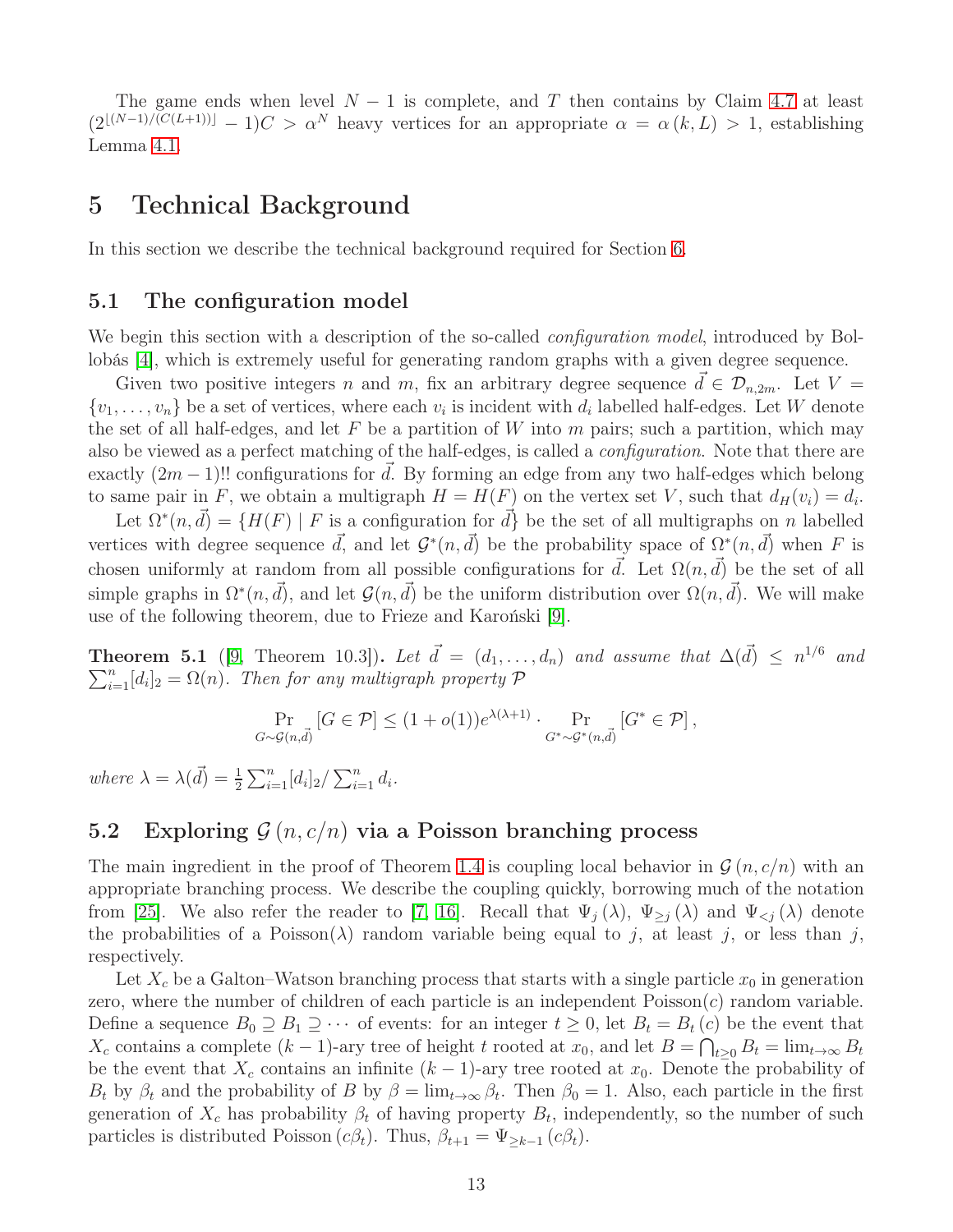The game ends when level $N-1$ is complete, and $T$ then contains by Claim 4.7 at least $(2^{\lfloor (N-1)/(C(L+1)) \rfloor} - 1)C > \alpha^N$ heavy vertices for an appropriate $\alpha = \alpha(k, L) > 1$, establishing Lemma 4.1.

# 5 Technical Background

In this section we describe the technical background required for Section 6.

## 5.1 The configuration model

We begin this section with a description of the so-called *configuration model*, introduced by Bollobás [4], which is extremely useful for generating random graphs with a given degree sequence.

Given two positive integers $n$ and $m$, fix an arbitrary degree sequence $\vec{d} \in \mathcal{D}_{n,2m}$. Let $V = \{v_1, \ldots, v_n\}$ be a set of vertices, where each $v_i$ is incident with $d_i$ labelled half-edges. Let $W$ denote the set of all half-edges, and let $F$ be a partition of $W$ into $m$ pairs; such a partition, which may also be viewed as a perfect matching of the half-edges, is called a *configuration*. Note that there are exactly $(2m-1)!!$ configurations for $\vec{d}$. By forming an edge from any two half-edges which belong to same pair in $F$, we obtain a multigraph $H = H(F)$ on the vertex set $V$, such that $d_H(v_i) = d_i$.

Let $\Omega^*(n, \vec{d}) = \{H(F) \mid F \text{ is a configuration for } \vec{d}\}$ be the set of all multigraphs on $n$ labelled vertices with degree sequence $\vec{d}$, and let $\mathcal{G}^*(n, \vec{d})$ be the probability space of $\Omega^*(n, \vec{d})$ when $F$ is chosen uniformly at random from all possible configurations for $\vec{d}$. Let $\Omega(n, \vec{d})$ be the set of all simple graphs in $\Omega^*(n, \vec{d})$, and let $\mathcal{G}(n, \vec{d})$ be the uniform distribution over $\Omega(n, \vec{d})$. We will make use of the following theorem, due to Frieze and Karoński [9].

**Theorem 5.1** ([9, Theorem 10.3])**.** *Let $\vec{d} = (d_1, \ldots, d_n)$ and assume that $\Delta(\vec{d}) \le n^{1/6}$ and $\sum_{i=1}^n [d_i]_2 = \Omega(n)$. Then for any multigraph property $\mathcal{P}$*

$$\Pr_{G \sim \mathcal{G}(n,\vec{d})}[G \in \mathcal{P}] \le (1 + o(1)) e^{\lambda(\lambda+1)} \cdot \Pr_{G^* \sim \mathcal{G}^*(n,\vec{d})}[G^* \in \mathcal{P}],$$

*where $\lambda = \lambda(\vec{d}) = \frac{1}{2}\sum_{i=1}^n [d_i]_2 / \sum_{i=1}^n d_i$.*

## 5.2 Exploring $\mathcal{G}(n, c/n)$ via a Poisson branching process

The main ingredient in the proof of Theorem 1.4 is coupling local behavior in $\mathcal{G}(n, c/n)$ with an appropriate branching process. We describe the coupling quickly, borrowing much of the notation from [25]. We also refer the reader to [7, 16]. Recall that $\Psi_j(\lambda)$, $\Psi_{\ge j}(\lambda)$ and $\Psi_{<j}(\lambda)$ denote the probabilities of a Poisson($\lambda$) random variable being equal to $j$, at least $j$, or less than $j$, respectively.

Let $X_c$ be a Galton–Watson branching process that starts with a single particle $x_0$ in generation zero, where the number of children of each particle is an independent Poisson($c$) random variable. Define a sequence $B_0 \supseteq B_1 \supseteq \cdots$ of events: for an integer $t \ge 0$, let $B_t = B_t(c)$ be the event that $X_c$ contains a complete $(k-1)$-ary tree of height $t$ rooted at $x_0$, and let $B = \bigcap_{t \ge 0} B_t = \lim_{t\to\infty} B_t$ be the event that $X_c$ contains an infinite $(k-1)$-ary tree rooted at $x_0$. Denote the probability of $B_t$ by $\beta_t$ and the probability of $B$ by $\beta = \lim_{t\to\infty} \beta_t$. Then $\beta_0 = 1$. Also, each particle in the first generation of $X_c$ has probability $\beta_t$ of having property $B_t$, independently, so the number of such particles is distributed Poisson$(c\beta_t)$. Thus, $\beta_{t+1} = \Psi_{\ge k-1}(c\beta_t)$.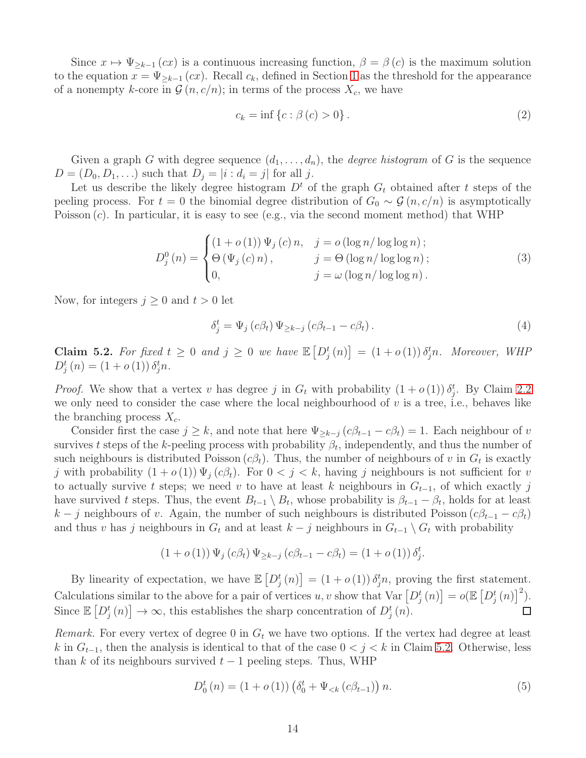Since $x \mapsto \Psi_{\geq k-1}(cx)$ is a continuous increasing function, $\beta = \beta(c)$ is the maximum solution to the equation $x = \Psi_{\geq k-1}(cx)$. Recall $c_k$, defined in Section 1 as the threshold for the appearance of a nonempty $k$-core in $\mathcal{G}(n, c/n)$; in terms of the process $X_c$, we have

$$c_k = \inf\{c : \beta(c) > 0\}. \tag{2}$$

Given a graph $G$ with degree sequence $(d_1, \ldots, d_n)$, the *degree histogram* of $G$ is the sequence $D = (D_0, D_1, \ldots)$ such that $D_j = |i : d_i = j|$ for all $j$.

Let us describe the likely degree histogram $D^t$ of the graph $G_t$ obtained after $t$ steps of the peeling process. For $t = 0$ the binomial degree distribution of $G_0 \sim \mathcal{G}(n, c/n)$ is asymptotically Poisson $(c)$. In particular, it is easy to see (e.g., via the second moment method) that WHP

$$D_j^0(n) = \begin{cases} (1 + o(1))\,\Psi_j(c)\,n, & j = o(\log n / \log\log n); \\ \Theta(\Psi_j(c)\,n), & j = \Theta(\log n / \log\log n); \\ 0, & j = \omega(\log n / \log\log n). \end{cases} \tag{3}$$

Now, for integers $j \geq 0$ and $t > 0$ let

$$\delta_j^t = \Psi_j(c\beta_t)\,\Psi_{\geq k-j}(c\beta_{t-1} - c\beta_t). \tag{4}$$

**Claim 5.2.** *For fixed $t \geq 0$ and $j \geq 0$ we have $\mathbb{E}\left[D_j^t(n)\right] = (1 + o(1))\,\delta_j^t n$. Moreover, WHP $D_j^t(n) = (1 + o(1))\,\delta_j^t n$.*

*Proof.* We show that a vertex $v$ has degree $j$ in $G_t$ with probability $(1 + o(1))\,\delta_j^t$. By Claim 2.2 we only need to consider the case where the local neighbourhood of $v$ is a tree, i.e., behaves like the branching process $X_c$.

Consider first the case $j \geq k$, and note that here $\Psi_{\geq k-j}(c\beta_{t-1} - c\beta_t) = 1$. Each neighbour of $v$ survives $t$ steps of the $k$-peeling process with probability $\beta_t$, independently, and thus the number of such neighbours is distributed Poisson $(c\beta_t)$. Thus, the number of neighbours of $v$ in $G_t$ is exactly $j$ with probability $(1 + o(1))\,\Psi_j(c\beta_t)$. For $0 < j < k$, having $j$ neighbours is not sufficient for $v$ to actually survive $t$ steps; we need $v$ to have at least $k$ neighbours in $G_{t-1}$, of which exactly $j$ have survived $t$ steps. Thus, the event $B_{t-1} \setminus B_t$, whose probability is $\beta_{t-1} - \beta_t$, holds for at least $k - j$ neighbours of $v$. Again, the number of such neighbours is distributed Poisson $(c\beta_{t-1} - c\beta_t)$ and thus $v$ has $j$ neighbours in $G_t$ and at least $k - j$ neighbours in $G_{t-1} \setminus G_t$ with probability

$$(1 + o(1))\,\Psi_j(c\beta_t)\,\Psi_{\geq k-j}(c\beta_{t-1} - c\beta_t) = (1 + o(1))\,\delta_j^t.$$

By linearity of expectation, we have $\mathbb{E}\left[D_j^t(n)\right] = (1 + o(1))\,\delta_j^t n$, proving the first statement. Calculations similar to the above for a pair of vertices $u, v$ show that $\mathrm{Var}\left[D_j^t(n)\right] = o(\mathbb{E}\left[D_j^t(n)\right]^2)$. Since $\mathbb{E}\left[D_j^t(n)\right] \to \infty$, this establishes the sharp concentration of $D_j^t(n)$. $\square$

*Remark.* For every vertex of degree 0 in $G_t$ we have two options. If the vertex had degree at least $k$ in $G_{t-1}$, then the analysis is identical to that of the case $0 < j < k$ in Claim 5.2. Otherwise, less than $k$ of its neighbours survived $t - 1$ peeling steps. Thus, WHP

$$D_0^t(n) = (1 + o(1))\left(\delta_0^t + \Psi_{<k}(c\beta_{t-1})\right) n. \tag{5}$$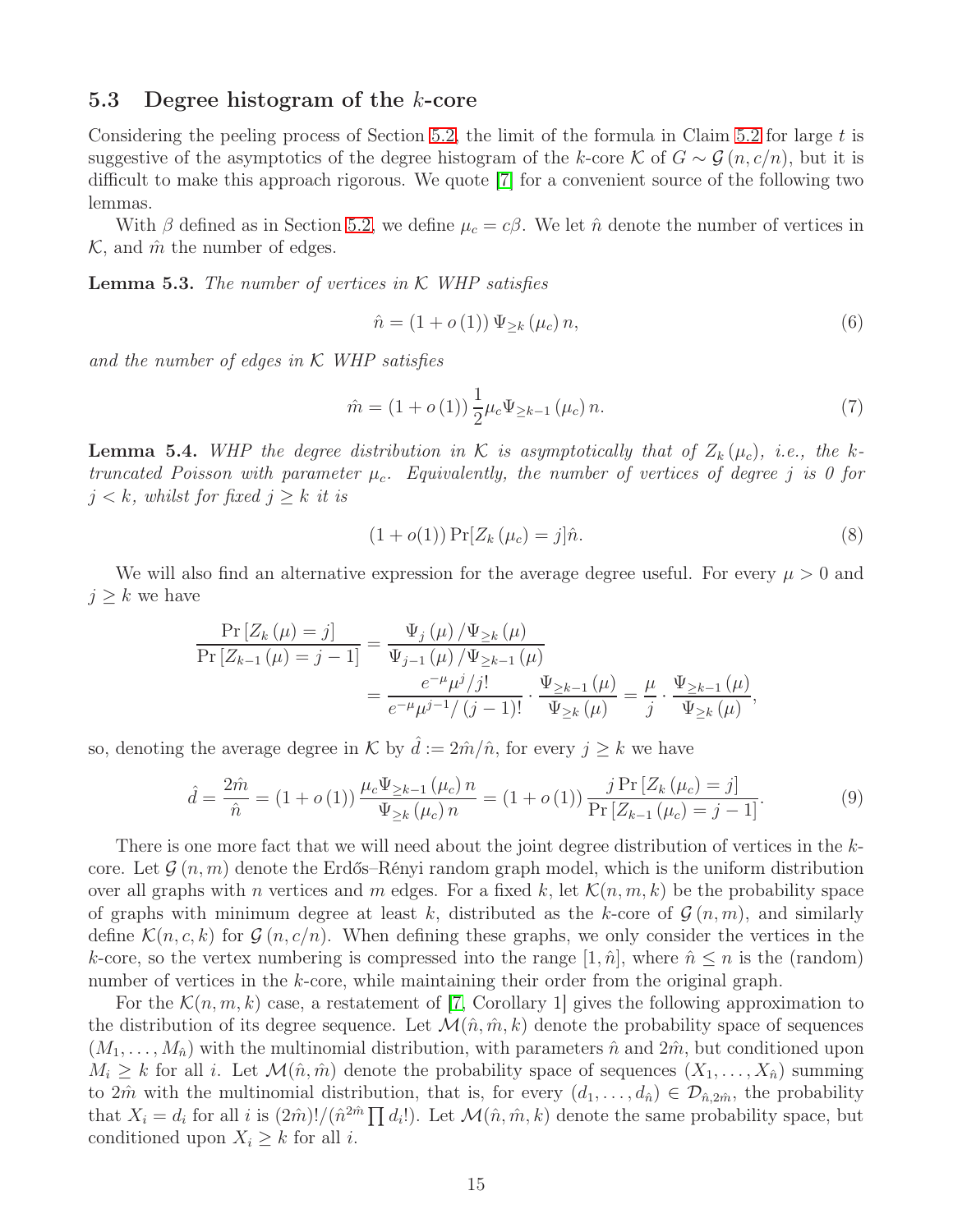### 5.3 Degree histogram of the $k$-core

Considering the peeling process of Section 5.2, the limit of the formula in Claim 5.2 for large $t$ is suggestive of the asymptotics of the degree histogram of the $k$-core $\mathcal{K}$ of $G \sim \mathcal{G}(n, c/n)$, but it is difficult to make this approach rigorous. We quote [7] for a convenient source of the following two lemmas.

With $\beta$ defined as in Section 5.2, we define $\mu_c = c\beta$. We let $\hat{n}$ denote the number of vertices in $\mathcal{K}$, and $\hat{m}$ the number of edges.

**Lemma 5.3.** *The number of vertices in $\mathcal{K}$ WHP satisfies*

$$\hat{n} = (1 + o(1))\, \Psi_{\geq k}(\mu_c)\, n, \tag{6}$$

*and the number of edges in $\mathcal{K}$ WHP satisfies*

$$\hat{m} = (1 + o(1))\, \frac{1}{2} \mu_c \Psi_{\geq k-1}(\mu_c)\, n. \tag{7}$$

**Lemma 5.4.** *WHP the degree distribution in $\mathcal{K}$ is asymptotically that of $Z_k(\mu_c)$, i.e., the $k$-truncated Poisson with parameter $\mu_c$. Equivalently, the number of vertices of degree $j$ is 0 for $j < k$, whilst for fixed $j \geq k$ it is*

$$(1 + o(1)) \Pr[Z_k(\mu_c) = j]\hat{n}. \tag{8}$$

We will also find an alternative expression for the average degree useful. For every $\mu > 0$ and $j \geq k$ we have

$$\begin{aligned}
\frac{\Pr[Z_k(\mu) = j]}{\Pr[Z_{k-1}(\mu) = j-1]} &= \frac{\Psi_j(\mu)/\Psi_{\geq k}(\mu)}{\Psi_{j-1}(\mu)/\Psi_{\geq k-1}(\mu)} \\
&= \frac{e^{-\mu}\mu^j/j!}{e^{-\mu}\mu^{j-1}/(j-1)!} \cdot \frac{\Psi_{\geq k-1}(\mu)}{\Psi_{\geq k}(\mu)} = \frac{\mu}{j} \cdot \frac{\Psi_{\geq k-1}(\mu)}{\Psi_{\geq k}(\mu)},
\end{aligned}$$

so, denoting the average degree in $\mathcal{K}$ by $\hat{d} := 2\hat{m}/\hat{n}$, for every $j \geq k$ we have

$$\hat{d} = \frac{2\hat{m}}{\hat{n}} = (1 + o(1))\, \frac{\mu_c \Psi_{\geq k-1}(\mu_c)\, n}{\Psi_{\geq k}(\mu_c)\, n} = (1 + o(1))\, \frac{j \Pr[Z_k(\mu_c) = j]}{\Pr[Z_{k-1}(\mu_c) = j-1]}. \tag{9}$$

There is one more fact that we will need about the joint degree distribution of vertices in the $k$-core. Let $\mathcal{G}(n, m)$ denote the Erdős–Rényi random graph model, which is the uniform distribution over all graphs with $n$ vertices and $m$ edges. For a fixed $k$, let $\mathcal{K}(n, m, k)$ be the probability space of graphs with minimum degree at least $k$, distributed as the $k$-core of $\mathcal{G}(n, m)$, and similarly define $\mathcal{K}(n, c, k)$ for $\mathcal{G}(n, c/n)$. When defining these graphs, we only consider the vertices in the $k$-core, so the vertex numbering is compressed into the range $[1, \hat{n}]$, where $\hat{n} \leq n$ is the (random) number of vertices in the $k$-core, while maintaining their order from the original graph.

For the $\mathcal{K}(n, m, k)$ case, a restatement of [7, Corollary 1] gives the following approximation to the distribution of its degree sequence. Let $\mathcal{M}(\hat{n}, \hat{m}, k)$ denote the probability space of sequences $(M_1, \ldots, M_{\hat{n}})$ with the multinomial distribution, with parameters $\hat{n}$ and $2\hat{m}$, but conditioned upon $M_i \geq k$ for all $i$. Let $\mathcal{M}(\hat{n}, \hat{m})$ denote the probability space of sequences $(X_1, \ldots, X_{\hat{n}})$ summing to $2\hat{m}$ with the multinomial distribution, that is, for every $(d_1, \ldots, d_{\hat{n}}) \in \mathcal{D}_{\hat{n}, 2\hat{m}}$, the probability that $X_i = d_i$ for all $i$ is $(2\hat{m})!/(\hat{n}^{2\hat{m}} \prod d_i!)$. Let $\mathcal{M}(\hat{n}, \hat{m}, k)$ denote the same probability space, but conditioned upon $X_i \geq k$ for all $i$.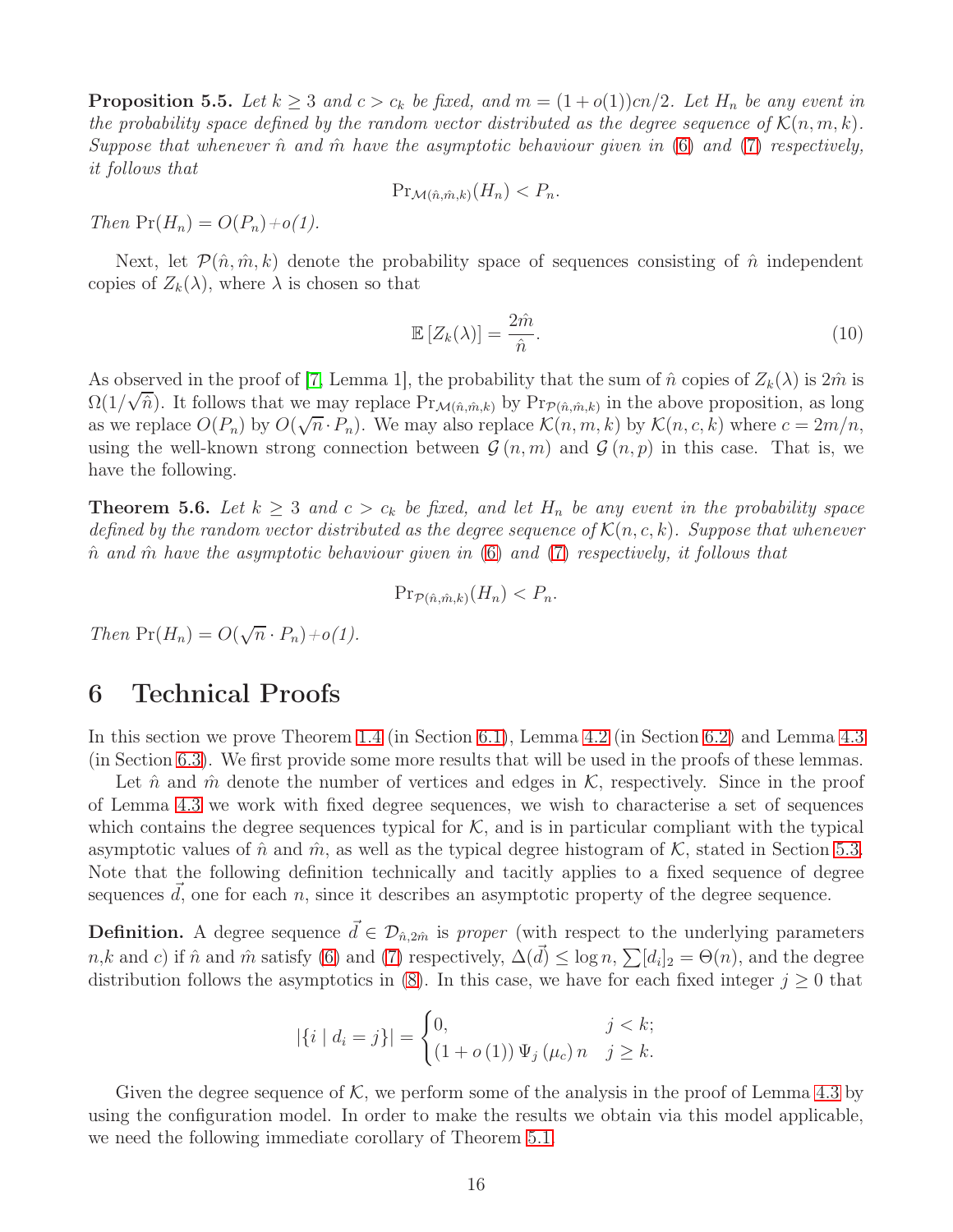**Proposition 5.5.** *Let $k \geq 3$ and $c > c_k$ be fixed, and $m = (1 + o(1))cn/2$. Let $H_n$ be any event in the probability space defined by the random vector distributed as the degree sequence of $\mathcal{K}(n, m, k)$. Suppose that whenever $\hat{n}$ and $\hat{m}$ have the asymptotic behaviour given in (6) and (7) respectively, it follows that*

$$\Pr_{\mathcal{M}(\hat{n},\hat{m},k)}(H_n) < P_n.$$

*Then $\Pr(H_n) = O(P_n) + o(1)$.*

Next, let $\mathcal{P}(\hat{n}, \hat{m}, k)$ denote the probability space of sequences consisting of $\hat{n}$ independent copies of $Z_k(\lambda)$, where $\lambda$ is chosen so that

$$\mathbb{E}\left[Z_k(\lambda)\right] = \frac{2\hat{m}}{\hat{n}}. \tag{10}$$

As observed in the proof of [7, Lemma 1], the probability that the sum of $\hat{n}$ copies of $Z_k(\lambda)$ is $2\hat{m}$ is $\Omega(1/\sqrt{\hat{n}})$. It follows that we may replace $\Pr_{\mathcal{M}(\hat{n},\hat{m},k)}$ by $\Pr_{\mathcal{P}(\hat{n},\hat{m},k)}$ in the above proposition, as long as we replace $O(P_n)$ by $O(\sqrt{n} \cdot P_n)$. We may also replace $\mathcal{K}(n, m, k)$ by $\mathcal{K}(n, c, k)$ where $c = 2m/n$, using the well-known strong connection between $\mathcal{G}(n, m)$ and $\mathcal{G}(n, p)$ in this case. That is, we have the following.

**Theorem 5.6.** *Let $k \geq 3$ and $c > c_k$ be fixed, and let $H_n$ be any event in the probability space defined by the random vector distributed as the degree sequence of $\mathcal{K}(n, c, k)$. Suppose that whenever $\hat{n}$ and $\hat{m}$ have the asymptotic behaviour given in (6) and (7) respectively, it follows that*

$$\Pr_{\mathcal{P}(\hat{n},\hat{m},k)}(H_n) < P_n.$$

*Then $\Pr(H_n) = O(\sqrt{n} \cdot P_n) + o(1)$.*

# 6 Technical Proofs

In this section we prove Theorem 1.4 (in Section 6.1), Lemma 4.2 (in Section 6.2) and Lemma 4.3 (in Section 6.3). We first provide some more results that will be used in the proofs of these lemmas.

Let $\hat{n}$ and $\hat{m}$ denote the number of vertices and edges in $\mathcal{K}$, respectively. Since in the proof of Lemma 4.3 we work with fixed degree sequences, we wish to characterise a set of sequences which contains the degree sequences typical for $\mathcal{K}$, and is in particular compliant with the typical asymptotic values of $\hat{n}$ and $\hat{m}$, as well as the typical degree histogram of $\mathcal{K}$, stated in Section 5.3. Note that the following definition technically and tacitly applies to a fixed sequence of degree sequences $\vec{d}$, one for each $n$, since it describes an asymptotic property of the degree sequence.

**Definition.** A degree sequence $\vec{d} \in \mathcal{D}_{\hat{n},2\hat{m}}$ is *proper* (with respect to the underlying parameters $n$,$k$ and $c$) if $\hat{n}$ and $\hat{m}$ satisfy (6) and (7) respectively, $\Delta(\vec{d}) \leq \log n$, $\sum [d_i]_2 = \Theta(n)$, and the degree distribution follows the asymptotics in (8). In this case, we have for each fixed integer $j \geq 0$ that

$$|\{i \mid d_i = j\}| = \begin{cases} 0, & j < k; \\ (1 + o(1))\, \Psi_j(\mu_c)\, n & j \geq k. \end{cases}$$

Given the degree sequence of $\mathcal{K}$, we perform some of the analysis in the proof of Lemma 4.3 by using the configuration model. In order to make the results we obtain via this model applicable, we need the following immediate corollary of Theorem 5.1.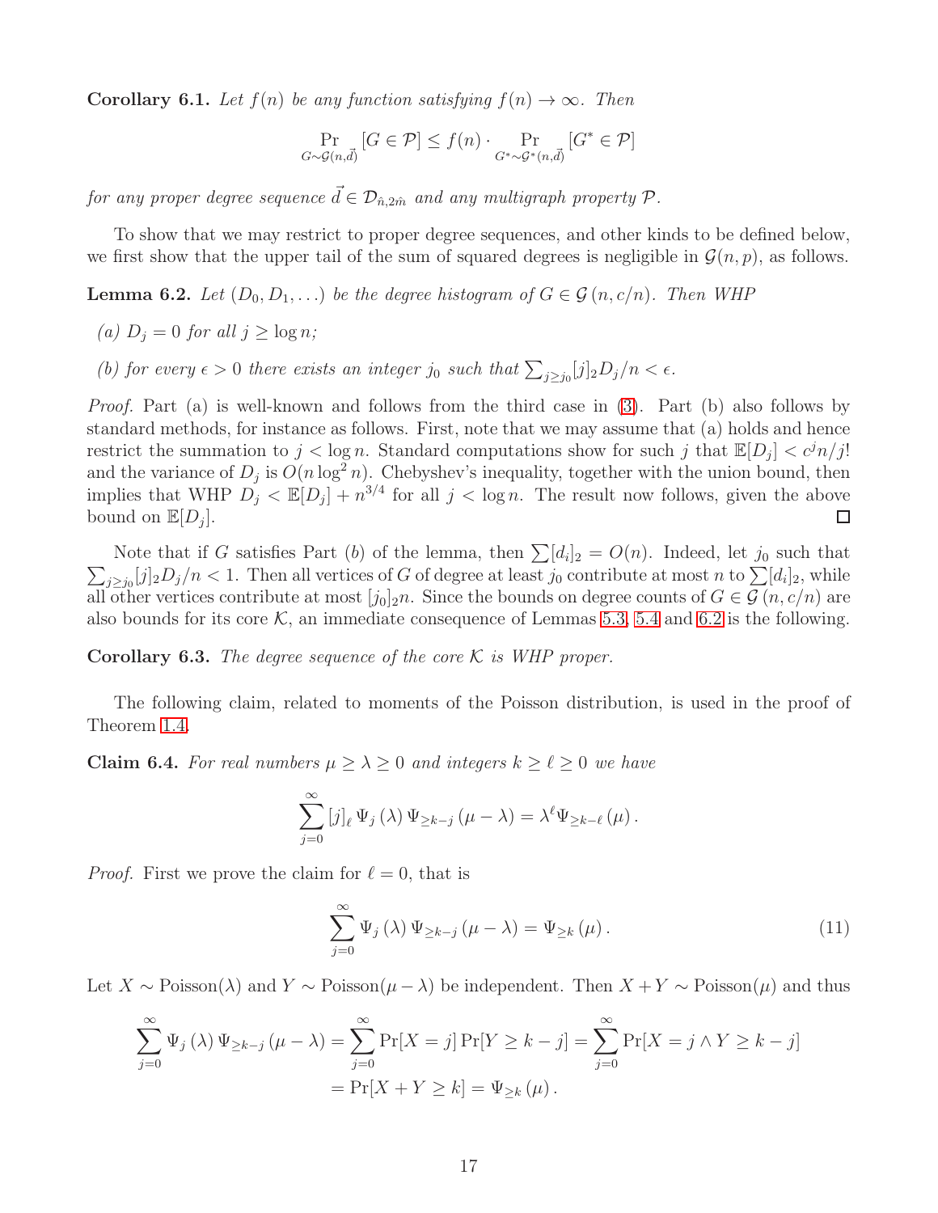**Corollary 6.1.** *Let $f(n)$ be any function satisfying $f(n) \to \infty$. Then*

$$\Pr_{G \sim \mathcal{G}(n,\vec{d})} [G \in \mathcal{P}] \le f(n) \cdot \Pr_{G^* \sim \mathcal{G}^*(n,\vec{d})} [G^* \in \mathcal{P}]$$

*for any proper degree sequence $\vec{d} \in \mathcal{D}_{\hat{n},2\hat{m}}$ and any multigraph property $\mathcal{P}$.*

To show that we may restrict to proper degree sequences, and other kinds to be defined below, we first show that the upper tail of the sum of squared degrees is negligible in $\mathcal{G}(n, p)$, as follows.

**Lemma 6.2.** *Let $(D_0, D_1, \dots)$ be the degree histogram of $G \in \mathcal{G}(n, c/n)$. Then WHP*

*(a) $D_j = 0$ for all $j \ge \log n$;*

*(b) for every $\epsilon > 0$ there exists an integer $j_0$ such that $\sum_{j \ge j_0} [j]_2 D_j / n < \epsilon$.*

*Proof.* Part (a) is well-known and follows from the third case in (3). Part (b) also follows by standard methods, for instance as follows. First, note that we may assume that (a) holds and hence restrict the summation to $j < \log n$. Standard computations show for such $j$ that $\mathbb{E}[D_j] < c^j n/j!$ and the variance of $D_j$ is $O(n \log^2 n)$. Chebyshev's inequality, together with the union bound, then implies that WHP $D_j < \mathbb{E}[D_j] + n^{3/4}$ for all $j < \log n$. The result now follows, given the above bound on $\mathbb{E}[D_j]$. □

Note that if $G$ satisfies Part $(b)$ of the lemma, then $\sum [d_i]_2 = O(n)$. Indeed, let $j_0$ such that $\sum_{j \ge j_0} [j]_2 D_j / n < 1$. Then all vertices of $G$ of degree at least $j_0$ contribute at most $n$ to $\sum [d_i]_2$, while all other vertices contribute at most $[j_0]_2 n$. Since the bounds on degree counts of $G \in \mathcal{G}(n, c/n)$ are also bounds for its core $\mathcal{K}$, an immediate consequence of Lemmas 5.3, 5.4 and 6.2 is the following.

**Corollary 6.3.** *The degree sequence of the core $\mathcal{K}$ is WHP proper.*

The following claim, related to moments of the Poisson distribution, is used in the proof of Theorem 1.4.

**Claim 6.4.** *For real numbers $\mu \ge \lambda \ge 0$ and integers $k \ge \ell \ge 0$ we have*

$$\sum_{j=0}^{\infty} [j]_\ell \, \Psi_j(\lambda) \, \Psi_{\ge k-j}(\mu - \lambda) = \lambda^\ell \Psi_{\ge k-\ell}(\mu).$$

*Proof.* First we prove the claim for $\ell = 0$, that is

$$\sum_{j=0}^{\infty} \Psi_j(\lambda) \, \Psi_{\ge k-j}(\mu - \lambda) = \Psi_{\ge k}(\mu). \tag{11}$$

Let $X \sim \text{Poisson}(\lambda)$ and $Y \sim \text{Poisson}(\mu - \lambda)$ be independent. Then $X + Y \sim \text{Poisson}(\mu)$ and thus

$$\begin{aligned}
\sum_{j=0}^{\infty} \Psi_j(\lambda) \, \Psi_{\ge k-j}(\mu - \lambda) &= \sum_{j=0}^{\infty} \Pr[X = j] \Pr[Y \ge k - j] = \sum_{j=0}^{\infty} \Pr[X = j \wedge Y \ge k - j] \\
&= \Pr[X + Y \ge k] = \Psi_{\ge k}(\mu).
\end{aligned}$$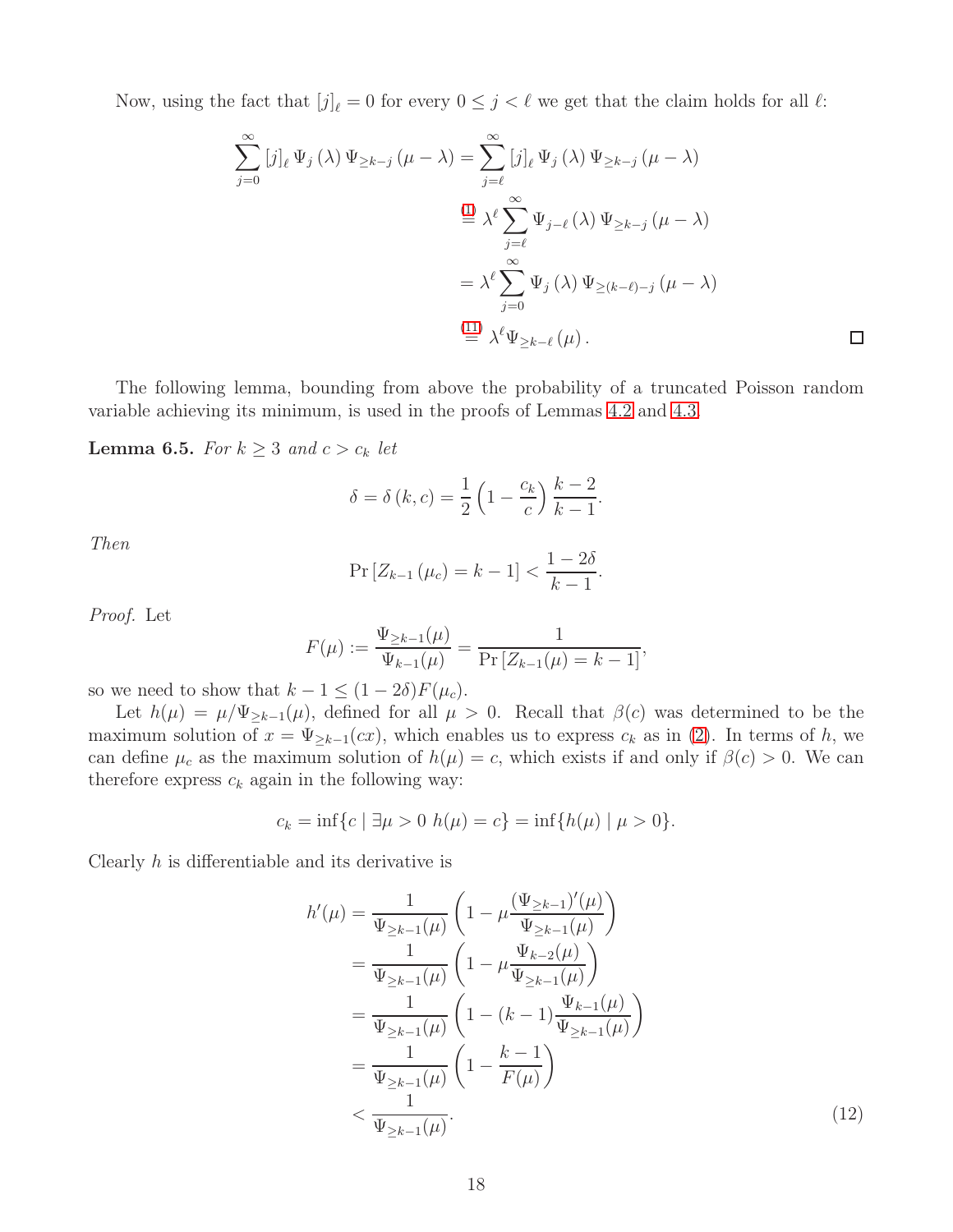Now, using the fact that $[j]_\ell = 0$ for every $0 \le j < \ell$ we get that the claim holds for all $\ell$:

$$
\begin{aligned}
\sum_{j=0}^{\infty} [j]_\ell \, \Psi_j(\lambda) \, \Psi_{\ge k-j}(\mu - \lambda) &= \sum_{j=\ell}^{\infty} [j]_\ell \, \Psi_j(\lambda) \, \Psi_{\ge k-j}(\mu - \lambda) \\
&\overset{(1)}{=} \lambda^\ell \sum_{j=\ell}^{\infty} \Psi_{j-\ell}(\lambda) \, \Psi_{\ge k-j}(\mu - \lambda) \\
&= \lambda^\ell \sum_{j=0}^{\infty} \Psi_j(\lambda) \, \Psi_{\ge (k-\ell)-j}(\mu - \lambda) \\
&\overset{(11)}{=} \lambda^\ell \Psi_{\ge k-\ell}(\mu).
\end{aligned}
$$

□

The following lemma, bounding from above the probability of a truncated Poisson random variable achieving its minimum, is used in the proofs of Lemmas 4.2 and 4.3.

**Lemma 6.5.** *For $k \ge 3$ and $c > c_k$ let*

$$
\delta = \delta(k, c) = \frac{1}{2}\left(1 - \frac{c_k}{c}\right)\frac{k-2}{k-1}.
$$

*Then*

$$
\Pr\left[Z_{k-1}(\mu_c) = k-1\right] < \frac{1-2\delta}{k-1}.
$$

*Proof.* Let

$$
F(\mu) := \frac{\Psi_{\ge k-1}(\mu)}{\Psi_{k-1}(\mu)} = \frac{1}{\Pr\left[Z_{k-1}(\mu) = k-1\right]},
$$

so we need to show that $k - 1 \le (1 - 2\delta)F(\mu_c)$.

Let $h(\mu) = \mu/\Psi_{\ge k-1}(\mu)$, defined for all $\mu > 0$. Recall that $\beta(c)$ was determined to be the maximum solution of $x = \Psi_{\ge k-1}(cx)$, which enables us to express $c_k$ as in (2). In terms of $h$, we can define $\mu_c$ as the maximum solution of $h(\mu) = c$, which exists if and only if $\beta(c) > 0$. We can therefore express $c_k$ again in the following way:

$$
c_k = \inf\{c \mid \exists \mu > 0 \; h(\mu) = c\} = \inf\{h(\mu) \mid \mu > 0\}.
$$

Clearly $h$ is differentiable and its derivative is

$$
\begin{aligned}
h'(\mu) &= \frac{1}{\Psi_{\ge k-1}(\mu)}\left(1 - \mu\frac{(\Psi_{\ge k-1})'(\mu)}{\Psi_{\ge k-1}(\mu)}\right) \\
&= \frac{1}{\Psi_{\ge k-1}(\mu)}\left(1 - \mu\frac{\Psi_{k-2}(\mu)}{\Psi_{\ge k-1}(\mu)}\right) \\
&= \frac{1}{\Psi_{\ge k-1}(\mu)}\left(1 - (k-1)\frac{\Psi_{k-1}(\mu)}{\Psi_{\ge k-1}(\mu)}\right) \\
&= \frac{1}{\Psi_{\ge k-1}(\mu)}\left(1 - \frac{k-1}{F(\mu)}\right) \\
&< \frac{1}{\Psi_{\ge k-1}(\mu)}.
\end{aligned}
\tag{12}
$$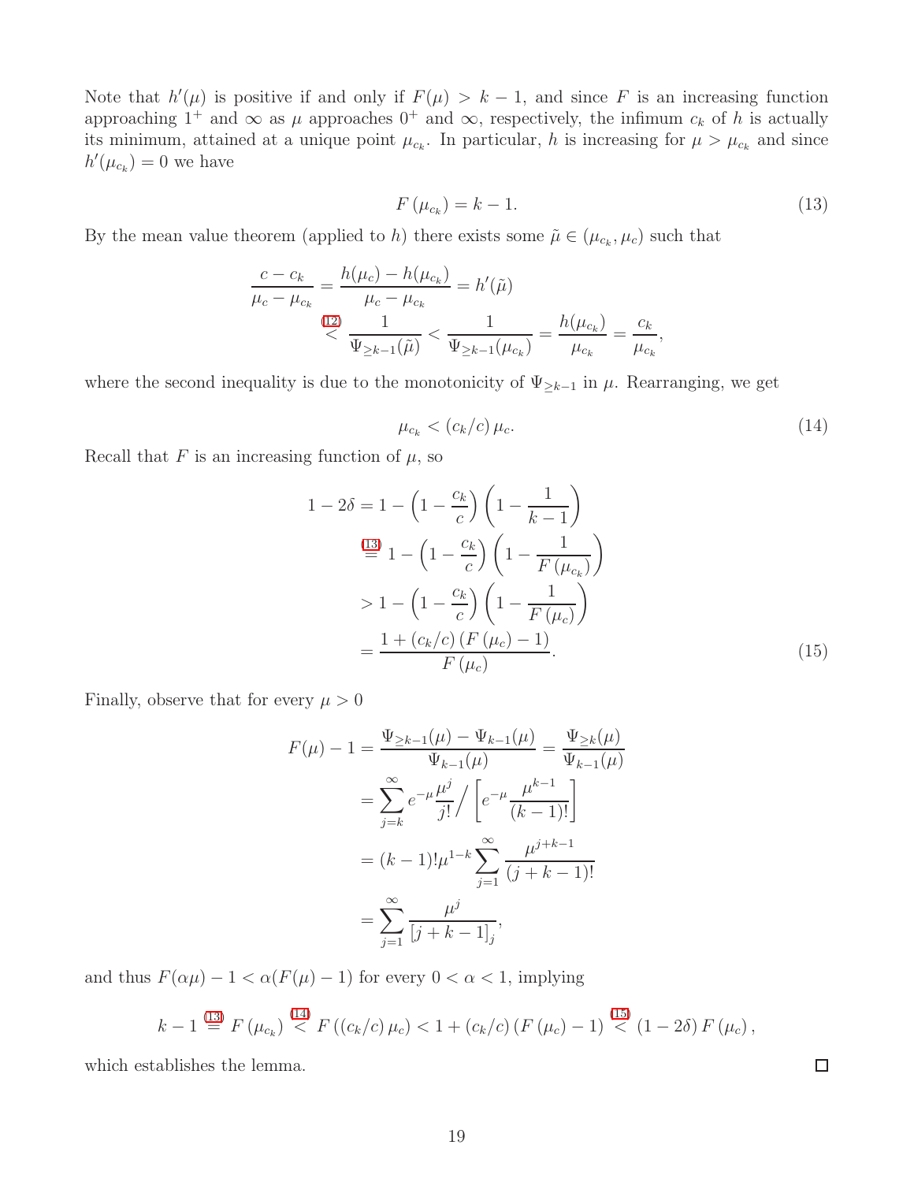Note that $h'(\mu)$ is positive if and only if $F(\mu) > k-1$, and since $F$ is an increasing function approaching $1^+$ and $\infty$ as $\mu$ approaches $0^+$ and $\infty$, respectively, the infimum $c_k$ of $h$ is actually its minimum, attained at a unique point $\mu_{c_k}$. In particular, $h$ is increasing for $\mu > \mu_{c_k}$ and since $h'(\mu_{c_k}) = 0$ we have

$$F(\mu_{c_k}) = k - 1. \tag{13}$$

By the mean value theorem (applied to $h$) there exists some $\tilde{\mu} \in (\mu_{c_k}, \mu_c)$ such that

$$\begin{aligned}
\frac{c - c_k}{\mu_c - \mu_{c_k}} &= \frac{h(\mu_c) - h(\mu_{c_k})}{\mu_c - \mu_{c_k}} = h'(\tilde{\mu}) \\
&\overset{(12)}{<} \frac{1}{\Psi_{\geq k-1}(\tilde{\mu})} < \frac{1}{\Psi_{\geq k-1}(\mu_{c_k})} = \frac{h(\mu_{c_k})}{\mu_{c_k}} = \frac{c_k}{\mu_{c_k}},
\end{aligned}$$

where the second inequality is due to the monotonicity of $\Psi_{\geq k-1}$ in $\mu$. Rearranging, we get

$$\mu_{c_k} < (c_k/c)\,\mu_c. \tag{14}$$

Recall that $F$ is an increasing function of $\mu$, so

$$\begin{aligned}
1 - 2\delta &= 1 - \left(1 - \frac{c_k}{c}\right)\left(1 - \frac{1}{k-1}\right) \\
&\overset{(13)}{=} 1 - \left(1 - \frac{c_k}{c}\right)\left(1 - \frac{1}{F(\mu_{c_k})}\right) \\
&> 1 - \left(1 - \frac{c_k}{c}\right)\left(1 - \frac{1}{F(\mu_c)}\right) \\
&= \frac{1 + (c_k/c)\,(F(\mu_c) - 1)}{F(\mu_c)}.
\end{aligned} \tag{15}$$

Finally, observe that for every $\mu > 0$

$$\begin{aligned}
F(\mu) - 1 &= \frac{\Psi_{\geq k-1}(\mu) - \Psi_{k-1}(\mu)}{\Psi_{k-1}(\mu)} = \frac{\Psi_{\geq k}(\mu)}{\Psi_{k-1}(\mu)} \\
&= \sum_{j=k}^{\infty} e^{-\mu}\frac{\mu^j}{j!} \Big/ \left[e^{-\mu}\frac{\mu^{k-1}}{(k-1)!}\right] \\
&= (k-1)!\mu^{1-k} \sum_{j=1}^{\infty} \frac{\mu^{j+k-1}}{(j+k-1)!} \\
&= \sum_{j=1}^{\infty} \frac{\mu^j}{[j+k-1]_j},
\end{aligned}$$

and thus $F(\alpha\mu) - 1 < \alpha(F(\mu) - 1)$ for every $0 < \alpha < 1$, implying

$$k - 1 \overset{(13)}{=} F(\mu_{c_k}) \overset{(14)}{<} F((c_k/c)\,\mu_c) < 1 + (c_k/c)\,(F(\mu_c) - 1) \overset{(15)}{<} (1 - 2\delta)\,F(\mu_c),$$

which establishes the lemma. ◻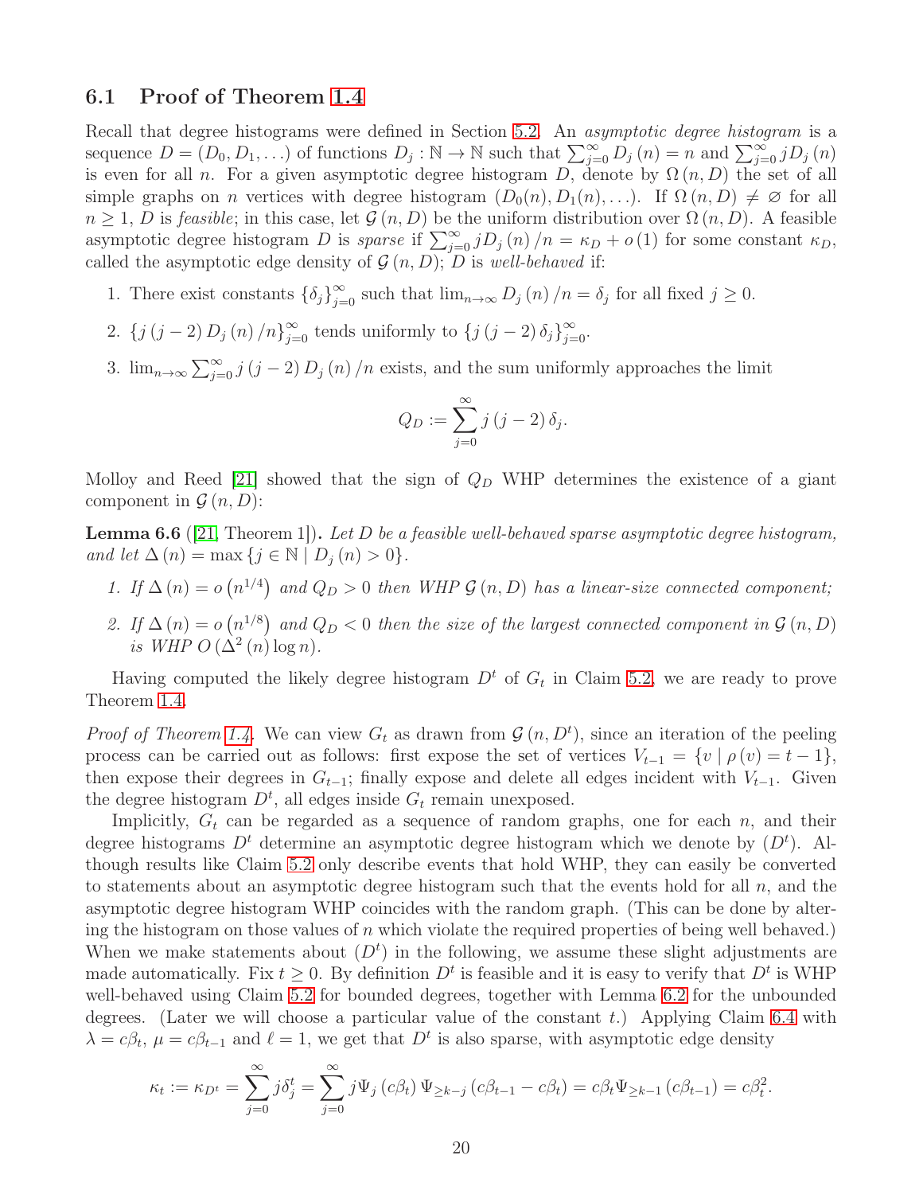### 6.1 Proof of Theorem 1.4

Recall that degree histograms were defined in Section 5.2. An *asymptotic degree histogram* is a sequence $D = (D_0, D_1, \ldots)$ of functions $D_j : \mathbb{N} \to \mathbb{N}$ such that $\sum_{j=0}^{\infty} D_j(n) = n$ and $\sum_{j=0}^{\infty} jD_j(n)$ is even for all $n$. For a given asymptotic degree histogram $D$, denote by $\Omega(n, D)$ the set of all simple graphs on $n$ vertices with degree histogram $(D_0(n), D_1(n), \ldots)$. If $\Omega(n, D) \neq \varnothing$ for all $n \geq 1$, $D$ is *feasible*; in this case, let $\mathcal{G}(n, D)$ be the uniform distribution over $\Omega(n, D)$. A feasible asymptotic degree histogram $D$ is *sparse* if $\sum_{j=0}^{\infty} jD_j(n)/n = \kappa_D + o(1)$ for some constant $\kappa_D$, called the asymptotic edge density of $\mathcal{G}(n, D)$; $D$ is *well-behaved* if:

1. There exist constants $\{\delta_j\}_{j=0}^{\infty}$ such that $\lim_{n\to\infty} D_j(n)/n = \delta_j$ for all fixed $j \geq 0$.
2. $\{j(j-2)D_j(n)/n\}_{j=0}^{\infty}$ tends uniformly to $\{j(j-2)\delta_j\}_{j=0}^{\infty}$.
3. $\lim_{n\to\infty} \sum_{j=0}^{\infty} j(j-2)D_j(n)/n$ exists, and the sum uniformly approaches the limit

$$Q_D := \sum_{j=0}^{\infty} j(j-2)\delta_j.$$

Molloy and Reed [21] showed that the sign of $Q_D$ WHP determines the existence of a giant component in $\mathcal{G}(n, D)$:

**Lemma 6.6** ([21, Theorem 1]). *Let $D$ be a feasible well-behaved sparse asymptotic degree histogram, and let $\Delta(n) = \max\{j \in \mathbb{N} \mid D_j(n) > 0\}$.*

1. *If $\Delta(n) = o(n^{1/4})$ and $Q_D > 0$ then WHP $\mathcal{G}(n, D)$ has a linear-size connected component;*
2. *If $\Delta(n) = o(n^{1/8})$ and $Q_D < 0$ then the size of the largest connected component in $\mathcal{G}(n, D)$ is WHP $O(\Delta^2(n)\log n)$.*

Having computed the likely degree histogram $D^t$ of $G_t$ in Claim 5.2, we are ready to prove Theorem 1.4.

*Proof of Theorem 1.4.* We can view $G_t$ as drawn from $\mathcal{G}(n, D^t)$, since an iteration of the peeling process can be carried out as follows: first expose the set of vertices $V_{t-1} = \{v \mid \rho(v) = t-1\}$, then expose their degrees in $G_{t-1}$; finally expose and delete all edges incident with $V_{t-1}$. Given the degree histogram $D^t$, all edges inside $G_t$ remain unexposed.

Implicitly, $G_t$ can be regarded as a sequence of random graphs, one for each $n$, and their degree histograms $D^t$ determine an asymptotic degree histogram which we denote by $(D^t)$. Although results like Claim 5.2 only describe events that hold WHP, they can easily be converted to statements about an asymptotic degree histogram such that the events hold for all $n$, and the asymptotic degree histogram WHP coincides with the random graph. (This can be done by altering the histogram on those values of $n$ which violate the required properties of being well behaved.) When we make statements about $(D^t)$ in the following, we assume these slight adjustments are made automatically. Fix $t \geq 0$. By definition $D^t$ is feasible and it is easy to verify that $D^t$ is WHP well-behaved using Claim 5.2 for bounded degrees, together with Lemma 6.2 for the unbounded degrees. (Later we will choose a particular value of the constant $t$.) Applying Claim 6.4 with $\lambda = c\beta_t$, $\mu = c\beta_{t-1}$ and $\ell = 1$, we get that $D^t$ is also sparse, with asymptotic edge density

$$\kappa_t := \kappa_{D^t} = \sum_{j=0}^{\infty} j\delta_j^t = \sum_{j=0}^{\infty} j\Psi_j(c\beta_t)\Psi_{\geq k-j}(c\beta_{t-1} - c\beta_t) = c\beta_t\Psi_{\geq k-1}(c\beta_{t-1}) = c\beta_t^2.$$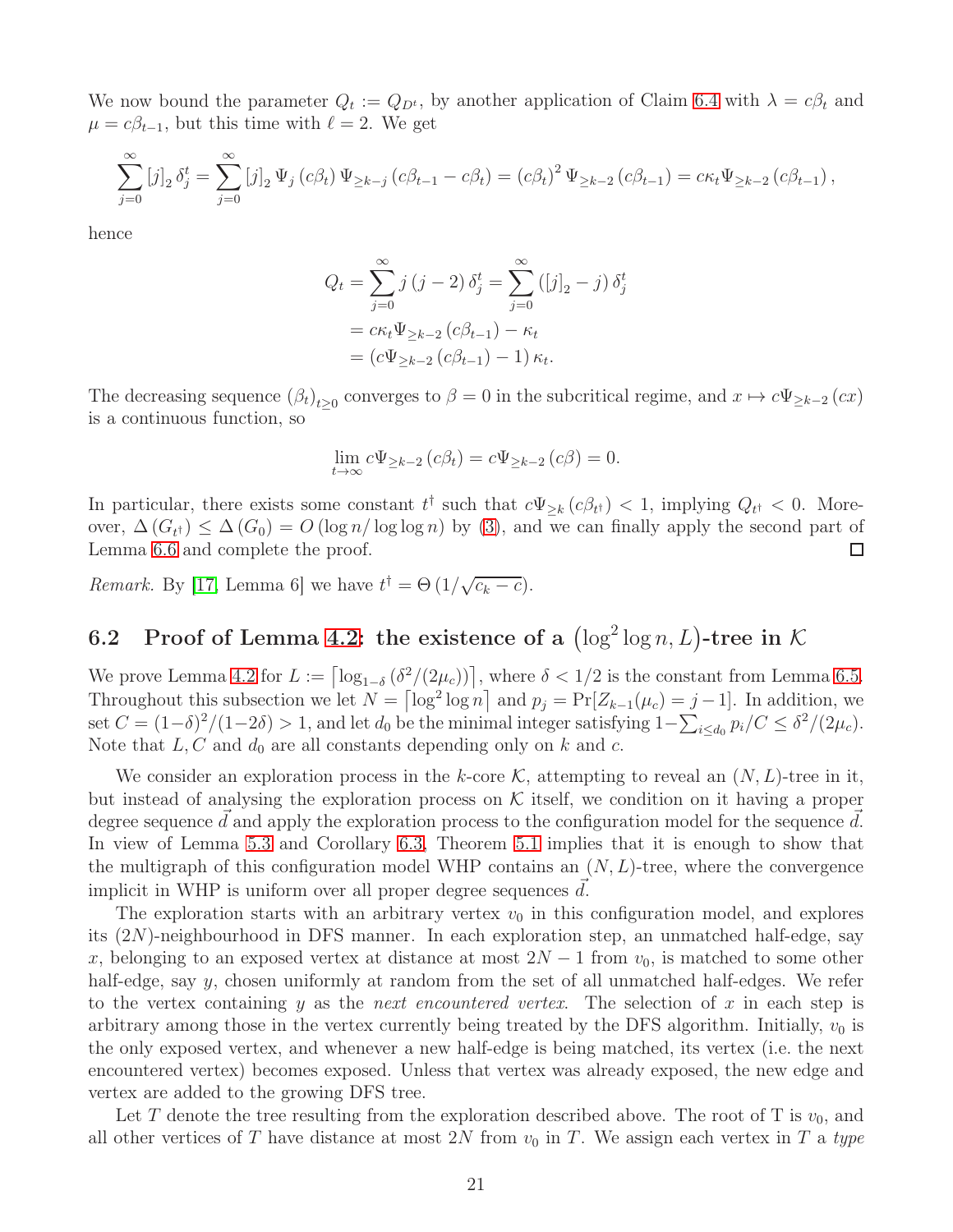We now bound the parameter $Q_t := Q_{D^t}$, by another application of Claim 6.4 with $\lambda = c\beta_t$ and $\mu = c\beta_{t-1}$, but this time with $\ell = 2$. We get

$$\sum_{j=0}^{\infty} [j]_2 \, \delta_j^t = \sum_{j=0}^{\infty} [j]_2 \, \Psi_j (c\beta_t) \, \Psi_{\geq k-j} (c\beta_{t-1} - c\beta_t) = (c\beta_t)^2 \, \Psi_{\geq k-2} (c\beta_{t-1}) = c\kappa_t \Psi_{\geq k-2} (c\beta_{t-1}),$$

hence

$$\begin{aligned} Q_t = \sum_{j=0}^{\infty} j \, (j-2) \, \delta_j^t &= \sum_{j=0}^{\infty} \left([j]_2 - j\right) \delta_j^t \\ &= c\kappa_t \Psi_{\geq k-2} (c\beta_{t-1}) - \kappa_t \\ &= \left(c\Psi_{\geq k-2} (c\beta_{t-1}) - 1\right) \kappa_t. \end{aligned}$$

The decreasing sequence $(\beta_t)_{t \geq 0}$ converges to $\beta = 0$ in the subcritical regime, and $x \mapsto c\Psi_{\geq k-2}(cx)$ is a continuous function, so

$$\lim_{t \to \infty} c\Psi_{\geq k-2} (c\beta_t) = c\Psi_{\geq k-2} (c\beta) = 0.$$

In particular, there exists some constant $t^\dagger$ such that $c\Psi_{\geq k} (c\beta_{t^\dagger}) < 1$, implying $Q_{t^\dagger} < 0$. Moreover, $\Delta (G_{t^\dagger}) \leq \Delta (G_0) = O(\log n / \log \log n)$ by (3), and we can finally apply the second part of Lemma 6.6 and complete the proof. $\square$

*Remark.* By [17, Lemma 6] we have $t^\dagger = \Theta(1/\sqrt{c_k - c})$.

## 6.2 Proof of Lemma 4.2: the existence of a $\left(\log^2 \log n, L\right)$-tree in $\mathcal{K}$

We prove Lemma 4.2 for $L := \left\lceil \log_{1-\delta} \left(\delta^2/(2\mu_c)\right)\right\rceil$, where $\delta < 1/2$ is the constant from Lemma 6.5. Throughout this subsection we let $N = \left\lceil \log^2 \log n \right\rceil$ and $p_j = \Pr[Z_{k-1}(\mu_c) = j-1]$. In addition, we set $C = (1-\delta)^2/(1-2\delta) > 1$, and let $d_0$ be the minimal integer satisfying $1 - \sum_{i \leq d_0} p_i / C \leq \delta^2/(2\mu_c)$. Note that $L, C$ and $d_0$ are all constants depending only on $k$ and $c$.

We consider an exploration process in the $k$-core $\mathcal{K}$, attempting to reveal an $(N, L)$-tree in it, but instead of analysing the exploration process on $\mathcal{K}$ itself, we condition on it having a proper degree sequence $\vec{d}$ and apply the exploration process to the configuration model for the sequence $\vec{d}$. In view of Lemma 5.3 and Corollary 6.3, Theorem 5.1 implies that it is enough to show that the multigraph of this configuration model WHP contains an $(N, L)$-tree, where the convergence implicit in WHP is uniform over all proper degree sequences $\vec{d}$.

The exploration starts with an arbitrary vertex $v_0$ in this configuration model, and explores its $(2N)$-neighbourhood in DFS manner. In each exploration step, an unmatched half-edge, say $x$, belonging to an exposed vertex at distance at most $2N - 1$ from $v_0$, is matched to some other half-edge, say $y$, chosen uniformly at random from the set of all unmatched half-edges. We refer to the vertex containing $y$ as the *next encountered vertex*. The selection of $x$ in each step is arbitrary among those in the vertex currently being treated by the DFS algorithm. Initially, $v_0$ is the only exposed vertex, and whenever a new half-edge is being matched, its vertex (i.e. the next encountered vertex) becomes exposed. Unless that vertex was already exposed, the new edge and vertex are added to the growing DFS tree.

Let $T$ denote the tree resulting from the exploration described above. The root of T is $v_0$, and all other vertices of $T$ have distance at most $2N$ from $v_0$ in $T$. We assign each vertex in $T$ a *type*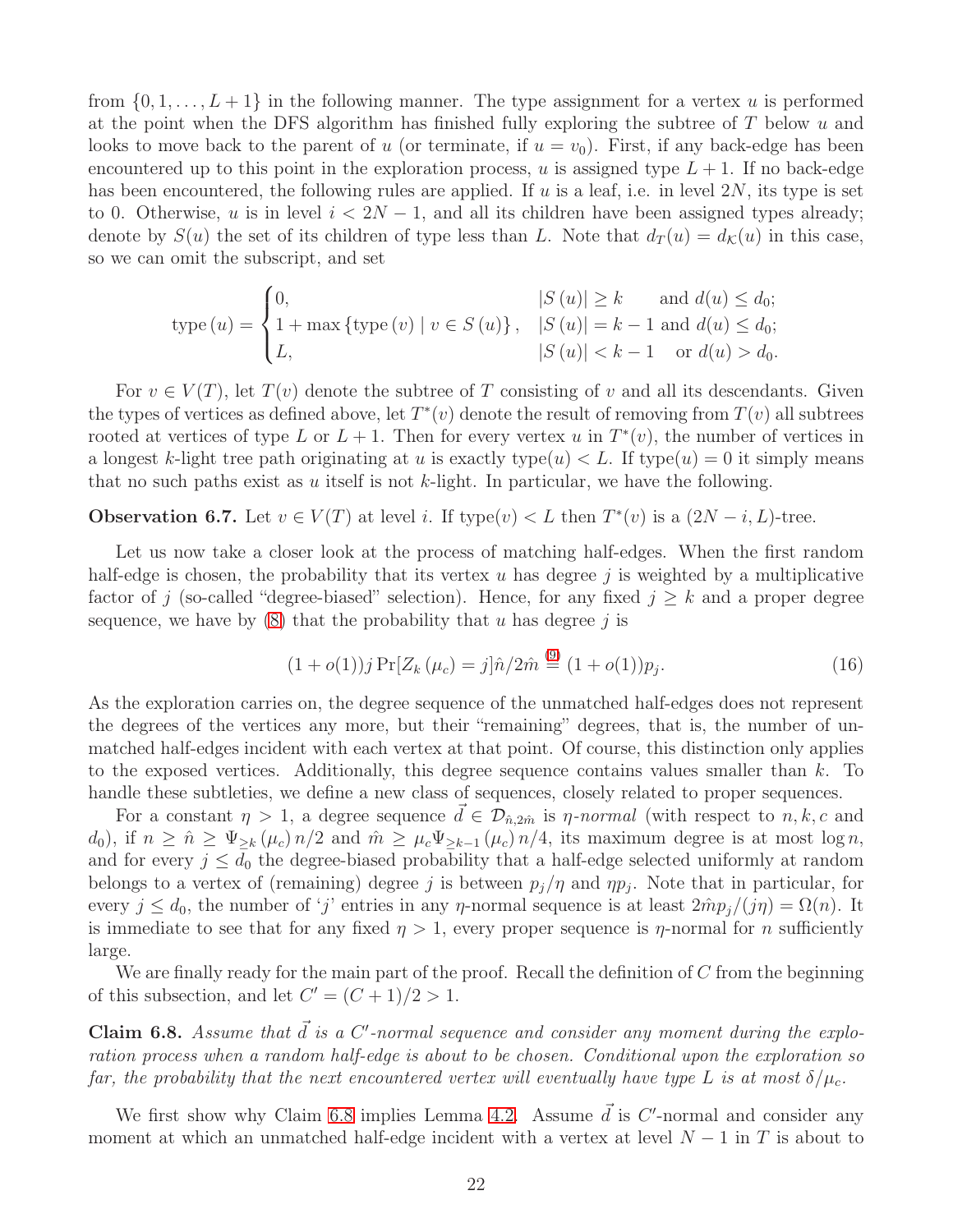from $\{0, 1, \ldots, L+1\}$ in the following manner. The type assignment for a vertex $u$ is performed at the point when the DFS algorithm has finished fully exploring the subtree of $T$ below $u$ and looks to move back to the parent of $u$ (or terminate, if $u = v_0$). First, if any back-edge has been encountered up to this point in the exploration process, $u$ is assigned type $L+1$. If no back-edge has been encountered, the following rules are applied. If $u$ is a leaf, i.e. in level $2N$, its type is set to 0. Otherwise, $u$ is in level $i < 2N - 1$, and all its children have been assigned types already; denote by $S(u)$ the set of its children of type less than $L$. Note that $d_T(u) = d_{\mathcal{K}}(u)$ in this case, so we can omit the subscript, and set

$$\text{type}(u) = \begin{cases} 0, & |S(u)| \geq k \quad \text{ and } d(u) \leq d_0; \\ 1 + \max\{\text{type}(v) \mid v \in S(u)\}, & |S(u)| = k-1 \text{ and } d(u) \leq d_0; \\ L, & |S(u)| < k-1 \quad \text{or } d(u) > d_0. \end{cases}$$

For $v \in V(T)$, let $T(v)$ denote the subtree of $T$ consisting of $v$ and all its descendants. Given the types of vertices as defined above, let $T^*(v)$ denote the result of removing from $T(v)$ all subtrees rooted at vertices of type $L$ or $L+1$. Then for every vertex $u$ in $T^*(v)$, the number of vertices in a longest $k$-light tree path originating at $u$ is exactly $\text{type}(u) < L$. If $\text{type}(u) = 0$ it simply means that no such paths exist as $u$ itself is not $k$-light. In particular, we have the following.

**Observation 6.7.** Let $v \in V(T)$ at level $i$. If $\text{type}(v) < L$ then $T^*(v)$ is a $(2N-i, L)$-tree.

Let us now take a closer look at the process of matching half-edges. When the first random half-edge is chosen, the probability that its vertex $u$ has degree $j$ is weighted by a multiplicative factor of $j$ (so-called "degree-biased" selection). Hence, for any fixed $j \geq k$ and a proper degree sequence, we have by (8) that the probability that $u$ has degree $j$ is

$$(1+o(1)) j \Pr[Z_k(\mu_c) = j] \hat{n}/2\hat{m} \overset{(9)}{=} (1+o(1)) p_j. \tag{16}$$

As the exploration carries on, the degree sequence of the unmatched half-edges does not represent the degrees of the vertices any more, but their "remaining" degrees, that is, the number of unmatched half-edges incident with each vertex at that point. Of course, this distinction only applies to the exposed vertices. Additionally, this degree sequence contains values smaller than $k$. To handle these subtleties, we define a new class of sequences, closely related to proper sequences.

For a constant $\eta > 1$, a degree sequence $\vec{d} \in \mathcal{D}_{\hat{n}, 2\hat{m}}$ is *$\eta$-normal* (with respect to $n, k, c$ and $d_0$), if $n \geq \hat{n} \geq \Psi_{\geq k}(\mu_c) n/2$ and $\hat{m} \geq \mu_c \Psi_{\geq k-1}(\mu_c) n/4$, its maximum degree is at most $\log n$, and for every $j \leq d_0$ the degree-biased probability that a half-edge selected uniformly at random belongs to a vertex of (remaining) degree $j$ is between $p_j/\eta$ and $\eta p_j$. Note that in particular, for every $j \leq d_0$, the number of '$j$' entries in any $\eta$-normal sequence is at least $2\hat{m} p_j/(j\eta) = \Omega(n)$. It is immediate to see that for any fixed $\eta > 1$, every proper sequence is $\eta$-normal for $n$ sufficiently large.

We are finally ready for the main part of the proof. Recall the definition of $C$ from the beginning of this subsection, and let $C' = (C+1)/2 > 1$.

**Claim 6.8.** *Assume that $\vec{d}$ is a $C'$-normal sequence and consider any moment during the exploration process when a random half-edge is about to be chosen. Conditional upon the exploration so far, the probability that the next encountered vertex will eventually have type $L$ is at most $\delta/\mu_c$.*

We first show why Claim 6.8 implies Lemma 4.2. Assume $\vec{d}$ is $C'$-normal and consider any moment at which an unmatched half-edge incident with a vertex at level $N-1$ in $T$ is about to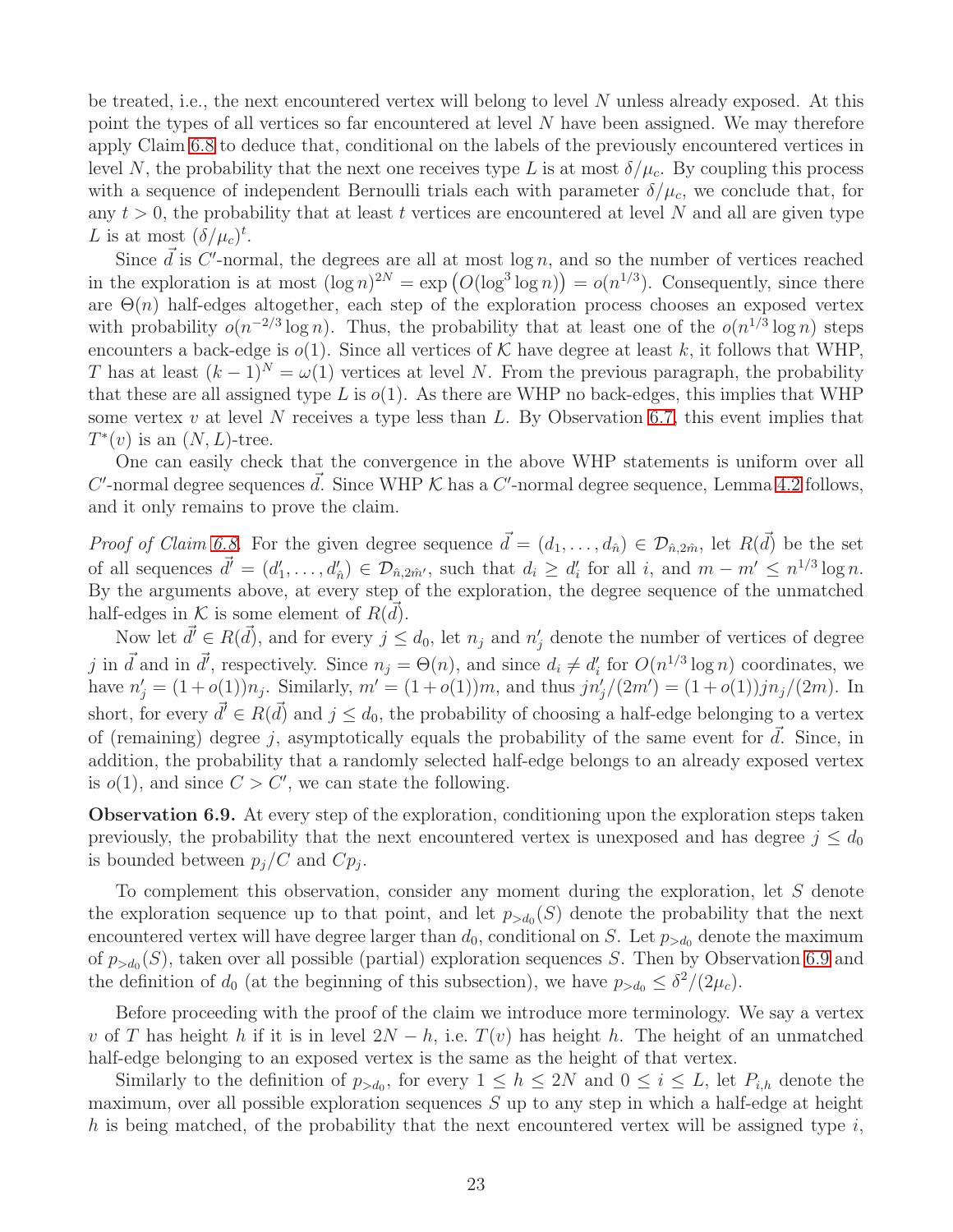be treated, i.e., the next encountered vertex will belong to level $N$ unless already exposed. At this point the types of all vertices so far encountered at level $N$ have been assigned. We may therefore apply Claim 6.8 to deduce that, conditional on the labels of the previously encountered vertices in level $N$, the probability that the next one receives type $L$ is at most $\delta/\mu_c$. By coupling this process with a sequence of independent Bernoulli trials each with parameter $\delta/\mu_c$, we conclude that, for any $t > 0$, the probability that at least $t$ vertices are encountered at level $N$ and all are given type $L$ is at most $(\delta/\mu_c)^t$.

Since $\vec{d}$ is $C'$-normal, the degrees are all at most $\log n$, and so the number of vertices reached in the exploration is at most $(\log n)^{2N} = \exp\left(O(\log^3 \log n)\right) = o(n^{1/3})$. Consequently, since there are $\Theta(n)$ half-edges altogether, each step of the exploration process chooses an exposed vertex with probability $o(n^{-2/3} \log n)$. Thus, the probability that at least one of the $o(n^{1/3} \log n)$ steps encounters a back-edge is $o(1)$. Since all vertices of $\mathcal{K}$ have degree at least $k$, it follows that WHP, $T$ has at least $(k-1)^N = \omega(1)$ vertices at level $N$. From the previous paragraph, the probability that these are all assigned type $L$ is $o(1)$. As there are WHP no back-edges, this implies that WHP some vertex $v$ at level $N$ receives a type less than $L$. By Observation 6.7, this event implies that $T^*(v)$ is an $(N, L)$-tree.

One can easily check that the convergence in the above WHP statements is uniform over all $C'$-normal degree sequences $\vec{d}$. Since WHP $\mathcal{K}$ has a $C'$-normal degree sequence, Lemma 4.2 follows, and it only remains to prove the claim.

*Proof of Claim 6.8.* For the given degree sequence $\vec{d} = (d_1, \ldots, d_{\hat{n}}) \in \mathcal{D}_{\hat{n}, 2\hat{m}}$, let $R(\vec{d})$ be the set of all sequences $\vec{d'} = (d'_1, \ldots, d'_{\hat{n}}) \in \mathcal{D}_{\hat{n}, 2\hat{m}'}$, such that $d_i \geq d'_i$ for all $i$, and $m - m' \leq n^{1/3} \log n$. By the arguments above, at every step of the exploration, the degree sequence of the unmatched half-edges in $\mathcal{K}$ is some element of $R(\vec{d})$.

Now let $\vec{d'} \in R(\vec{d})$, and for every $j \leq d_0$, let $n_j$ and $n'_j$ denote the number of vertices of degree $j$ in $\vec{d}$ and in $\vec{d'}$, respectively. Since $n_j = \Theta(n)$, and since $d_i \neq d'_i$ for $O(n^{1/3} \log n)$ coordinates, we have $n'_j = (1 + o(1))n_j$. Similarly, $m' = (1 + o(1))m$, and thus $jn'_j/(2m') = (1 + o(1))jn_j/(2m)$. In short, for every $\vec{d'} \in R(\vec{d})$ and $j \leq d_0$, the probability of choosing a half-edge belonging to a vertex of (remaining) degree $j$, asymptotically equals the probability of the same event for $\vec{d}$. Since, in addition, the probability that a randomly selected half-edge belongs to an already exposed vertex is $o(1)$, and since $C > C'$, we can state the following.

**Observation 6.9.** At every step of the exploration, conditioning upon the exploration steps taken previously, the probability that the next encountered vertex is unexposed and has degree $j \leq d_0$ is bounded between $p_j/C$ and $Cp_j$.

To complement this observation, consider any moment during the exploration, let $S$ denote the exploration sequence up to that point, and let $p_{>d_0}(S)$ denote the probability that the next encountered vertex will have degree larger than $d_0$, conditional on $S$. Let $p_{>d_0}$ denote the maximum of $p_{>d_0}(S)$, taken over all possible (partial) exploration sequences $S$. Then by Observation 6.9 and the definition of $d_0$ (at the beginning of this subsection), we have $p_{>d_0} \leq \delta^2/(2\mu_c)$.

Before proceeding with the proof of the claim we introduce more terminology. We say a vertex $v$ of $T$ has height $h$ if it is in level $2N - h$, i.e. $T(v)$ has height $h$. The height of an unmatched half-edge belonging to an exposed vertex is the same as the height of that vertex.

Similarly to the definition of $p_{>d_0}$, for every $1 \leq h \leq 2N$ and $0 \leq i \leq L$, let $P_{i,h}$ denote the maximum, over all possible exploration sequences $S$ up to any step in which a half-edge at height $h$ is being matched, of the probability that the next encountered vertex will be assigned type $i$,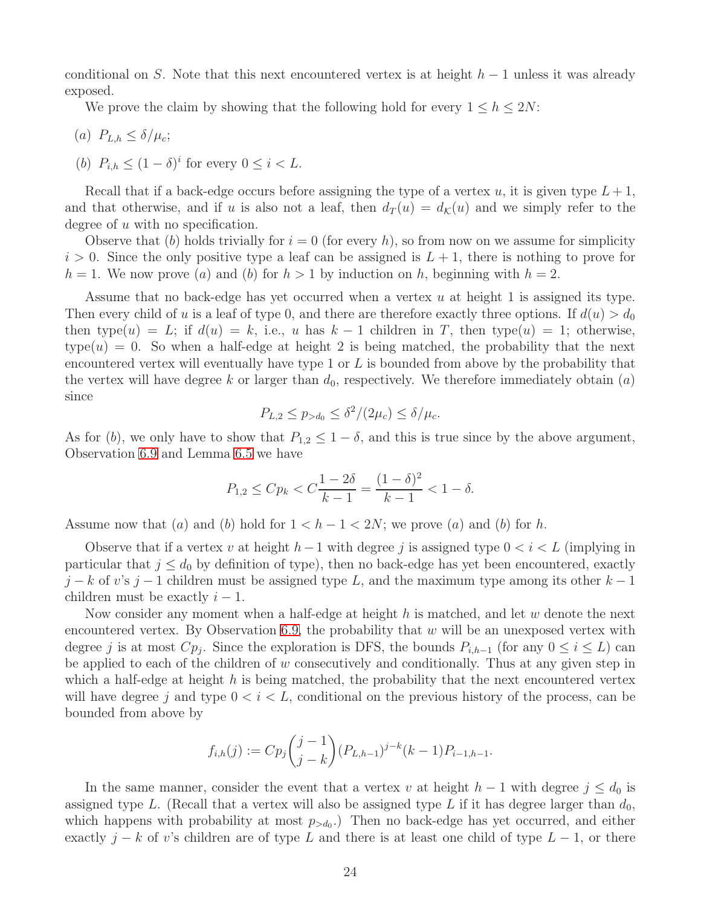conditional on $S$. Note that this next encountered vertex is at height $h-1$ unless it was already exposed.

We prove the claim by showing that the following hold for every $1 \le h \le 2N$:

(a) $P_{L,h} \le \delta/\mu_c$;

(b) $P_{i,h} \le (1-\delta)^i$ for every $0 \le i < L$.

Recall that if a back-edge occurs before assigning the type of a vertex $u$, it is given type $L+1$, and that otherwise, and if $u$ is also not a leaf, then $d_T(u) = d_{\mathcal{K}}(u)$ and we simply refer to the degree of $u$ with no specification.

Observe that (b) holds trivially for $i = 0$ (for every $h$), so from now on we assume for simplicity $i > 0$. Since the only positive type a leaf can be assigned is $L+1$, there is nothing to prove for $h = 1$. We now prove (a) and (b) for $h > 1$ by induction on $h$, beginning with $h = 2$.

Assume that no back-edge has yet occurred when a vertex $u$ at height 1 is assigned its type. Then every child of $u$ is a leaf of type 0, and there are therefore exactly three options. If $d(u) > d_0$ then type$(u) = L$; if $d(u) = k$, i.e., $u$ has $k-1$ children in $T$, then type$(u) = 1$; otherwise, type$(u) = 0$. So when a half-edge at height 2 is being matched, the probability that the next encountered vertex will eventually have type 1 or $L$ is bounded from above by the probability that the vertex will have degree $k$ or larger than $d_0$, respectively. We therefore immediately obtain (a) since

$$P_{L,2} \le p_{>d_0} \le \delta^2/(2\mu_c) \le \delta/\mu_c.$$

As for (b), we only have to show that $P_{1,2} \le 1-\delta$, and this is true since by the above argument, Observation 6.9 and Lemma 6.5 we have

$$P_{1,2} \le Cp_k < C\frac{1-2\delta}{k-1} = \frac{(1-\delta)^2}{k-1} < 1-\delta.$$

Assume now that (a) and (b) hold for $1 < h-1 < 2N$; we prove (a) and (b) for $h$.

Observe that if a vertex $v$ at height $h-1$ with degree $j$ is assigned type $0 < i < L$ (implying in particular that $j \le d_0$ by definition of type), then no back-edge has yet been encountered, exactly $j-k$ of $v$'s $j-1$ children must be assigned type $L$, and the maximum type among its other $k-1$ children must be exactly $i-1$.

Now consider any moment when a half-edge at height $h$ is matched, and let $w$ denote the next encountered vertex. By Observation 6.9, the probability that $w$ will be an unexposed vertex with degree $j$ is at most $Cp_j$. Since the exploration is DFS, the bounds $P_{i,h-1}$ (for any $0 \le i \le L$) can be applied to each of the children of $w$ consecutively and conditionally. Thus at any given step in which a half-edge at height $h$ is being matched, the probability that the next encountered vertex will have degree $j$ and type $0 < i < L$, conditional on the previous history of the process, can be bounded from above by

$$f_{i,h}(j) := Cp_j\binom{j-1}{j-k}(P_{L,h-1})^{j-k}(k-1)P_{i-1,h-1}.$$

In the same manner, consider the event that a vertex $v$ at height $h-1$ with degree $j \le d_0$ is assigned type $L$. (Recall that a vertex will also be assigned type $L$ if it has degree larger than $d_0$, which happens with probability at most $p_{>d_0}$.) Then no back-edge has yet occurred, and either exactly $j-k$ of $v$'s children are of type $L$ and there is at least one child of type $L-1$, or there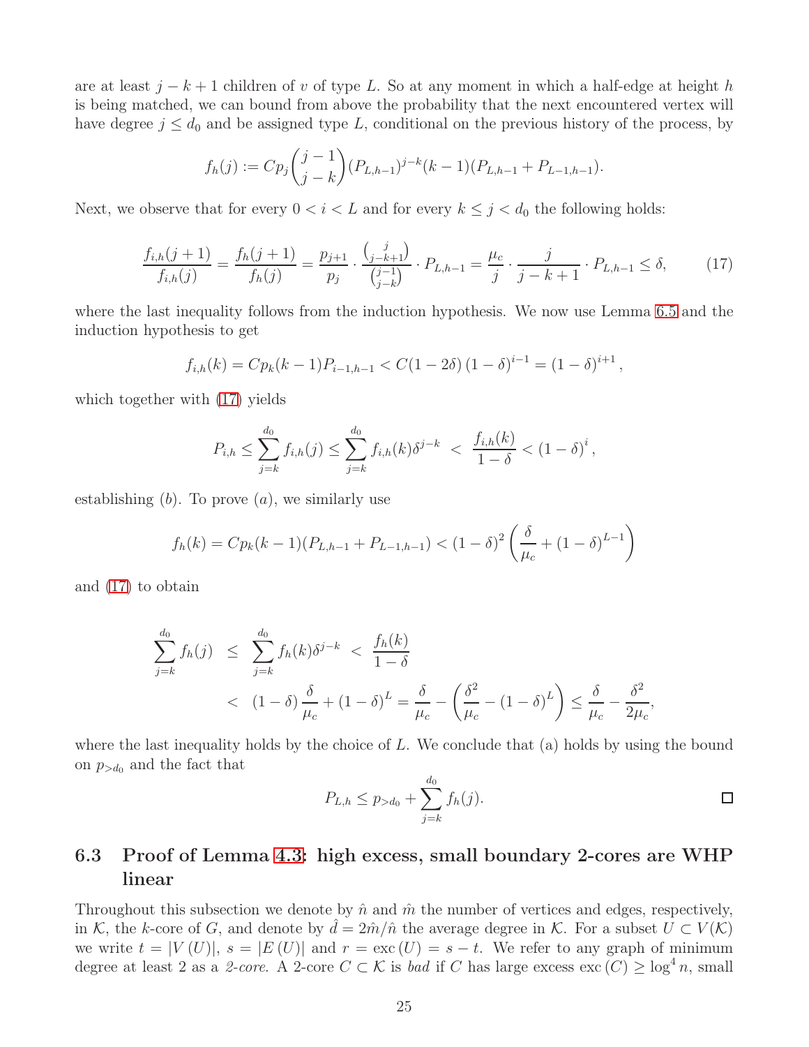are at least $j-k+1$ children of $v$ of type $L$. So at any moment in which a half-edge at height $h$ is being matched, we can bound from above the probability that the next encountered vertex will have degree $j \le d_0$ and be assigned type $L$, conditional on the previous history of the process, by

$$f_h(j) := Cp_j \binom{j-1}{j-k} (P_{L,h-1})^{j-k}(k-1)(P_{L,h-1} + P_{L-1,h-1}).$$

Next, we observe that for every $0 < i < L$ and for every $k \le j < d_0$ the following holds:

$$\frac{f_{i,h}(j+1)}{f_{i,h}(j)} = \frac{f_h(j+1)}{f_h(j)} = \frac{p_{j+1}}{p_j} \cdot \frac{\binom{j}{j-k+1}}{\binom{j-1}{j-k}} \cdot P_{L,h-1} = \frac{\mu_c}{j} \cdot \frac{j}{j-k+1} \cdot P_{L,h-1} \le \delta, \tag{17}$$

where the last inequality follows from the induction hypothesis. We now use Lemma 6.5 and the induction hypothesis to get

$$f_{i,h}(k) = Cp_k(k-1)P_{i-1,h-1} < C(1-2\delta)(1-\delta)^{i-1} = (1-\delta)^{i+1},$$

which together with (17) yields

$$P_{i,h} \le \sum_{j=k}^{d_0} f_{i,h}(j) \le \sum_{j=k}^{d_0} f_{i,h}(k)\delta^{j-k} \;<\; \frac{f_{i,h}(k)}{1-\delta} < (1-\delta)^i,$$

establishing $(b)$. To prove $(a)$, we similarly use

$$f_h(k) = Cp_k(k-1)(P_{L,h-1} + P_{L-1,h-1}) < (1-\delta)^2 \left( \frac{\delta}{\mu_c} + (1-\delta)^{L-1} \right)$$

and (17) to obtain

$$\begin{aligned}
\sum_{j=k}^{d_0} f_h(j) \;&\le\; \sum_{j=k}^{d_0} f_h(k)\delta^{j-k} \;<\; \frac{f_h(k)}{1-\delta} \\
&<\; (1-\delta)\frac{\delta}{\mu_c} + (1-\delta)^L = \frac{\delta}{\mu_c} - \left( \frac{\delta^2}{\mu_c} - (1-\delta)^L \right) \le \frac{\delta}{\mu_c} - \frac{\delta^2}{2\mu_c},
\end{aligned}$$

where the last inequality holds by the choice of $L$. We conclude that (a) holds by using the bound on $p_{>d_0}$ and the fact that

$$P_{L,h} \le p_{>d_0} + \sum_{j=k}^{d_0} f_h(j). \qquad \square$$

## 6.3 Proof of Lemma 4.3: high excess, small boundary 2-cores are WHP linear

Throughout this subsection we denote by $\hat{n}$ and $\hat{m}$ the number of vertices and edges, respectively, in $\mathcal{K}$, the $k$-core of $G$, and denote by $\hat{d} = 2\hat{m}/\hat{n}$ the average degree in $\mathcal{K}$. For a subset $U \subset V(\mathcal{K})$ we write $t = |V(U)|$, $s = |E(U)|$ and $r = \text{exc}(U) = s - t$. We refer to any graph of minimum degree at least 2 as a *2-core*. A 2-core $C \subset \mathcal{K}$ is *bad* if $C$ has large excess $\text{exc}(C) \ge \log^4 n$, small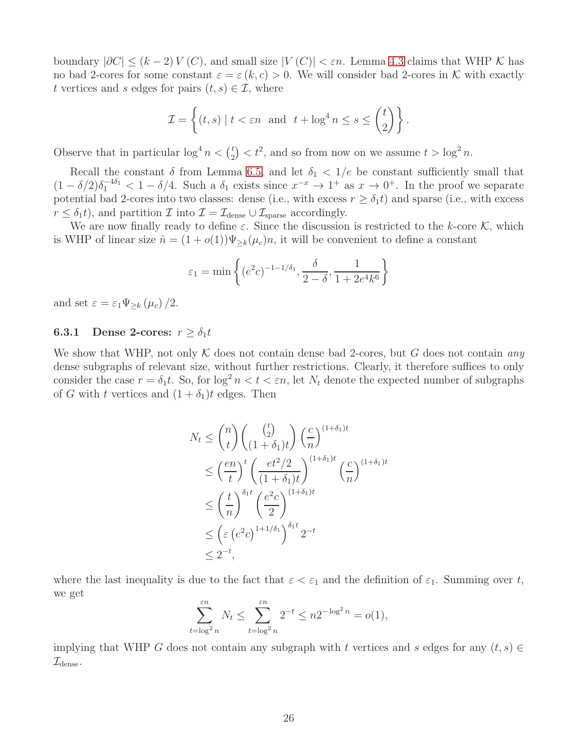boundary $|\partial C| \leq (k-2)\, V(C)$, and small size $|V(C)| < \varepsilon n$. Lemma 4.3 claims that WHP $\mathcal{K}$ has no bad 2-cores for some constant $\varepsilon = \varepsilon(k,c) > 0$. We will consider bad 2-cores in $\mathcal{K}$ with exactly $t$ vertices and $s$ edges for pairs $(t,s) \in \mathcal{I}$, where

$$\mathcal{I} = \left\{ (t,s) \mid t < \varepsilon n \;\text{ and }\; t + \log^4 n \leq s \leq \binom{t}{2} \right\}.$$

Observe that in particular $\log^4 n < \binom{t}{2} < t^2$, and so from now on we assume $t > \log^2 n$.

Recall the constant $\delta$ from Lemma 6.5, and let $\delta_1 < 1/e$ be constant sufficiently small that $(1-\delta/2)\delta_1^{-4\delta_1} < 1 - \delta/4$. Such a $\delta_1$ exists since $x^{-x} \to 1^+$ as $x \to 0^+$. In the proof we separate potential bad 2-cores into two classes: dense (i.e., with excess $r \geq \delta_1 t$) and sparse (i.e., with excess $r \leq \delta_1 t$), and partition $\mathcal{I}$ into $\mathcal{I} = \mathcal{I}_{\text{dense}} \cup \mathcal{I}_{\text{sparse}}$ accordingly.

We are now finally ready to define $\varepsilon$. Since the discussion is restricted to the $k$-core $\mathcal{K}$, which is WHP of linear size $\hat{n} = (1+o(1))\Psi_{\geq k}(\mu_c)n$, it will be convenient to define a constant

$$\varepsilon_1 = \min\left\{ (e^2 c)^{-1-1/\delta_1}, \frac{\delta}{2-\delta}, \frac{1}{1+2e^4k^6} \right\}$$

and set $\varepsilon = \varepsilon_1 \Psi_{\geq k}(\mu_c)/2$.

### 6.3.1 Dense 2-cores: $r \geq \delta_1 t$

We show that WHP, not only $\mathcal{K}$ does not contain dense bad 2-cores, but $G$ does not contain *any* dense subgraphs of relevant size, without further restrictions. Clearly, it therefore suffices to only consider the case $r = \delta_1 t$. So, for $\log^2 n < t < \varepsilon n$, let $N_t$ denote the expected number of subgraphs of $G$ with $t$ vertices and $(1+\delta_1)t$ edges. Then

$$\begin{aligned}
N_t &\leq \binom{n}{t} \binom{\binom{t}{2}}{(1+\delta_1)t} \left(\frac{c}{n}\right)^{(1+\delta_1)t} \\
&\leq \left(\frac{en}{t}\right)^t \left(\frac{et^2/2}{(1+\delta_1)t}\right)^{(1+\delta_1)t} \left(\frac{c}{n}\right)^{(1+\delta_1)t} \\
&\leq \left(\frac{t}{n}\right)^{\delta_1 t} \left(\frac{e^2 c}{2}\right)^{(1+\delta_1)t} \\
&\leq \left(\varepsilon \left(e^2 c\right)^{1+1/\delta_1}\right)^{\delta_1 t} 2^{-t} \\
&\leq 2^{-t},
\end{aligned}$$

where the last inequality is due to the fact that $\varepsilon < \varepsilon_1$ and the definition of $\varepsilon_1$. Summing over $t$, we get

$$\sum_{t=\log^2 n}^{\varepsilon n} N_t \leq \sum_{t=\log^2 n}^{\varepsilon n} 2^{-t} \leq n 2^{-\log^2 n} = o(1),$$

implying that WHP $G$ does not contain any subgraph with $t$ vertices and $s$ edges for any $(t,s) \in \mathcal{I}_{\text{dense}}$.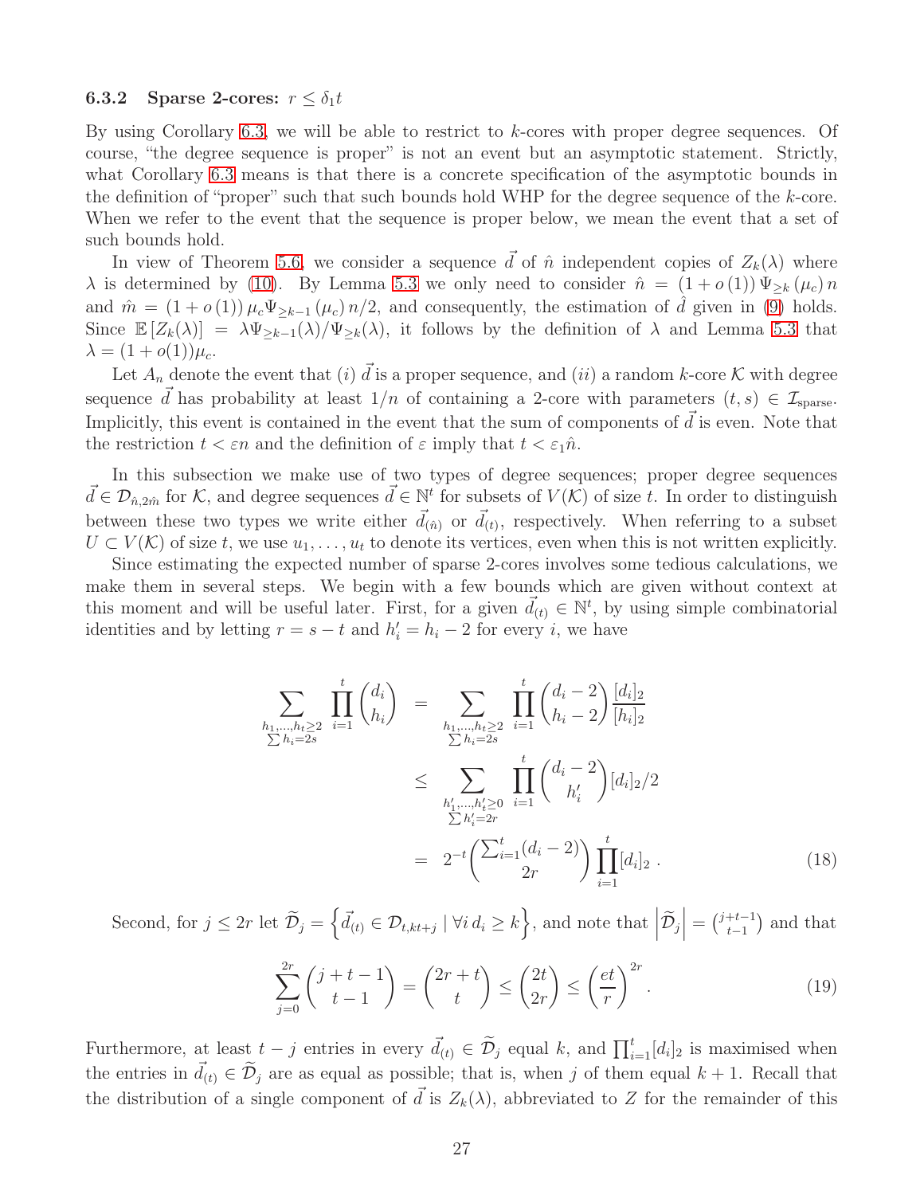### 6.3.2 Sparse 2-cores: $r \le \delta_1 t$

By using Corollary 6.3, we will be able to restrict to $k$-cores with proper degree sequences. Of course, "the degree sequence is proper" is not an event but an asymptotic statement. Strictly, what Corollary 6.3 means is that there is a concrete specification of the asymptotic bounds in the definition of "proper" such that such bounds hold WHP for the degree sequence of the $k$-core. When we refer to the event that the sequence is proper below, we mean the event that a set of such bounds hold.

In view of Theorem 5.6, we consider a sequence $\vec{d}$ of $\hat{n}$ independent copies of $Z_k(\lambda)$ where $\lambda$ is determined by (10). By Lemma 5.3 we only need to consider $\hat{n} = (1+o(1))\,\Psi_{\ge k}(\mu_c)\,n$ and $\hat{m} = (1+o(1))\,\mu_c \Psi_{\ge k-1}(\mu_c)\,n/2$, and consequently, the estimation of $\hat{d}$ given in (9) holds. Since $\mathbb{E}[Z_k(\lambda)] = \lambda \Psi_{\ge k-1}(\lambda)/\Psi_{\ge k}(\lambda)$, it follows by the definition of $\lambda$ and Lemma 5.3 that $\lambda = (1+o(1))\mu_c$.

Let $A_n$ denote the event that $(i)$ $\vec{d}$ is a proper sequence, and $(ii)$ a random $k$-core $\mathcal{K}$ with degree sequence $\vec{d}$ has probability at least $1/n$ of containing a 2-core with parameters $(t,s) \in \mathcal{I}_{\text{sparse}}$. Implicitly, this event is contained in the event that the sum of components of $\vec{d}$ is even. Note that the restriction $t < \varepsilon n$ and the definition of $\varepsilon$ imply that $t < \varepsilon_1 \hat{n}$.

In this subsection we make use of two types of degree sequences; proper degree sequences $\vec{d} \in \mathcal{D}_{\hat{n},2\hat{m}}$ for $\mathcal{K}$, and degree sequences $\vec{d} \in \mathbb{N}^t$ for subsets of $V(\mathcal{K})$ of size $t$. In order to distinguish between these two types we write either $\vec{d}_{(\hat{n})}$ or $\vec{d}_{(t)}$, respectively. When referring to a subset $U \subset V(\mathcal{K})$ of size $t$, we use $u_1, \ldots, u_t$ to denote its vertices, even when this is not written explicitly.

Since estimating the expected number of sparse 2-cores involves some tedious calculations, we make them in several steps. We begin with a few bounds which are given without context at this moment and will be useful later. First, for a given $\vec{d}_{(t)} \in \mathbb{N}^t$, by using simple combinatorial identities and by letting $r = s - t$ and $h'_i = h_i - 2$ for every $i$, we have

$$
\begin{aligned}
\sum_{\substack{h_1,\ldots,h_t \ge 2 \\ \sum h_i = 2s}} \prod_{i=1}^{t} \binom{d_i}{h_i} &= \sum_{\substack{h_1,\ldots,h_t \ge 2 \\ \sum h_i = 2s}} \prod_{i=1}^{t} \binom{d_i - 2}{h_i - 2} \frac{[d_i]_2}{[h_i]_2} \\
&\le \sum_{\substack{h'_1,\ldots,h'_t \ge 0 \\ \sum h'_i = 2r}} \prod_{i=1}^{t} \binom{d_i - 2}{h'_i} [d_i]_2/2 \\
&= 2^{-t} \binom{\sum_{i=1}^{t}(d_i - 2)}{2r} \prod_{i=1}^{t} [d_i]_2 \,. \qquad (18)
\end{aligned}
$$

Second, for $j \le 2r$ let $\widetilde{\mathcal{D}}_j = \left\{ \vec{d}_{(t)} \in \mathcal{D}_{t,kt+j} \mid \forall i\, d_i \ge k \right\}$, and note that $\left|\widetilde{\mathcal{D}}_j\right| = \binom{j+t-1}{t-1}$ and that

$$
\sum_{j=0}^{2r} \binom{j+t-1}{t-1} = \binom{2r+t}{t} \le \binom{2t}{2r} \le \left(\frac{et}{r}\right)^{2r}. \qquad (19)
$$

Furthermore, at least $t - j$ entries in every $\vec{d}_{(t)} \in \widetilde{\mathcal{D}}_j$ equal $k$, and $\prod_{i=1}^{t} [d_i]_2$ is maximised when the entries in $\vec{d}_{(t)} \in \widetilde{\mathcal{D}}_j$ are as equal as possible; that is, when $j$ of them equal $k+1$. Recall that the distribution of a single component of $\vec{d}$ is $Z_k(\lambda)$, abbreviated to $Z$ for the remainder of this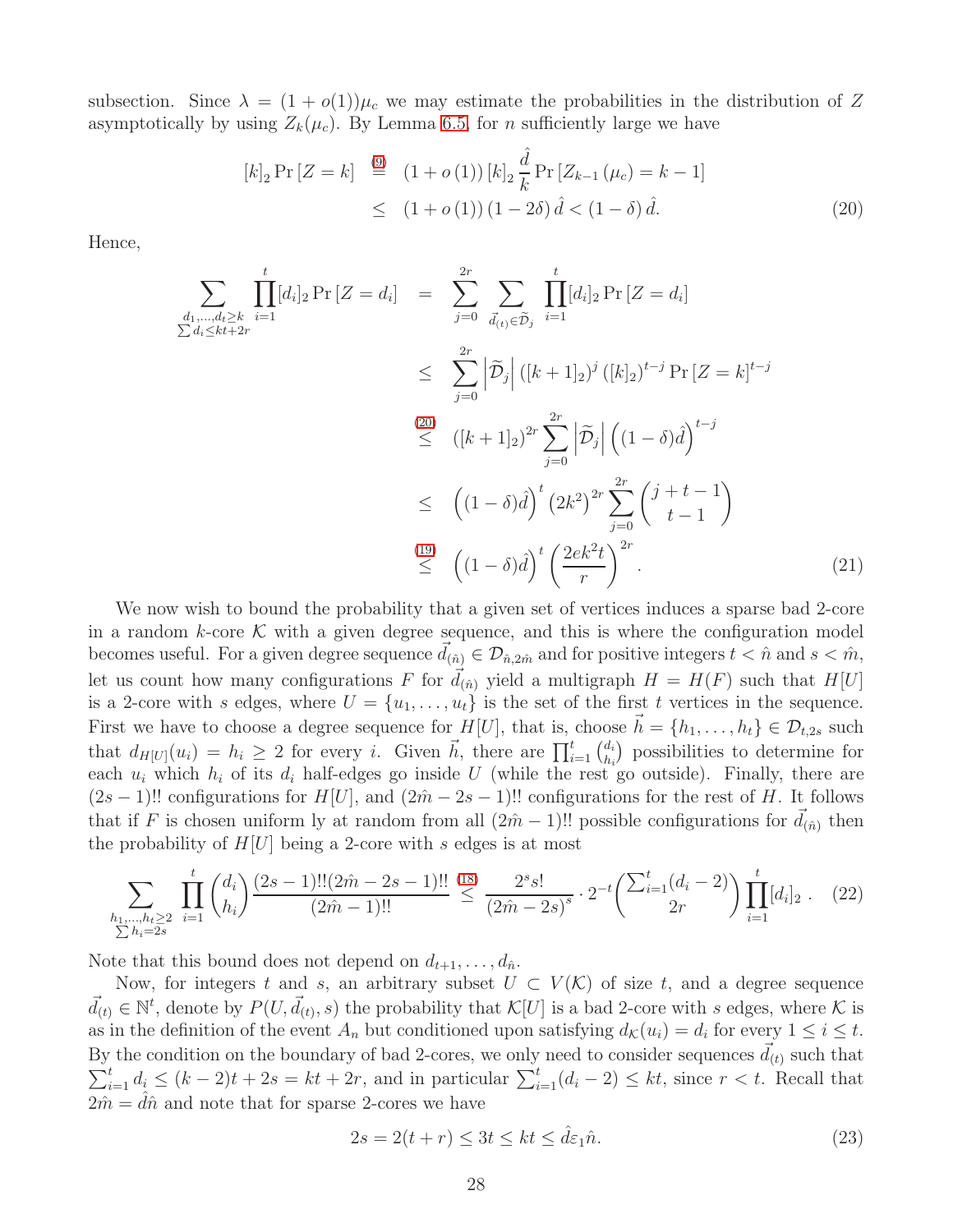subsection. Since $\lambda = (1+o(1))\mu_c$ we may estimate the probabilities in the distribution of $Z$ asymptotically by using $Z_k(\mu_c)$. By Lemma 6.5, for $n$ sufficiently large we have

$$
\begin{aligned}
[k]_2 \Pr[Z=k] &\overset{(9)}{=} (1+o(1))\,[k]_2 \frac{\hat{d}}{k} \Pr[Z_{k-1}(\mu_c)=k-1] \\
&\leq (1+o(1))(1-2\delta)\,\hat{d} < (1-\delta)\,\hat{d}.
\end{aligned} \tag{20}
$$

Hence,

$$
\begin{aligned}
\sum_{\substack{d_1,\ldots,d_t \geq k \\ \sum d_i \leq kt+2r}} \prod_{i=1}^{t} [d_i]_2 \Pr[Z=d_i] &= \sum_{j=0}^{2r} \sum_{\vec{d}_{(t)} \in \widetilde{\mathcal{D}}_j} \prod_{i=1}^{t} [d_i]_2 \Pr[Z=d_i] \\
&\leq \sum_{j=0}^{2r} \left|\widetilde{\mathcal{D}}_j\right| \left([k+1]_2\right)^j \left([k]_2\right)^{t-j} \Pr[Z=k]^{t-j} \\
&\overset{(20)}{\leq} \left([k+1]_2\right)^{2r} \sum_{j=0}^{2r} \left|\widetilde{\mathcal{D}}_j\right| \left((1-\delta)\hat{d}\right)^{t-j} \\
&\leq \left((1-\delta)\hat{d}\right)^{t} \left(2k^2\right)^{2r} \sum_{j=0}^{2r} \binom{j+t-1}{t-1} \\
&\overset{(19)}{\leq} \left((1-\delta)\hat{d}\right)^{t} \left(\frac{2ek^2 t}{r}\right)^{2r}.
\end{aligned} \tag{21}
$$

We now wish to bound the probability that a given set of vertices induces a sparse bad 2-core in a random $k$-core $\mathcal{K}$ with a given degree sequence, and this is where the configuration model becomes useful. For a given degree sequence $\vec{d}_{(\hat{n})} \in \mathcal{D}_{\hat{n},2\hat{m}}$ and for positive integers $t < \hat{n}$ and $s < \hat{m}$, let us count how many configurations $F$ for $\vec{d}_{(\hat{n})}$ yield a multigraph $H = H(F)$ such that $H[U]$ is a 2-core with $s$ edges, where $U = \{u_1,\ldots,u_t\}$ is the set of the first $t$ vertices in the sequence. First we have to choose a degree sequence for $H[U]$, that is, choose $\vec{h} = \{h_1,\ldots,h_t\} \in \mathcal{D}_{t,2s}$ such that $d_{H[U]}(u_i) = h_i \geq 2$ for every $i$. Given $\vec{h}$, there are $\prod_{i=1}^{t}\binom{d_i}{h_i}$ possibilities to determine for each $u_i$ which $h_i$ of its $d_i$ half-edges go inside $U$ (while the rest go outside). Finally, there are $(2s-1)!!$ configurations for $H[U]$, and $(2\hat{m}-2s-1)!!$ configurations for the rest of $H$. It follows that if $F$ is chosen uniform ly at random from all $(2\hat{m}-1)!!$ possible configurations for $\vec{d}_{(\hat{n})}$ then the probability of $H[U]$ being a 2-core with $s$ edges is at most

$$
\sum_{\substack{h_1,\ldots,h_t \geq 2 \\ \sum h_i = 2s}} \prod_{i=1}^{t} \binom{d_i}{h_i} \frac{(2s-1)!!(2\hat{m}-2s-1)!!}{(2\hat{m}-1)!!} \overset{(18)}{\leq} \frac{2^s s!}{(2\hat{m}-2s)^s} \cdot 2^{-t} \binom{\sum_{i=1}^{t}(d_i-2)}{2r} \prod_{i=1}^{t} [d_i]_2\,. \tag{22}
$$

Note that this bound does not depend on $d_{t+1},\ldots,d_{\hat{n}}$.

Now, for integers $t$ and $s$, an arbitrary subset $U \subset V(\mathcal{K})$ of size $t$, and a degree sequence $\vec{d}_{(t)} \in \mathbb{N}^t$, denote by $P(U,\vec{d}_{(t)},s)$ the probability that $\mathcal{K}[U]$ is a bad 2-core with $s$ edges, where $\mathcal{K}$ is as in the definition of the event $A_n$ but conditioned upon satisfying $d_{\mathcal{K}}(u_i) = d_i$ for every $1 \leq i \leq t$. By the condition on the boundary of bad 2-cores, we only need to consider sequences $\vec{d}_{(t)}$ such that $\sum_{i=1}^{t} d_i \leq (k-2)t + 2s = kt + 2r$, and in particular $\sum_{i=1}^{t}(d_i-2) \leq kt$, since $r < t$. Recall that $2\hat{m} = \hat{d}\hat{n}$ and note that for sparse 2-cores we have

$$
2s = 2(t+r) \leq 3t \leq kt \leq \hat{d}\varepsilon_1 \hat{n}. \tag{23}
$$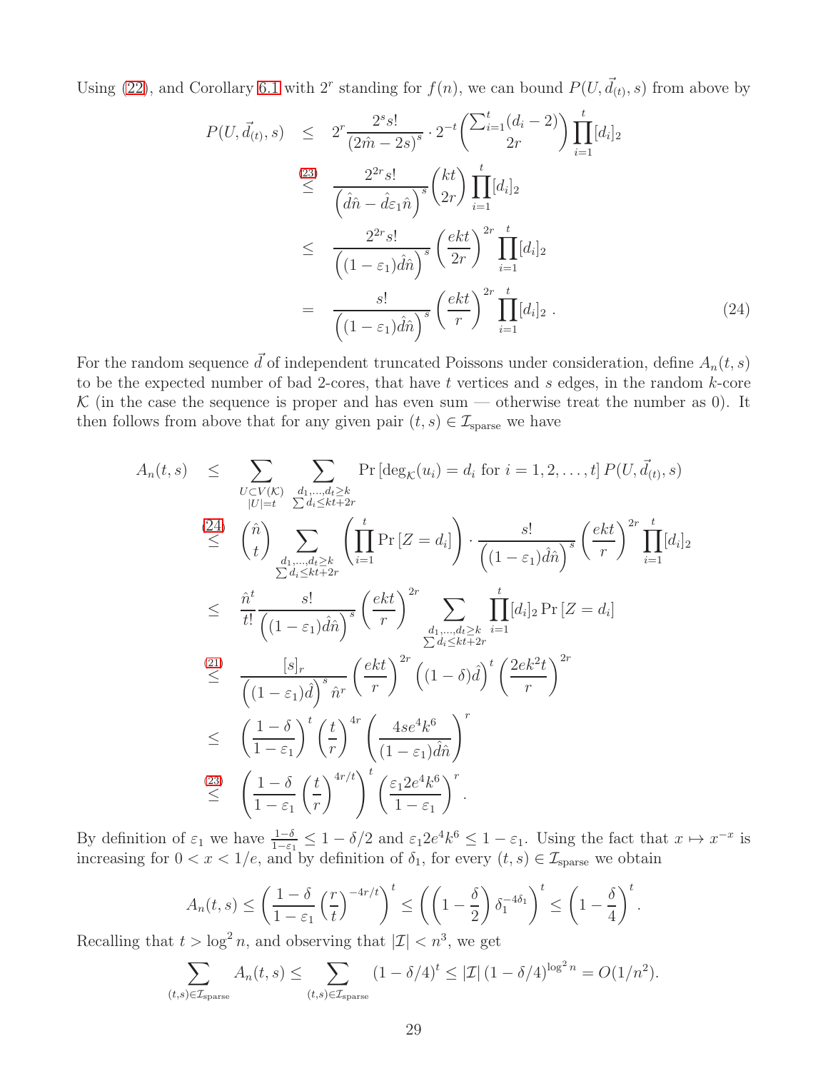Using (22), and Corollary 6.1 with $2^r$ standing for $f(n)$, we can bound $P(U, \vec{d}_{(t)}, s)$ from above by

$$
\begin{aligned}
P(U, \vec{d}_{(t)}, s) &\leq 2^r \frac{2^s s!}{(2\hat{m} - 2s)^s} \cdot 2^{-t} \binom{\sum_{i=1}^t (d_i - 2)}{2r} \prod_{i=1}^t [d_i]_2 \\
&\overset{(23)}{\leq} \frac{2^{2r} s!}{\left(\hat{d}\hat{n} - \hat{d}\varepsilon_1 \hat{n}\right)^s} \binom{kt}{2r} \prod_{i=1}^t [d_i]_2 \\
&\leq \frac{2^{2r} s!}{\left((1-\varepsilon_1)\hat{d}\hat{n}\right)^s} \left(\frac{ekt}{2r}\right)^{2r} \prod_{i=1}^t [d_i]_2 \\
&= \frac{s!}{\left((1-\varepsilon_1)\hat{d}\hat{n}\right)^s} \left(\frac{ekt}{r}\right)^{2r} \prod_{i=1}^t [d_i]_2 \; . \qquad (24)
\end{aligned}
$$

For the random sequence $\vec{d}$ of independent truncated Poissons under consideration, define $A_n(t, s)$ to be the expected number of bad 2-cores, that have $t$ vertices and $s$ edges, in the random $k$-core $\mathcal{K}$ (in the case the sequence is proper and has even sum — otherwise treat the number as 0). It then follows from above that for any given pair $(t, s) \in \mathcal{I}_{\text{sparse}}$ we have

$$
\begin{aligned}
A_n(t, s) &\leq \sum_{\substack{U \subset V(\mathcal{K}) \\ |U| = t}} \sum_{\substack{d_1, \ldots, d_t \geq k \\ \sum d_i \leq kt + 2r}} \Pr\left[\deg_{\mathcal{K}}(u_i) = d_i \text{ for } i = 1, 2, \ldots, t\right] P(U, \vec{d}_{(t)}, s) \\
&\overset{(24)}{\leq} \binom{\hat{n}}{t} \sum_{\substack{d_1, \ldots, d_t \geq k \\ \sum d_i \leq kt + 2r}} \left(\prod_{i=1}^t \Pr\left[Z = d_i\right]\right) \cdot \frac{s!}{\left((1-\varepsilon_1)\hat{d}\hat{n}\right)^s} \left(\frac{ekt}{r}\right)^{2r} \prod_{i=1}^t [d_i]_2 \\
&\leq \frac{\hat{n}^t}{t!} \frac{s!}{\left((1-\varepsilon_1)\hat{d}\hat{n}\right)^s} \left(\frac{ekt}{r}\right)^{2r} \sum_{\substack{d_1, \ldots, d_t \geq k \\ \sum d_i \leq kt + 2r}} \prod_{i=1}^t [d_i]_2 \Pr\left[Z = d_i\right] \\
&\overset{(21)}{\leq} \frac{[s]_r}{\left((1-\varepsilon_1)\hat{d}\right)^s \hat{n}^r} \left(\frac{ekt}{r}\right)^{2r} \left((1-\delta)\hat{d}\right)^t \left(\frac{2ek^2 t}{r}\right)^{2r} \\
&\leq \left(\frac{1-\delta}{1-\varepsilon_1}\right)^t \left(\frac{t}{r}\right)^{4r} \left(\frac{4se^4k^6}{(1-\varepsilon_1)\hat{d}\hat{n}}\right)^r \\
&\overset{(23)}{\leq} \left(\frac{1-\delta}{1-\varepsilon_1} \left(\frac{t}{r}\right)^{4r/t}\right)^t \left(\frac{\varepsilon_1 2e^4k^6}{1-\varepsilon_1}\right)^r .
\end{aligned}
$$

By definition of $\varepsilon_1$ we have $\frac{1-\delta}{1-\varepsilon_1} \leq 1 - \delta/2$ and $\varepsilon_1 2e^4k^6 \leq 1 - \varepsilon_1$. Using the fact that $x \mapsto x^{-x}$ is increasing for $0 < x < 1/e$, and by definition of $\delta_1$, for every $(t, s) \in \mathcal{I}_{\text{sparse}}$ we obtain

$$
A_n(t, s) \leq \left(\frac{1-\delta}{1-\varepsilon_1} \left(\frac{r}{t}\right)^{-4r/t}\right)^t \leq \left(\left(1 - \frac{\delta}{2}\right) \delta_1^{-4\delta_1}\right)^t \leq \left(1 - \frac{\delta}{4}\right)^t .
$$

Recalling that $t > \log^2 n$, and observing that $|\mathcal{I}| < n^3$, we get

$$
\sum_{(t,s) \in \mathcal{I}_{\text{sparse}}} A_n(t, s) \leq \sum_{(t,s) \in \mathcal{I}_{\text{sparse}}} (1 - \delta/4)^t \leq |\mathcal{I}| \, (1 - \delta/4)^{\log^2 n} = O(1/n^2).
$$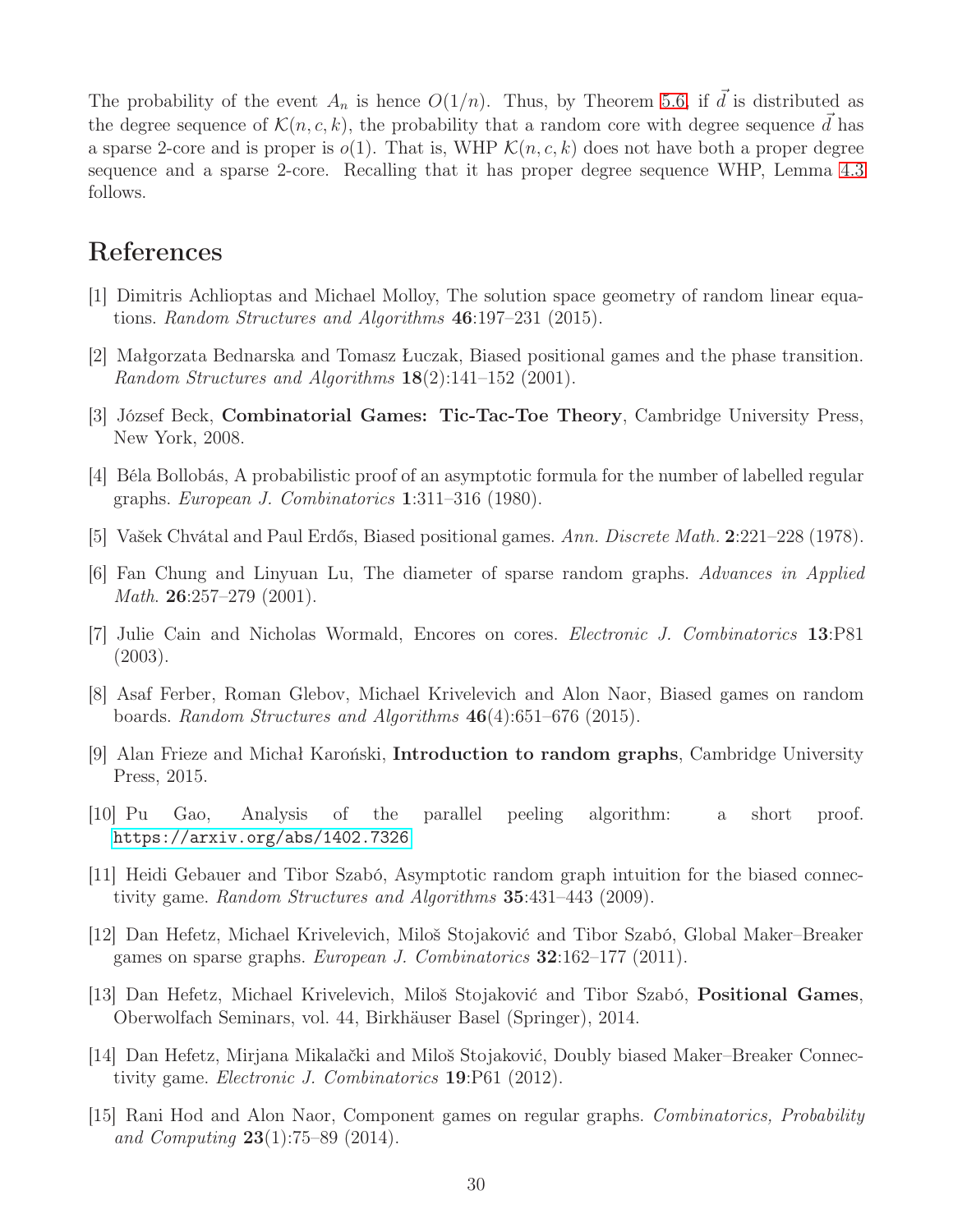The probability of the event $A_n$ is hence $O(1/n)$. Thus, by Theorem 5.6, if $\vec{d}$ is distributed as the degree sequence of $\mathcal{K}(n, c, k)$, the probability that a random core with degree sequence $\vec{d}$ has a sparse 2-core and is proper is $o(1)$. That is, WHP $\mathcal{K}(n, c, k)$ does not have both a proper degree sequence and a sparse 2-core. Recalling that it has proper degree sequence WHP, Lemma 4.3 follows.

# References

[1] Dimitris Achlioptas and Michael Molloy, The solution space geometry of random linear equations. *Random Structures and Algorithms* **46**:197–231 (2015).

[2] Małgorzata Bednarska and Tomasz Łuczak, Biased positional games and the phase transition. *Random Structures and Algorithms* **18**(2):141–152 (2001).

[3] József Beck, **Combinatorial Games: Tic-Tac-Toe Theory**, Cambridge University Press, New York, 2008.

[4] Béla Bollobás, A probabilistic proof of an asymptotic formula for the number of labelled regular graphs. *European J. Combinatorics* **1**:311–316 (1980).

[5] Vašek Chvátal and Paul Erdős, Biased positional games. *Ann. Discrete Math.* **2**:221–228 (1978).

[6] Fan Chung and Linyuan Lu, The diameter of sparse random graphs. *Advances in Applied Math.* **26**:257–279 (2001).

[7] Julie Cain and Nicholas Wormald, Encores on cores. *Electronic J. Combinatorics* **13**:P81 (2003).

[8] Asaf Ferber, Roman Glebov, Michael Krivelevich and Alon Naor, Biased games on random boards. *Random Structures and Algorithms* **46**(4):651–676 (2015).

[9] Alan Frieze and Michał Karoński, **Introduction to random graphs**, Cambridge University Press, 2015.

[10] Pu Gao, Analysis of the parallel peeling algorithm: a short proof. https://arxiv.org/abs/1402.7326

[11] Heidi Gebauer and Tibor Szabó, Asymptotic random graph intuition for the biased connectivity game. *Random Structures and Algorithms* **35**:431–443 (2009).

[12] Dan Hefetz, Michael Krivelevich, Miloš Stojaković and Tibor Szabó, Global Maker–Breaker games on sparse graphs. *European J. Combinatorics* **32**:162–177 (2011).

[13] Dan Hefetz, Michael Krivelevich, Miloš Stojaković and Tibor Szabó, **Positional Games**, Oberwolfach Seminars, vol. 44, Birkhäuser Basel (Springer), 2014.

[14] Dan Hefetz, Mirjana Mikalački and Miloš Stojaković, Doubly biased Maker–Breaker Connectivity game. *Electronic J. Combinatorics* **19**:P61 (2012).

[15] Rani Hod and Alon Naor, Component games on regular graphs. *Combinatorics, Probability and Computing* **23**(1):75–89 (2014).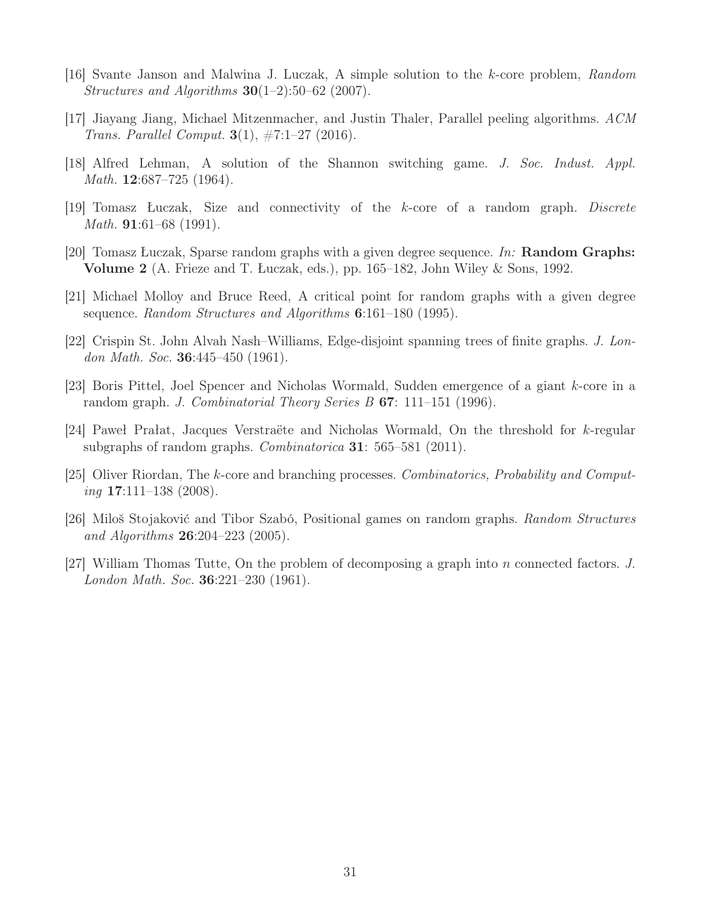[16] Svante Janson and Malwina J. Luczak, A simple solution to the $k$-core problem, *Random Structures and Algorithms* **30**(1–2):50–62 (2007).

[17] Jiayang Jiang, Michael Mitzenmacher, and Justin Thaler, Parallel peeling algorithms. *ACM Trans. Parallel Comput.* **3**(1), #7:1–27 (2016).

[18] Alfred Lehman, A solution of the Shannon switching game. *J. Soc. Indust. Appl. Math.* **12**:687–725 (1964).

[19] Tomasz Łuczak, Size and connectivity of the $k$-core of a random graph. *Discrete Math.* **91**:61–68 (1991).

[20] Tomasz Łuczak, Sparse random graphs with a given degree sequence. *In:* **Random Graphs: Volume 2** (A. Frieze and T. Łuczak, eds.), pp. 165–182, John Wiley & Sons, 1992.

[21] Michael Molloy and Bruce Reed, A critical point for random graphs with a given degree sequence. *Random Structures and Algorithms* **6**:161–180 (1995).

[22] Crispin St. John Alvah Nash–Williams, Edge-disjoint spanning trees of finite graphs. *J. London Math. Soc.* **36**:445–450 (1961).

[23] Boris Pittel, Joel Spencer and Nicholas Wormald, Sudden emergence of a giant $k$-core in a random graph. *J. Combinatorial Theory Series B* **67**: 111–151 (1996).

[24] Paweł Prałat, Jacques Verstraëte and Nicholas Wormald, On the threshold for $k$-regular subgraphs of random graphs. *Combinatorica* **31**: 565–581 (2011).

[25] Oliver Riordan, The $k$-core and branching processes. *Combinatorics, Probability and Computing* **17**:111–138 (2008).

[26] Miloš Stojaković and Tibor Szabó, Positional games on random graphs. *Random Structures and Algorithms* **26**:204–223 (2005).

[27] William Thomas Tutte, On the problem of decomposing a graph into $n$ connected factors. *J. London Math. Soc.* **36**:221–230 (1961).